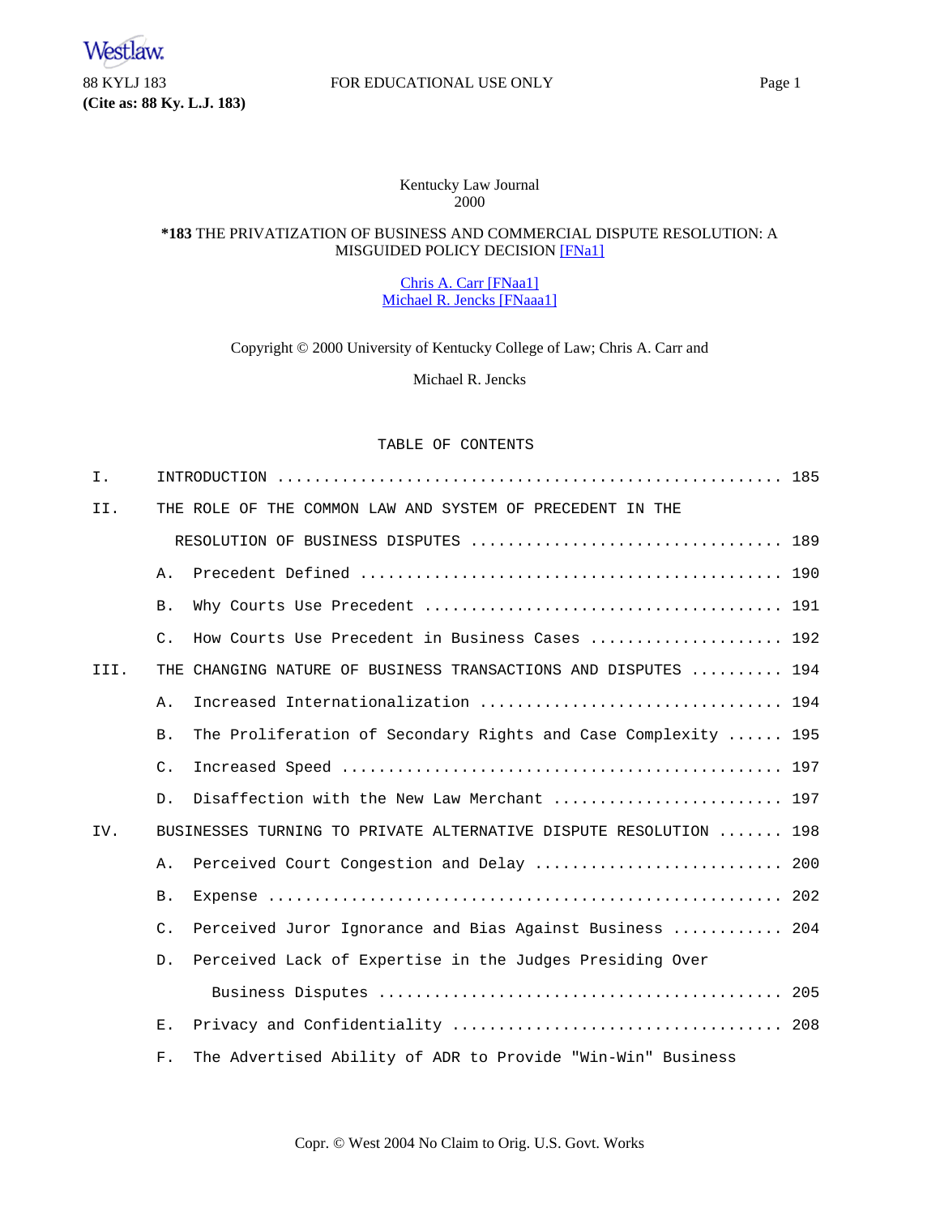Kentucky Law Journal
2000

**\*183** THE PRIVATIZATION OF BUSINESS AND COMMERCIAL DISPUTE RESOLUTION: A MISGUIDED POLICY DECISION [FNa1]

Chris A. Carr [FNaa1]
Michael R. Jencks [FNaaa1]

Copyright © 2000 University of Kentucky College of Law; Chris A. Carr and Michael R. Jencks

TABLE OF CONTENTS

| | | |
|---|---|---|
| I. | INTRODUCTION | 185 |
| II. | THE ROLE OF THE COMMON LAW AND SYSTEM OF PRECEDENT IN THE RESOLUTION OF BUSINESS DISPUTES | 189 |
| | A. Precedent Defined | 190 |
| | B. Why Courts Use Precedent | 191 |
| | C. How Courts Use Precedent in Business Cases | 192 |
| III. | THE CHANGING NATURE OF BUSINESS TRANSACTIONS AND DISPUTES | 194 |
| | A. Increased Internationalization | 194 |
| | B. The Proliferation of Secondary Rights and Case Complexity | 195 |
| | C. Increased Speed | 197 |
| | D. Disaffection with the New Law Merchant | 197 |
| IV. | BUSINESSES TURNING TO PRIVATE ALTERNATIVE DISPUTE RESOLUTION | 198 |
| | A. Perceived Court Congestion and Delay | 200 |
| | B. Expense | 202 |
| | C. Perceived Juror Ignorance and Bias Against Business | 204 |
| | D. Perceived Lack of Expertise in the Judges Presiding Over Business Disputes | 205 |
| | E. Privacy and Confidentiality | 208 |
| | F. The Advertised Ability of ADR to Provide "Win-Win" Business | |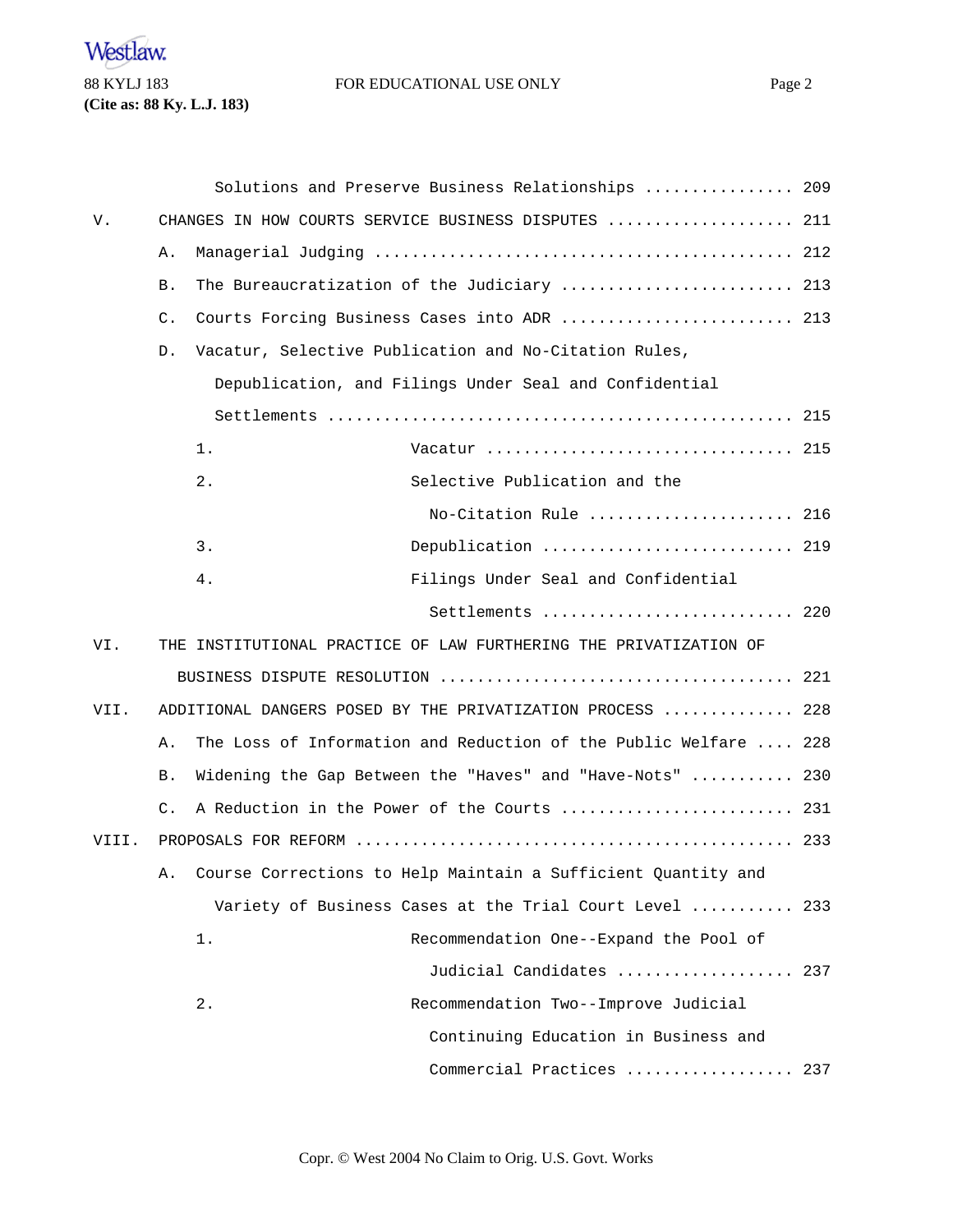Solutions and Preserve Business Relationships ................ 209

V. CHANGES IN HOW COURTS SERVICE BUSINESS DISPUTES .................... 211

A. Managerial Judging ............................................ 212

B. The Bureaucratization of the Judiciary ......................... 213

C. Courts Forcing Business Cases into ADR ......................... 213

D. Vacatur, Selective Publication and No-Citation Rules, Depublication, and Filings Under Seal and Confidential Settlements ................................................ 215

1. Vacatur ................................ 215

2. Selective Publication and the No-Citation Rule ...................... 216

3. Depublication .......................... 219

4. Filings Under Seal and Confidential Settlements .......................... 220

VI. THE INSTITUTIONAL PRACTICE OF LAW FURTHERING THE PRIVATIZATION OF BUSINESS DISPUTE RESOLUTION .................................... 221

VII. ADDITIONAL DANGERS POSED BY THE PRIVATIZATION PROCESS .............. 228

A. The Loss of Information and Reduction of the Public Welfare .... 228

B. Widening the Gap Between the "Haves" and "Have-Nots" ........... 230

C. A Reduction in the Power of the Courts ......................... 231

VIII. PROPOSALS FOR REFORM ............................................. 233

A. Course Corrections to Help Maintain a Sufficient Quantity and Variety of Business Cases at the Trial Court Level ........... 233

1. Recommendation One--Expand the Pool of Judicial Candidates ................... 237

2. Recommendation Two--Improve Judicial Continuing Education in Business and Commercial Practices .................. 237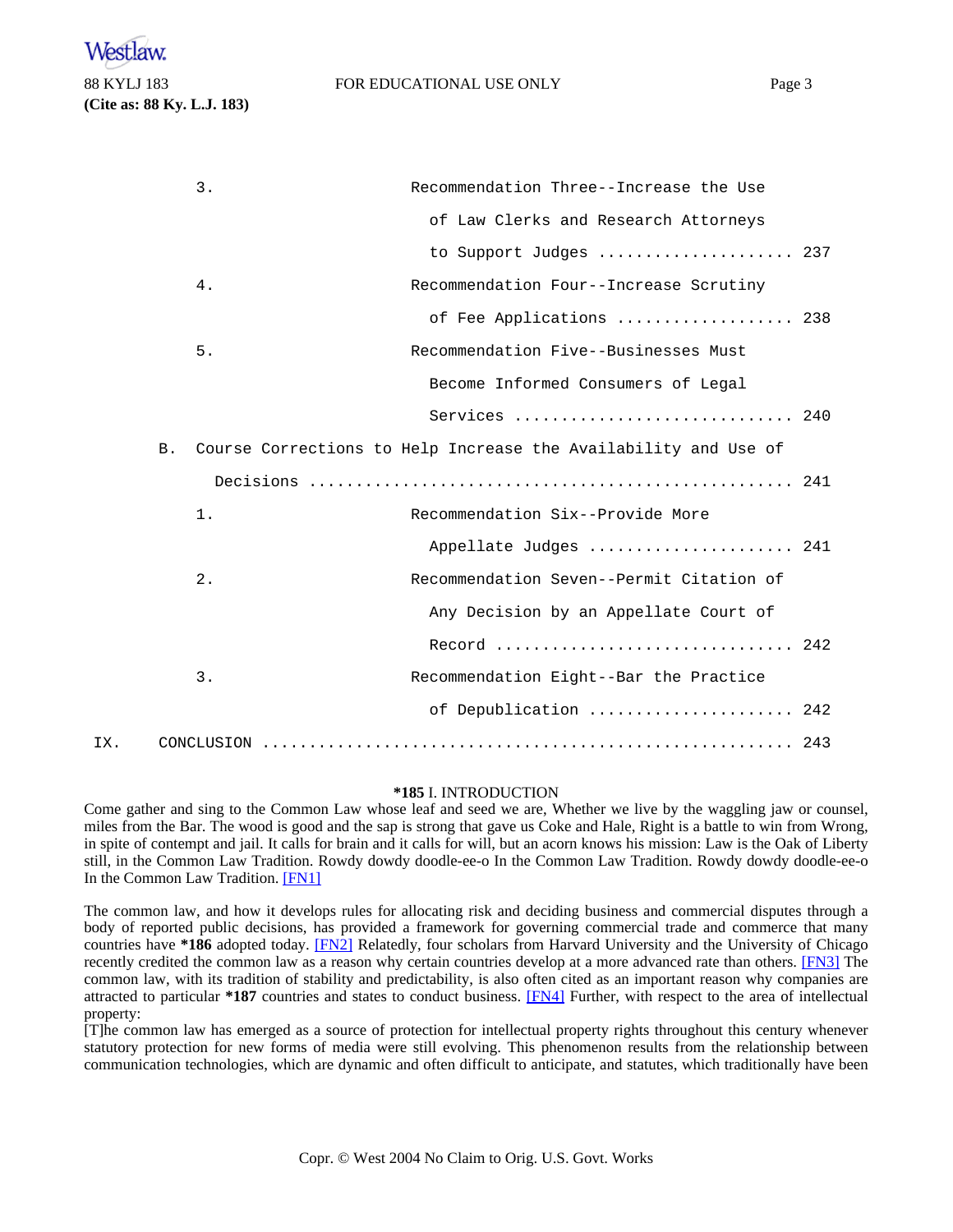3. Recommendation Three--Increase the Use of Law Clerks and Research Attorneys to Support Judges ..................... 237

4. Recommendation Four--Increase Scrutiny of Fee Applications ................... 238

5. Recommendation Five--Businesses Must Become Informed Consumers of Legal Services .............................. 240

B. Course Corrections to Help Increase the Availability and Use of Decisions .................................................... 241

1. Recommendation Six--Provide More Appellate Judges ...................... 241

2. Recommendation Seven--Permit Citation of Any Decision by an Appellate Court of Record ................................ 242

3. Recommendation Eight--Bar the Practice of Depublication ...................... 242

IX. CONCLUSION ........................................................ 243

## *185 I. INTRODUCTION

Come gather and sing to the Common Law whose leaf and seed we are, Whether we live by the waggling jaw or counsel, miles from the Bar. The wood is good and the sap is strong that gave us Coke and Hale, Right is a battle to win from Wrong, in spite of contempt and jail. It calls for brain and it calls for will, but an acorn knows his mission: Law is the Oak of Liberty still, in the Common Law Tradition. Rowdy dowdy doodle-ee-o In the Common Law Tradition. Rowdy dowdy doodle-ee-o In the Common Law Tradition. [FN1]

The common law, and how it develops rules for allocating risk and deciding business and commercial disputes through a body of reported public decisions, has provided a framework for governing commercial trade and commerce that many countries have **\*186** adopted today. [FN2] Relatedly, four scholars from Harvard University and the University of Chicago recently credited the common law as a reason why certain countries develop at a more advanced rate than others. [FN3] The common law, with its tradition of stability and predictability, is also often cited as an important reason why companies are attracted to particular **\*187** countries and states to conduct business. [FN4] Further, with respect to the area of intellectual property:

[T]he common law has emerged as a source of protection for intellectual property rights throughout this century whenever statutory protection for new forms of media were still evolving. This phenomenon results from the relationship between communication technologies, which are dynamic and often difficult to anticipate, and statutes, which traditionally have been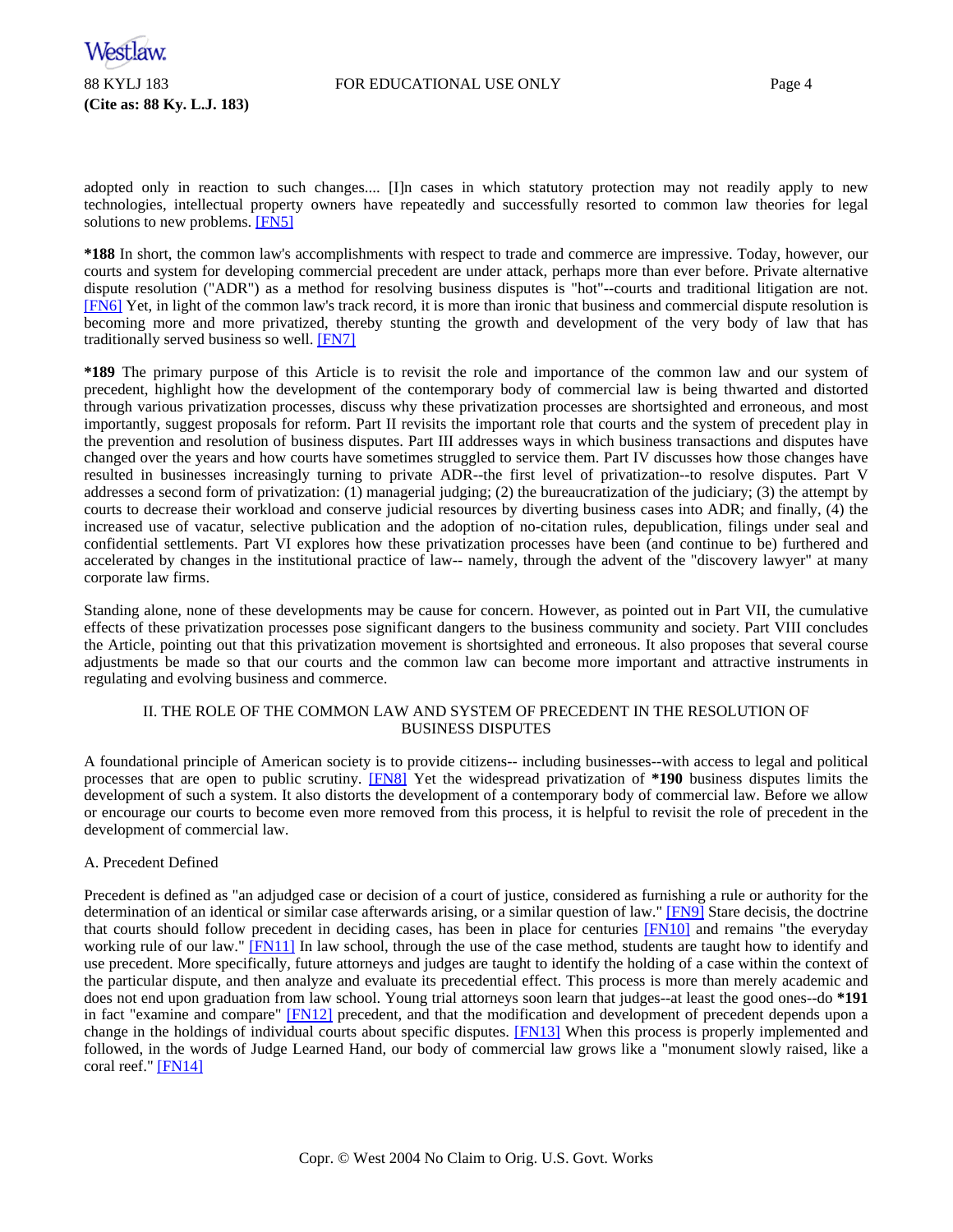adopted only in reaction to such changes.... [I]n cases in which statutory protection may not readily apply to new technologies, intellectual property owners have repeatedly and successfully resorted to common law theories for legal solutions to new problems. [FN5]

**\*188** In short, the common law's accomplishments with respect to trade and commerce are impressive. Today, however, our courts and system for developing commercial precedent are under attack, perhaps more than ever before. Private alternative dispute resolution ("ADR") as a method for resolving business disputes is "hot"--courts and traditional litigation are not. [FN6] Yet, in light of the common law's track record, it is more than ironic that business and commercial dispute resolution is becoming more and more privatized, thereby stunting the growth and development of the very body of law that has traditionally served business so well. [FN7]

**\*189** The primary purpose of this Article is to revisit the role and importance of the common law and our system of precedent, highlight how the development of the contemporary body of commercial law is being thwarted and distorted through various privatization processes, discuss why these privatization processes are shortsighted and erroneous, and most importantly, suggest proposals for reform. Part II revisits the important role that courts and the system of precedent play in the prevention and resolution of business disputes. Part III addresses ways in which business transactions and disputes have changed over the years and how courts have sometimes struggled to service them. Part IV discusses how those changes have resulted in businesses increasingly turning to private ADR--the first level of privatization--to resolve disputes. Part V addresses a second form of privatization: (1) managerial judging; (2) the bureaucratization of the judiciary; (3) the attempt by courts to decrease their workload and conserve judicial resources by diverting business cases into ADR; and finally, (4) the increased use of vacatur, selective publication and the adoption of no-citation rules, depublication, filings under seal and confidential settlements. Part VI explores how these privatization processes have been (and continue to be) furthered and accelerated by changes in the institutional practice of law-- namely, through the advent of the "discovery lawyer" at many corporate law firms.

Standing alone, none of these developments may be cause for concern. However, as pointed out in Part VII, the cumulative effects of these privatization processes pose significant dangers to the business community and society. Part VIII concludes the Article, pointing out that this privatization movement is shortsighted and erroneous. It also proposes that several course adjustments be made so that our courts and the common law can become more important and attractive instruments in regulating and evolving business and commerce.

## II. THE ROLE OF THE COMMON LAW AND SYSTEM OF PRECEDENT IN THE RESOLUTION OF BUSINESS DISPUTES

A foundational principle of American society is to provide citizens-- including businesses--with access to legal and political processes that are open to public scrutiny. [FN8] Yet the widespread privatization of **\*190** business disputes limits the development of such a system. It also distorts the development of a contemporary body of commercial law. Before we allow or encourage our courts to become even more removed from this process, it is helpful to revisit the role of precedent in the development of commercial law.

### A. Precedent Defined

Precedent is defined as "an adjudged case or decision of a court of justice, considered as furnishing a rule or authority for the determination of an identical or similar case afterwards arising, or a similar question of law." [FN9] Stare decisis, the doctrine that courts should follow precedent in deciding cases, has been in place for centuries [FN10] and remains "the everyday working rule of our law." [FN11] In law school, through the use of the case method, students are taught how to identify and use precedent. More specifically, future attorneys and judges are taught to identify the holding of a case within the context of the particular dispute, and then analyze and evaluate its precedential effect. This process is more than merely academic and does not end upon graduation from law school. Young trial attorneys soon learn that judges--at least the good ones--do **\*191** in fact "examine and compare" [FN12] precedent, and that the modification and development of precedent depends upon a change in the holdings of individual courts about specific disputes. [FN13] When this process is properly implemented and followed, in the words of Judge Learned Hand, our body of commercial law grows like a "monument slowly raised, like a coral reef." [FN14]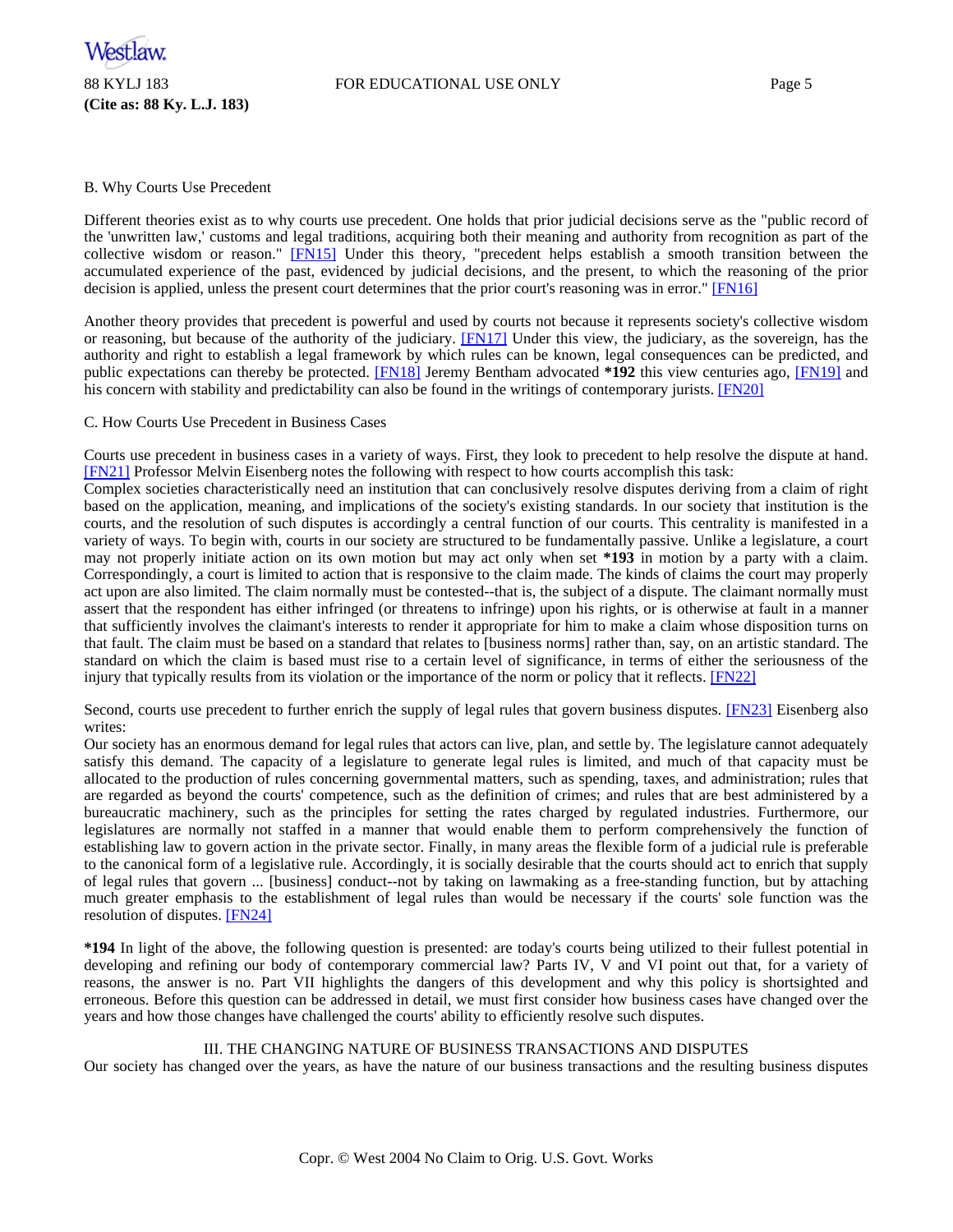B. Why Courts Use Precedent

Different theories exist as to why courts use precedent. One holds that prior judicial decisions serve as the "public record of the 'unwritten law,' customs and legal traditions, acquiring both their meaning and authority from recognition as part of the collective wisdom or reason." [FN15] Under this theory, "precedent helps establish a smooth transition between the accumulated experience of the past, evidenced by judicial decisions, and the present, to which the reasoning of the prior decision is applied, unless the present court determines that the prior court's reasoning was in error." [FN16]

Another theory provides that precedent is powerful and used by courts not because it represents society's collective wisdom or reasoning, but because of the authority of the judiciary. [FN17] Under this view, the judiciary, as the sovereign, has the authority and right to establish a legal framework by which rules can be known, legal consequences can be predicted, and public expectations can thereby be protected. [FN18] Jeremy Bentham advocated **\*192** this view centuries ago, [FN19] and his concern with stability and predictability can also be found in the writings of contemporary jurists. [FN20]

C. How Courts Use Precedent in Business Cases

Courts use precedent in business cases in a variety of ways. First, they look to precedent to help resolve the dispute at hand. [FN21] Professor Melvin Eisenberg notes the following with respect to how courts accomplish this task:

Complex societies characteristically need an institution that can conclusively resolve disputes deriving from a claim of right based on the application, meaning, and implications of the society's existing standards. In our society that institution is the courts, and the resolution of such disputes is accordingly a central function of our courts. This centrality is manifested in a variety of ways. To begin with, courts in our society are structured to be fundamentally passive. Unlike a legislature, a court may not properly initiate action on its own motion but may act only when set **\*193** in motion by a party with a claim. Correspondingly, a court is limited to action that is responsive to the claim made. The kinds of claims the court may properly act upon are also limited. The claim normally must be contested--that is, the subject of a dispute. The claimant normally must assert that the respondent has either infringed (or threatens to infringe) upon his rights, or is otherwise at fault in a manner that sufficiently involves the claimant's interests to render it appropriate for him to make a claim whose disposition turns on that fault. The claim must be based on a standard that relates to [business norms] rather than, say, on an artistic standard. The standard on which the claim is based must rise to a certain level of significance, in terms of either the seriousness of the injury that typically results from its violation or the importance of the norm or policy that it reflects. [FN22]

Second, courts use precedent to further enrich the supply of legal rules that govern business disputes. [FN23] Eisenberg also writes:

Our society has an enormous demand for legal rules that actors can live, plan, and settle by. The legislature cannot adequately satisfy this demand. The capacity of a legislature to generate legal rules is limited, and much of that capacity must be allocated to the production of rules concerning governmental matters, such as spending, taxes, and administration; rules that are regarded as beyond the courts' competence, such as the definition of crimes; and rules that are best administered by a bureaucratic machinery, such as the principles for setting the rates charged by regulated industries. Furthermore, our legislatures are normally not staffed in a manner that would enable them to perform comprehensively the function of establishing law to govern action in the private sector. Finally, in many areas the flexible form of a judicial rule is preferable to the canonical form of a legislative rule. Accordingly, it is socially desirable that the courts should act to enrich that supply of legal rules that govern ... [business] conduct--not by taking on lawmaking as a free-standing function, but by attaching much greater emphasis to the establishment of legal rules than would be necessary if the courts' sole function was the resolution of disputes. [FN24]

**\*194** In light of the above, the following question is presented: are today's courts being utilized to their fullest potential in developing and refining our body of contemporary commercial law? Parts IV, V and VI point out that, for a variety of reasons, the answer is no. Part VII highlights the dangers of this development and why this policy is shortsighted and erroneous. Before this question can be addressed in detail, we must first consider how business cases have changed over the years and how those changes have challenged the courts' ability to efficiently resolve such disputes.

## III. THE CHANGING NATURE OF BUSINESS TRANSACTIONS AND DISPUTES

Our society has changed over the years, as have the nature of our business transactions and the resulting business disputes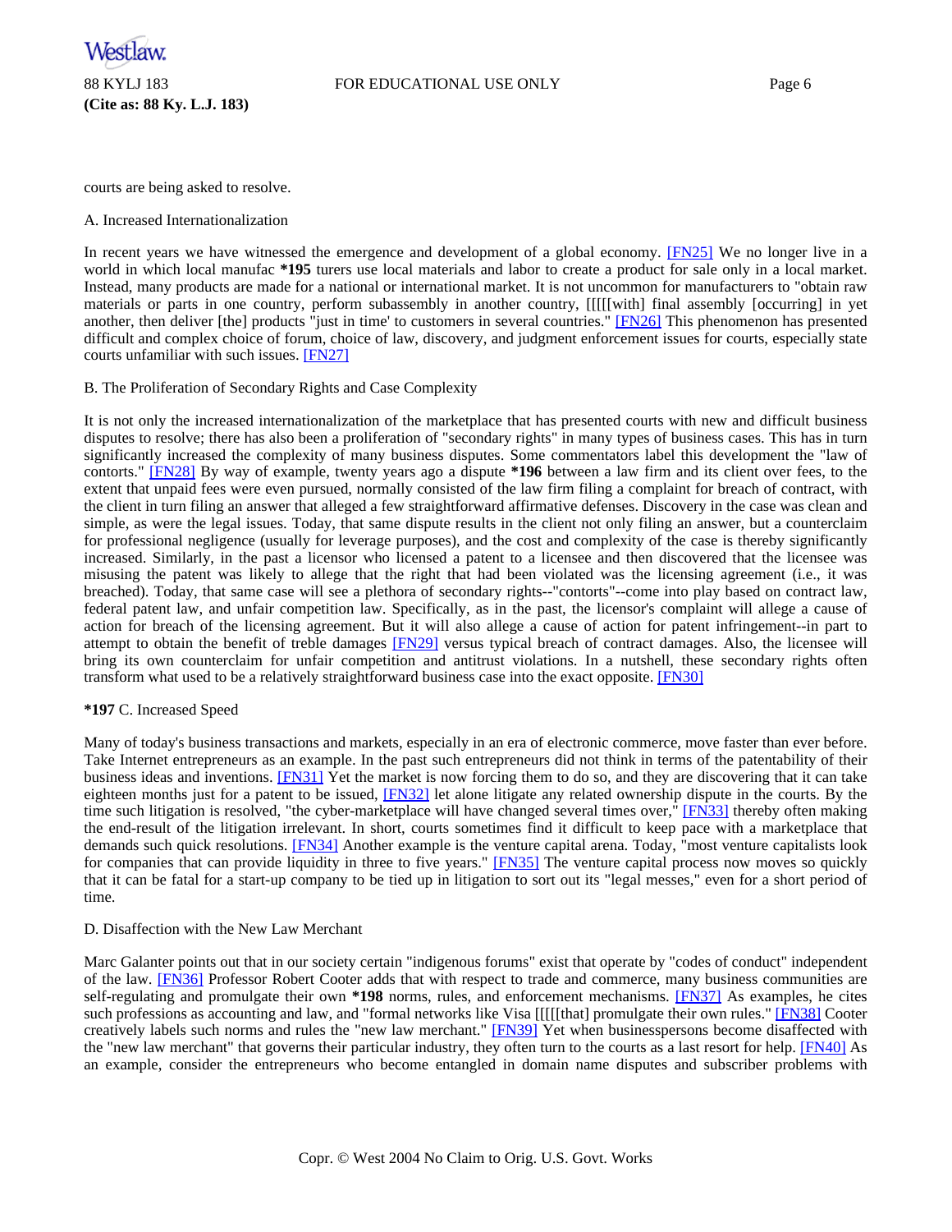courts are being asked to resolve.

A. Increased Internationalization

In recent years we have witnessed the emergence and development of a global economy. [FN25] We no longer live in a world in which local manufac **\*195** turers use local materials and labor to create a product for sale only in a local market. Instead, many products are made for a national or international market. It is not uncommon for manufacturers to "obtain raw materials or parts in one country, perform subassembly in another country, [[[[[with] final assembly [occurring] in yet another, then deliver [the] products "just in time' to customers in several countries." [FN26] This phenomenon has presented difficult and complex choice of forum, choice of law, discovery, and judgment enforcement issues for courts, especially state courts unfamiliar with such issues. [FN27]

B. The Proliferation of Secondary Rights and Case Complexity

It is not only the increased internationalization of the marketplace that has presented courts with new and difficult business disputes to resolve; there has also been a proliferation of "secondary rights" in many types of business cases. This has in turn significantly increased the complexity of many business disputes. Some commentators label this development the "law of contorts." [FN28] By way of example, twenty years ago a dispute **\*196** between a law firm and its client over fees, to the extent that unpaid fees were even pursued, normally consisted of the law firm filing a complaint for breach of contract, with the client in turn filing an answer that alleged a few straightforward affirmative defenses. Discovery in the case was clean and simple, as were the legal issues. Today, that same dispute results in the client not only filing an answer, but a counterclaim for professional negligence (usually for leverage purposes), and the cost and complexity of the case is thereby significantly increased. Similarly, in the past a licensor who licensed a patent to a licensee and then discovered that the licensee was misusing the patent was likely to allege that the right that had been violated was the licensing agreement (i.e., it was breached). Today, that same case will see a plethora of secondary rights--"contorts"--come into play based on contract law, federal patent law, and unfair competition law. Specifically, as in the past, the licensor's complaint will allege a cause of action for breach of the licensing agreement. But it will also allege a cause of action for patent infringement--in part to attempt to obtain the benefit of treble damages [FN29] versus typical breach of contract damages. Also, the licensee will bring its own counterclaim for unfair competition and antitrust violations. In a nutshell, these secondary rights often transform what used to be a relatively straightforward business case into the exact opposite. [FN30]

**\*197** C. Increased Speed

Many of today's business transactions and markets, especially in an era of electronic commerce, move faster than ever before. Take Internet entrepreneurs as an example. In the past such entrepreneurs did not think in terms of the patentability of their business ideas and inventions. [FN31] Yet the market is now forcing them to do so, and they are discovering that it can take eighteen months just for a patent to be issued, [FN32] let alone litigate any related ownership dispute in the courts. By the time such litigation is resolved, "the cyber-marketplace will have changed several times over," [FN33] thereby often making the end-result of the litigation irrelevant. In short, courts sometimes find it difficult to keep pace with a marketplace that demands such quick resolutions. [FN34] Another example is the venture capital arena. Today, "most venture capitalists look for companies that can provide liquidity in three to five years." [FN35] The venture capital process now moves so quickly that it can be fatal for a start-up company to be tied up in litigation to sort out its "legal messes," even for a short period of time.

D. Disaffection with the New Law Merchant

Marc Galanter points out that in our society certain "indigenous forums" exist that operate by "codes of conduct" independent of the law. [FN36] Professor Robert Cooter adds that with respect to trade and commerce, many business communities are self-regulating and promulgate their own **\*198** norms, rules, and enforcement mechanisms. [FN37] As examples, he cites such professions as accounting and law, and "formal networks like Visa [[[[[that] promulgate their own rules." [FN38] Cooter creatively labels such norms and rules the "new law merchant." [FN39] Yet when businesspersons become disaffected with the "new law merchant" that governs their particular industry, they often turn to the courts as a last resort for help. [FN40] As an example, consider the entrepreneurs who become entangled in domain name disputes and subscriber problems with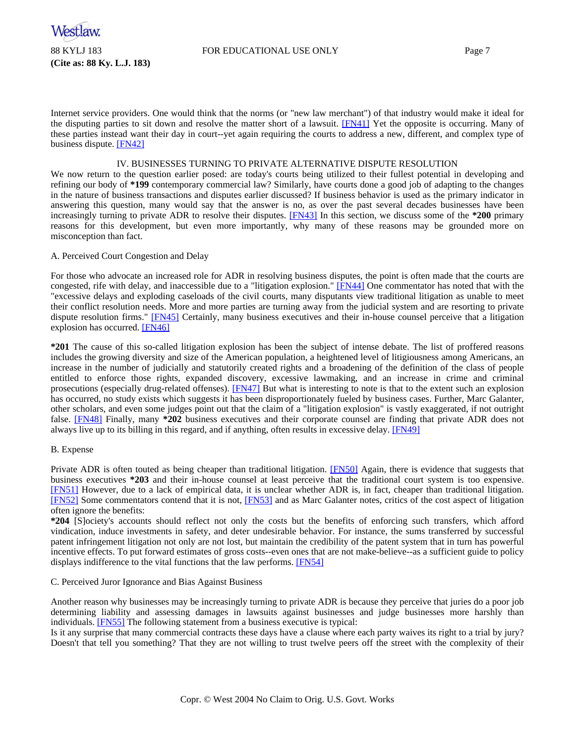Internet service providers. One would think that the norms (or "new law merchant") of that industry would make it ideal for the disputing parties to sit down and resolve the matter short of a lawsuit. [FN41] Yet the opposite is occurring. Many of these parties instead want their day in court--yet again requiring the courts to address a new, different, and complex type of business dispute. [FN42]

## IV. BUSINESSES TURNING TO PRIVATE ALTERNATIVE DISPUTE RESOLUTION

We now return to the question earlier posed: are today's courts being utilized to their fullest potential in developing and refining our body of **\*199** contemporary commercial law? Similarly, have courts done a good job of adapting to the changes in the nature of business transactions and disputes earlier discussed? If business behavior is used as the primary indicator in answering this question, many would say that the answer is no, as over the past several decades businesses have been increasingly turning to private ADR to resolve their disputes. [FN43] In this section, we discuss some of the **\*200** primary reasons for this development, but even more importantly, why many of these reasons may be grounded more on misconception than fact.

### A. Perceived Court Congestion and Delay

For those who advocate an increased role for ADR in resolving business disputes, the point is often made that the courts are congested, rife with delay, and inaccessible due to a "litigation explosion." [FN44] One commentator has noted that with the "excessive delays and exploding caseloads of the civil courts, many disputants view traditional litigation as unable to meet their conflict resolution needs. More and more parties are turning away from the judicial system and are resorting to private dispute resolution firms." [FN45] Certainly, many business executives and their in-house counsel perceive that a litigation explosion has occurred. [FN46]

**\*201** The cause of this so-called litigation explosion has been the subject of intense debate. The list of proffered reasons includes the growing diversity and size of the American population, a heightened level of litigiousness among Americans, an increase in the number of judicially and statutorily created rights and a broadening of the definition of the class of people entitled to enforce those rights, expanded discovery, excessive lawmaking, and an increase in crime and criminal prosecutions (especially drug-related offenses). [FN47] But what is interesting to note is that to the extent such an explosion has occurred, no study exists which suggests it has been disproportionately fueled by business cases. Further, Marc Galanter, other scholars, and even some judges point out that the claim of a "litigation explosion" is vastly exaggerated, if not outright false. [FN48] Finally, many **\*202** business executives and their corporate counsel are finding that private ADR does not always live up to its billing in this regard, and if anything, often results in excessive delay. [FN49]

### B. Expense

Private ADR is often touted as being cheaper than traditional litigation. [FN50] Again, there is evidence that suggests that business executives **\*203** and their in-house counsel at least perceive that the traditional court system is too expensive. [FN51] However, due to a lack of empirical data, it is unclear whether ADR is, in fact, cheaper than traditional litigation. [FN52] Some commentators contend that it is not, [FN53] and as Marc Galanter notes, critics of the cost aspect of litigation often ignore the benefits:

**\*204** [S]ociety's accounts should reflect not only the costs but the benefits of enforcing such transfers, which afford vindication, induce investments in safety, and deter undesirable behavior. For instance, the sums transferred by successful patent infringement litigation not only are not lost, but maintain the credibility of the patent system that in turn has powerful incentive effects. To put forward estimates of gross costs--even ones that are not make-believe--as a sufficient guide to policy displays indifference to the vital functions that the law performs. [FN54]

### C. Perceived Juror Ignorance and Bias Against Business

Another reason why businesses may be increasingly turning to private ADR is because they perceive that juries do a poor job determining liability and assessing damages in lawsuits against businesses and judge businesses more harshly than individuals. [FN55] The following statement from a business executive is typical:

Is it any surprise that many commercial contracts these days have a clause where each party waives its right to a trial by jury? Doesn't that tell you something? That they are not willing to trust twelve peers off the street with the complexity of their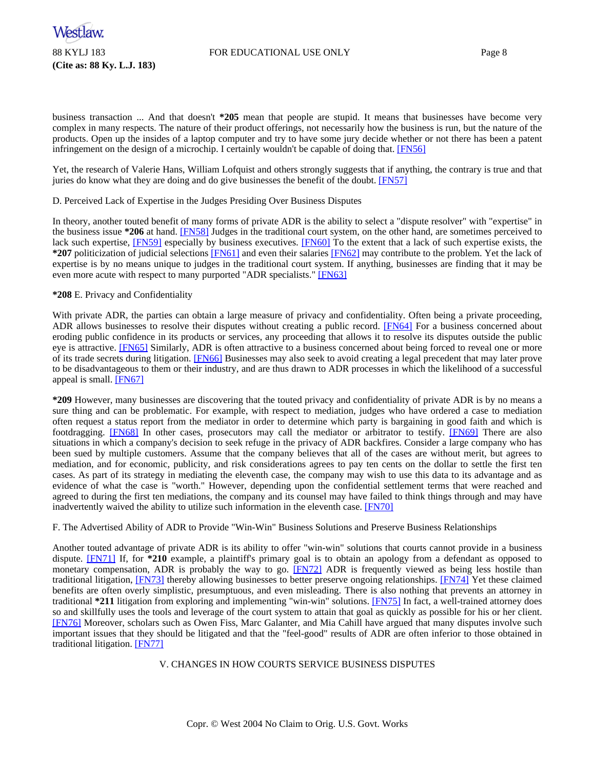business transaction ... And that doesn't **\*205** mean that people are stupid. It means that businesses have become very complex in many respects. The nature of their product offerings, not necessarily how the business is run, but the nature of the products. Open up the insides of a laptop computer and try to have some jury decide whether or not there has been a patent infringement on the design of a microchip. I certainly wouldn't be capable of doing that. [FN56]

Yet, the research of Valerie Hans, William Lofquist and others strongly suggests that if anything, the contrary is true and that juries do know what they are doing and do give businesses the benefit of the doubt. [FN57]

D. Perceived Lack of Expertise in the Judges Presiding Over Business Disputes

In theory, another touted benefit of many forms of private ADR is the ability to select a "dispute resolver" with "expertise" in the business issue **\*206** at hand. [FN58] Judges in the traditional court system, on the other hand, are sometimes perceived to lack such expertise, [FN59] especially by business executives. [FN60] To the extent that a lack of such expertise exists, the **\*207** politicization of judicial selections [FN61] and even their salaries [FN62] may contribute to the problem. Yet the lack of expertise is by no means unique to judges in the traditional court system. If anything, businesses are finding that it may be even more acute with respect to many purported "ADR specialists." [FN63]

**\*208** E. Privacy and Confidentiality

With private ADR, the parties can obtain a large measure of privacy and confidentiality. Often being a private proceeding, ADR allows businesses to resolve their disputes without creating a public record. [FN64] For a business concerned about eroding public confidence in its products or services, any proceeding that allows it to resolve its disputes outside the public eye is attractive. [FN65] Similarly, ADR is often attractive to a business concerned about being forced to reveal one or more of its trade secrets during litigation. [FN66] Businesses may also seek to avoid creating a legal precedent that may later prove to be disadvantageous to them or their industry, and are thus drawn to ADR processes in which the likelihood of a successful appeal is small. [FN67]

**\*209** However, many businesses are discovering that the touted privacy and confidentiality of private ADR is by no means a sure thing and can be problematic. For example, with respect to mediation, judges who have ordered a case to mediation often request a status report from the mediator in order to determine which party is bargaining in good faith and which is footdragging. [FN68] In other cases, prosecutors may call the mediator or arbitrator to testify. [FN69] There are also situations in which a company's decision to seek refuge in the privacy of ADR backfires. Consider a large company who has been sued by multiple customers. Assume that the company believes that all of the cases are without merit, but agrees to mediation, and for economic, publicity, and risk considerations agrees to pay ten cents on the dollar to settle the first ten cases. As part of its strategy in mediating the eleventh case, the company may wish to use this data to its advantage and as evidence of what the case is "worth." However, depending upon the confidential settlement terms that were reached and agreed to during the first ten mediations, the company and its counsel may have failed to think things through and may have inadvertently waived the ability to utilize such information in the eleventh case. [FN70]

F. The Advertised Ability of ADR to Provide "Win-Win" Business Solutions and Preserve Business Relationships

Another touted advantage of private ADR is its ability to offer "win-win" solutions that courts cannot provide in a business dispute. [FN71] If, for **\*210** example, a plaintiff's primary goal is to obtain an apology from a defendant as opposed to monetary compensation, ADR is probably the way to go. [FN72] ADR is frequently viewed as being less hostile than traditional litigation, [FN73] thereby allowing businesses to better preserve ongoing relationships. [FN74] Yet these claimed benefits are often overly simplistic, presumptuous, and even misleading. There is also nothing that prevents an attorney in traditional **\*211** litigation from exploring and implementing "win-win" solutions. [FN75] In fact, a well-trained attorney does so and skillfully uses the tools and leverage of the court system to attain that goal as quickly as possible for his or her client. [FN76] Moreover, scholars such as Owen Fiss, Marc Galanter, and Mia Cahill have argued that many disputes involve such important issues that they should be litigated and that the "feel-good" results of ADR are often inferior to those obtained in traditional litigation. [FN77]

## V. CHANGES IN HOW COURTS SERVICE BUSINESS DISPUTES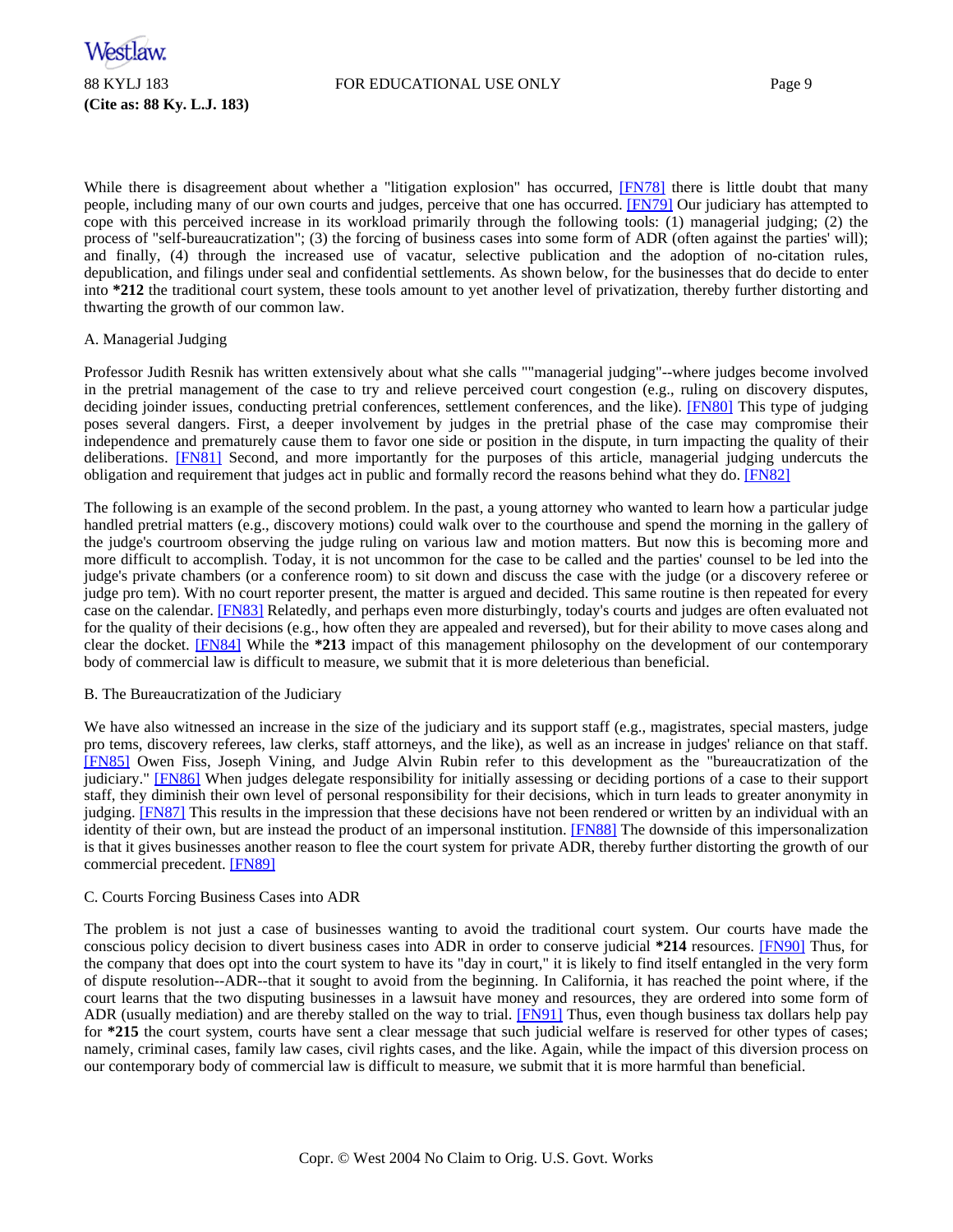While there is disagreement about whether a "litigation explosion" has occurred, [FN78] there is little doubt that many people, including many of our own courts and judges, perceive that one has occurred. [FN79] Our judiciary has attempted to cope with this perceived increase in its workload primarily through the following tools: (1) managerial judging; (2) the process of "self-bureaucratization"; (3) the forcing of business cases into some form of ADR (often against the parties' will); and finally, (4) through the increased use of vacatur, selective publication and the adoption of no-citation rules, depublication, and filings under seal and confidential settlements. As shown below, for the businesses that do decide to enter into **\*212** the traditional court system, these tools amount to yet another level of privatization, thereby further distorting and thwarting the growth of our common law.

A. Managerial Judging

Professor Judith Resnik has written extensively about what she calls ""managerial judging"--where judges become involved in the pretrial management of the case to try and relieve perceived court congestion (e.g., ruling on discovery disputes, deciding joinder issues, conducting pretrial conferences, settlement conferences, and the like). [FN80] This type of judging poses several dangers. First, a deeper involvement by judges in the pretrial phase of the case may compromise their independence and prematurely cause them to favor one side or position in the dispute, in turn impacting the quality of their deliberations. [FN81] Second, and more importantly for the purposes of this article, managerial judging undercuts the obligation and requirement that judges act in public and formally record the reasons behind what they do. [FN82]

The following is an example of the second problem. In the past, a young attorney who wanted to learn how a particular judge handled pretrial matters (e.g., discovery motions) could walk over to the courthouse and spend the morning in the gallery of the judge's courtroom observing the judge ruling on various law and motion matters. But now this is becoming more and more difficult to accomplish. Today, it is not uncommon for the case to be called and the parties' counsel to be led into the judge's private chambers (or a conference room) to sit down and discuss the case with the judge (or a discovery referee or judge pro tem). With no court reporter present, the matter is argued and decided. This same routine is then repeated for every case on the calendar. [FN83] Relatedly, and perhaps even more disturbingly, today's courts and judges are often evaluated not for the quality of their decisions (e.g., how often they are appealed and reversed), but for their ability to move cases along and clear the docket. [FN84] While the **\*213** impact of this management philosophy on the development of our contemporary body of commercial law is difficult to measure, we submit that it is more deleterious than beneficial.

B. The Bureaucratization of the Judiciary

We have also witnessed an increase in the size of the judiciary and its support staff (e.g., magistrates, special masters, judge pro tems, discovery referees, law clerks, staff attorneys, and the like), as well as an increase in judges' reliance on that staff. [FN85] Owen Fiss, Joseph Vining, and Judge Alvin Rubin refer to this development as the "bureaucratization of the judiciary." [FN86] When judges delegate responsibility for initially assessing or deciding portions of a case to their support staff, they diminish their own level of personal responsibility for their decisions, which in turn leads to greater anonymity in judging. [FN87] This results in the impression that these decisions have not been rendered or written by an individual with an identity of their own, but are instead the product of an impersonal institution. [FN88] The downside of this impersonalization is that it gives businesses another reason to flee the court system for private ADR, thereby further distorting the growth of our commercial precedent. [FN89]

C. Courts Forcing Business Cases into ADR

The problem is not just a case of businesses wanting to avoid the traditional court system. Our courts have made the conscious policy decision to divert business cases into ADR in order to conserve judicial **\*214** resources. [FN90] Thus, for the company that does opt into the court system to have its "day in court," it is likely to find itself entangled in the very form of dispute resolution--ADR--that it sought to avoid from the beginning. In California, it has reached the point where, if the court learns that the two disputing businesses in a lawsuit have money and resources, they are ordered into some form of ADR (usually mediation) and are thereby stalled on the way to trial. [FN91] Thus, even though business tax dollars help pay for **\*215** the court system, courts have sent a clear message that such judicial welfare is reserved for other types of cases; namely, criminal cases, family law cases, civil rights cases, and the like. Again, while the impact of this diversion process on our contemporary body of commercial law is difficult to measure, we submit that it is more harmful than beneficial.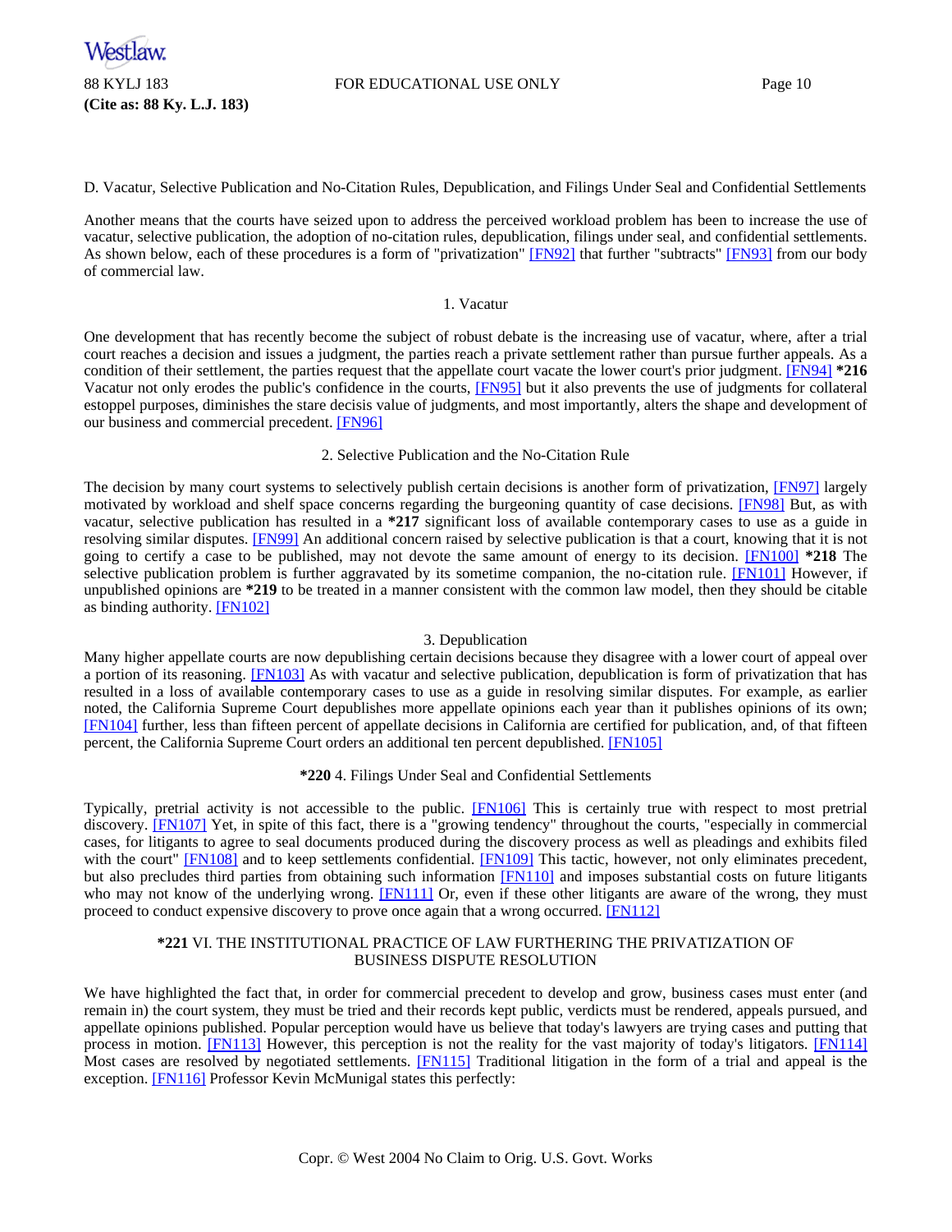D. Vacatur, Selective Publication and No-Citation Rules, Depublication, and Filings Under Seal and Confidential Settlements

Another means that the courts have seized upon to address the perceived workload problem has been to increase the use of vacatur, selective publication, the adoption of no-citation rules, depublication, filings under seal, and confidential settlements. As shown below, each of these procedures is a form of "privatization" [FN92] that further "subtracts" [FN93] from our body of commercial law.

1. Vacatur

One development that has recently become the subject of robust debate is the increasing use of vacatur, where, after a trial court reaches a decision and issues a judgment, the parties reach a private settlement rather than pursue further appeals. As a condition of their settlement, the parties request that the appellate court vacate the lower court's prior judgment. [FN94] **\*216** Vacatur not only erodes the public's confidence in the courts, [FN95] but it also prevents the use of judgments for collateral estoppel purposes, diminishes the stare decisis value of judgments, and most importantly, alters the shape and development of our business and commercial precedent. [FN96]

2. Selective Publication and the No-Citation Rule

The decision by many court systems to selectively publish certain decisions is another form of privatization, [FN97] largely motivated by workload and shelf space concerns regarding the burgeoning quantity of case decisions. [FN98] But, as with vacatur, selective publication has resulted in a **\*217** significant loss of available contemporary cases to use as a guide in resolving similar disputes. [FN99] An additional concern raised by selective publication is that a court, knowing that it is not going to certify a case to be published, may not devote the same amount of energy to its decision. [FN100] **\*218** The selective publication problem is further aggravated by its sometime companion, the no-citation rule. [FN101] However, if unpublished opinions are **\*219** to be treated in a manner consistent with the common law model, then they should be citable as binding authority. [FN102]

3. Depublication

Many higher appellate courts are now depublishing certain decisions because they disagree with a lower court of appeal over a portion of its reasoning. [FN103] As with vacatur and selective publication, depublication is form of privatization that has resulted in a loss of available contemporary cases to use as a guide in resolving similar disputes. For example, as earlier noted, the California Supreme Court depublishes more appellate opinions each year than it publishes opinions of its own; [FN104] further, less than fifteen percent of appellate decisions in California are certified for publication, and, of that fifteen percent, the California Supreme Court orders an additional ten percent depublished. [FN105]

**\*220** 4. Filings Under Seal and Confidential Settlements

Typically, pretrial activity is not accessible to the public. [FN106] This is certainly true with respect to most pretrial discovery. [FN107] Yet, in spite of this fact, there is a "growing tendency" throughout the courts, "especially in commercial cases, for litigants to agree to seal documents produced during the discovery process as well as pleadings and exhibits filed with the court" [FN108] and to keep settlements confidential. [FN109] This tactic, however, not only eliminates precedent, but also precludes third parties from obtaining such information [FN110] and imposes substantial costs on future litigants who may not know of the underlying wrong. [FN111] Or, even if these other litigants are aware of the wrong, they must proceed to conduct expensive discovery to prove once again that a wrong occurred. [FN112]

**\*221** VI. THE INSTITUTIONAL PRACTICE OF LAW FURTHERING THE PRIVATIZATION OF BUSINESS DISPUTE RESOLUTION

We have highlighted the fact that, in order for commercial precedent to develop and grow, business cases must enter (and remain in) the court system, they must be tried and their records kept public, verdicts must be rendered, appeals pursued, and appellate opinions published. Popular perception would have us believe that today's lawyers are trying cases and putting that process in motion. [FN113] However, this perception is not the reality for the vast majority of today's litigators. [FN114] Most cases are resolved by negotiated settlements. [FN115] Traditional litigation in the form of a trial and appeal is the exception. [FN116] Professor Kevin McMunigal states this perfectly: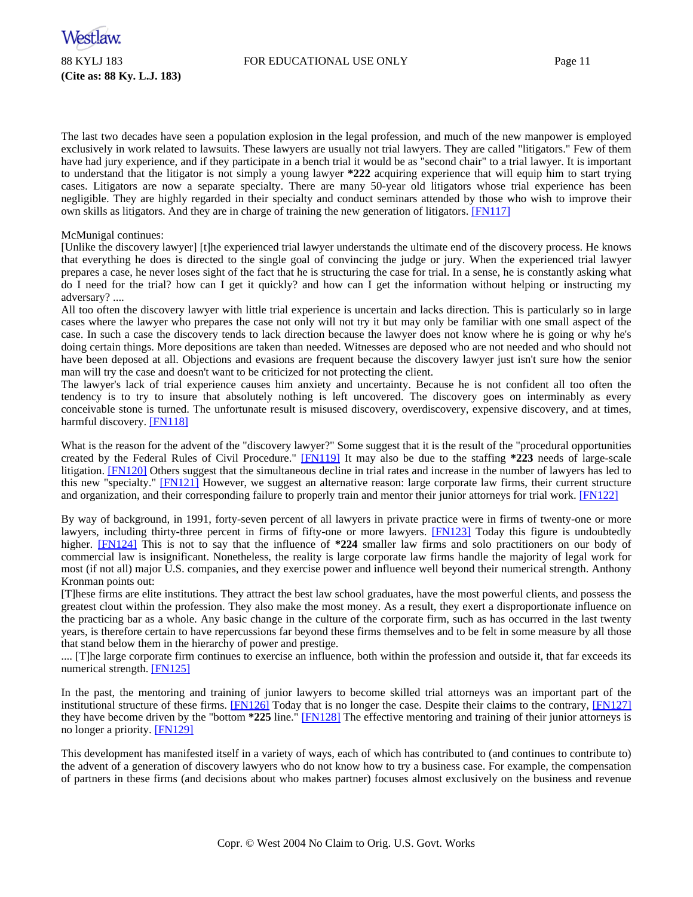The last two decades have seen a population explosion in the legal profession, and much of the new manpower is employed exclusively in work related to lawsuits. These lawyers are usually not trial lawyers. They are called "litigators." Few of them have had jury experience, and if they participate in a bench trial it would be as "second chair" to a trial lawyer. It is important to understand that the litigator is not simply a young lawyer **\*222** acquiring experience that will equip him to start trying cases. Litigators are now a separate specialty. There are many 50-year old litigators whose trial experience has been negligible. They are highly regarded in their specialty and conduct seminars attended by those who wish to improve their own skills as litigators. And they are in charge of training the new generation of litigators. [FN117]

McMunigal continues:

[Unlike the discovery lawyer] [t]he experienced trial lawyer understands the ultimate end of the discovery process. He knows that everything he does is directed to the single goal of convincing the judge or jury. When the experienced trial lawyer prepares a case, he never loses sight of the fact that he is structuring the case for trial. In a sense, he is constantly asking what do I need for the trial? how can I get it quickly? and how can I get the information without helping or instructing my adversary? ....

All too often the discovery lawyer with little trial experience is uncertain and lacks direction. This is particularly so in large cases where the lawyer who prepares the case not only will not try it but may only be familiar with one small aspect of the case. In such a case the discovery tends to lack direction because the lawyer does not know where he is going or why he's doing certain things. More depositions are taken than needed. Witnesses are deposed who are not needed and who should not have been deposed at all. Objections and evasions are frequent because the discovery lawyer just isn't sure how the senior man will try the case and doesn't want to be criticized for not protecting the client.

The lawyer's lack of trial experience causes him anxiety and uncertainty. Because he is not confident all too often the tendency is to try to insure that absolutely nothing is left uncovered. The discovery goes on interminably as every conceivable stone is turned. The unfortunate result is misused discovery, overdiscovery, expensive discovery, and at times, harmful discovery. [FN118]

What is the reason for the advent of the "discovery lawyer?" Some suggest that it is the result of the "procedural opportunities created by the Federal Rules of Civil Procedure." [FN119] It may also be due to the staffing **\*223** needs of large-scale litigation. [FN120] Others suggest that the simultaneous decline in trial rates and increase in the number of lawyers has led to this new "specialty." [FN121] However, we suggest an alternative reason: large corporate law firms, their current structure and organization, and their corresponding failure to properly train and mentor their junior attorneys for trial work. [FN122]

By way of background, in 1991, forty-seven percent of all lawyers in private practice were in firms of twenty-one or more lawyers, including thirty-three percent in firms of fifty-one or more lawyers. [FN123] Today this figure is undoubtedly higher. [FN124] This is not to say that the influence of **\*224** smaller law firms and solo practitioners on our body of commercial law is insignificant. Nonetheless, the reality is large corporate law firms handle the majority of legal work for most (if not all) major U.S. companies, and they exercise power and influence well beyond their numerical strength. Anthony Kronman points out:

[T]hese firms are elite institutions. They attract the best law school graduates, have the most powerful clients, and possess the greatest clout within the profession. They also make the most money. As a result, they exert a disproportionate influence on the practicing bar as a whole. Any basic change in the culture of the corporate firm, such as has occurred in the last twenty years, is therefore certain to have repercussions far beyond these firms themselves and to be felt in some measure by all those that stand below them in the hierarchy of power and prestige.

.... [T]he large corporate firm continues to exercise an influence, both within the profession and outside it, that far exceeds its numerical strength. [FN125]

In the past, the mentoring and training of junior lawyers to become skilled trial attorneys was an important part of the institutional structure of these firms. [FN126] Today that is no longer the case. Despite their claims to the contrary, [FN127] they have become driven by the "bottom **\*225** line." [FN128] The effective mentoring and training of their junior attorneys is no longer a priority. [FN129]

This development has manifested itself in a variety of ways, each of which has contributed to (and continues to contribute to) the advent of a generation of discovery lawyers who do not know how to try a business case. For example, the compensation of partners in these firms (and decisions about who makes partner) focuses almost exclusively on the business and revenue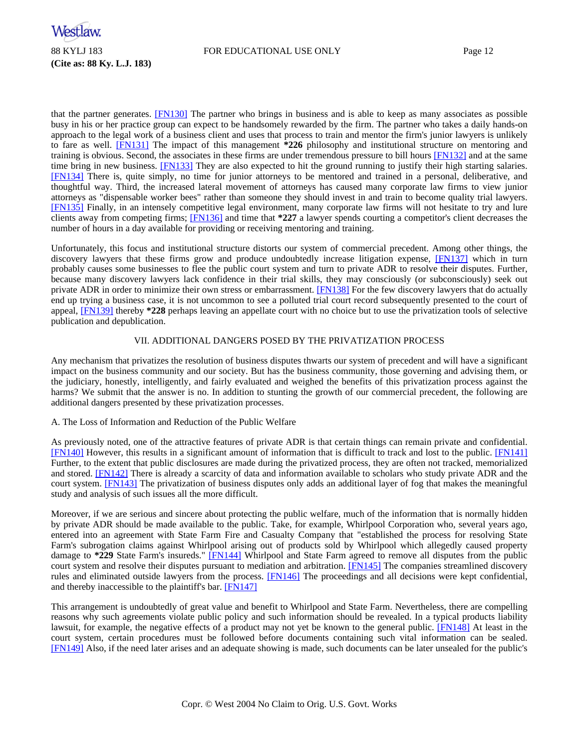that the partner generates. [FN130] The partner who brings in business and is able to keep as many associates as possible busy in his or her practice group can expect to be handsomely rewarded by the firm. The partner who takes a daily hands-on approach to the legal work of a business client and uses that process to train and mentor the firm's junior lawyers is unlikely to fare as well. [FN131] The impact of this management **\*226** philosophy and institutional structure on mentoring and training is obvious. Second, the associates in these firms are under tremendous pressure to bill hours [FN132] and at the same time bring in new business. [FN133] They are also expected to hit the ground running to justify their high starting salaries. [FN134] There is, quite simply, no time for junior attorneys to be mentored and trained in a personal, deliberative, and thoughtful way. Third, the increased lateral movement of attorneys has caused many corporate law firms to view junior attorneys as "dispensable worker bees" rather than someone they should invest in and train to become quality trial lawyers. [FN135] Finally, in an intensely competitive legal environment, many corporate law firms will not hesitate to try and lure clients away from competing firms; [FN136] and time that **\*227** a lawyer spends courting a competitor's client decreases the number of hours in a day available for providing or receiving mentoring and training.

Unfortunately, this focus and institutional structure distorts our system of commercial precedent. Among other things, the discovery lawyers that these firms grow and produce undoubtedly increase litigation expense, [FN137] which in turn probably causes some businesses to flee the public court system and turn to private ADR to resolve their disputes. Further, because many discovery lawyers lack confidence in their trial skills, they may consciously (or subconsciously) seek out private ADR in order to minimize their own stress or embarrassment. [FN138] For the few discovery lawyers that do actually end up trying a business case, it is not uncommon to see a polluted trial court record subsequently presented to the court of appeal, [FN139] thereby **\*228** perhaps leaving an appellate court with no choice but to use the privatization tools of selective publication and depublication.

## VII. ADDITIONAL DANGERS POSED BY THE PRIVATIZATION PROCESS

Any mechanism that privatizes the resolution of business disputes thwarts our system of precedent and will have a significant impact on the business community and our society. But has the business community, those governing and advising them, or the judiciary, honestly, intelligently, and fairly evaluated and weighed the benefits of this privatization process against the harms? We submit that the answer is no. In addition to stunting the growth of our commercial precedent, the following are additional dangers presented by these privatization processes.

### A. The Loss of Information and Reduction of the Public Welfare

As previously noted, one of the attractive features of private ADR is that certain things can remain private and confidential. [FN140] However, this results in a significant amount of information that is difficult to track and lost to the public. [FN141] Further, to the extent that public disclosures are made during the privatized process, they are often not tracked, memorialized and stored. [FN142] There is already a scarcity of data and information available to scholars who study private ADR and the court system. [FN143] The privatization of business disputes only adds an additional layer of fog that makes the meaningful study and analysis of such issues all the more difficult.

Moreover, if we are serious and sincere about protecting the public welfare, much of the information that is normally hidden by private ADR should be made available to the public. Take, for example, Whirlpool Corporation who, several years ago, entered into an agreement with State Farm Fire and Casualty Company that "established the process for resolving State Farm's subrogation claims against Whirlpool arising out of products sold by Whirlpool which allegedly caused property damage to **\*229** State Farm's insureds." [FN144] Whirlpool and State Farm agreed to remove all disputes from the public court system and resolve their disputes pursuant to mediation and arbitration. [FN145] The companies streamlined discovery rules and eliminated outside lawyers from the process. [FN146] The proceedings and all decisions were kept confidential, and thereby inaccessible to the plaintiff's bar. [FN147]

This arrangement is undoubtedly of great value and benefit to Whirlpool and State Farm. Nevertheless, there are compelling reasons why such agreements violate public policy and such information should be revealed. In a typical products liability lawsuit, for example, the negative effects of a product may not yet be known to the general public. [FN148] At least in the court system, certain procedures must be followed before documents containing such vital information can be sealed. [FN149] Also, if the need later arises and an adequate showing is made, such documents can be later unsealed for the public's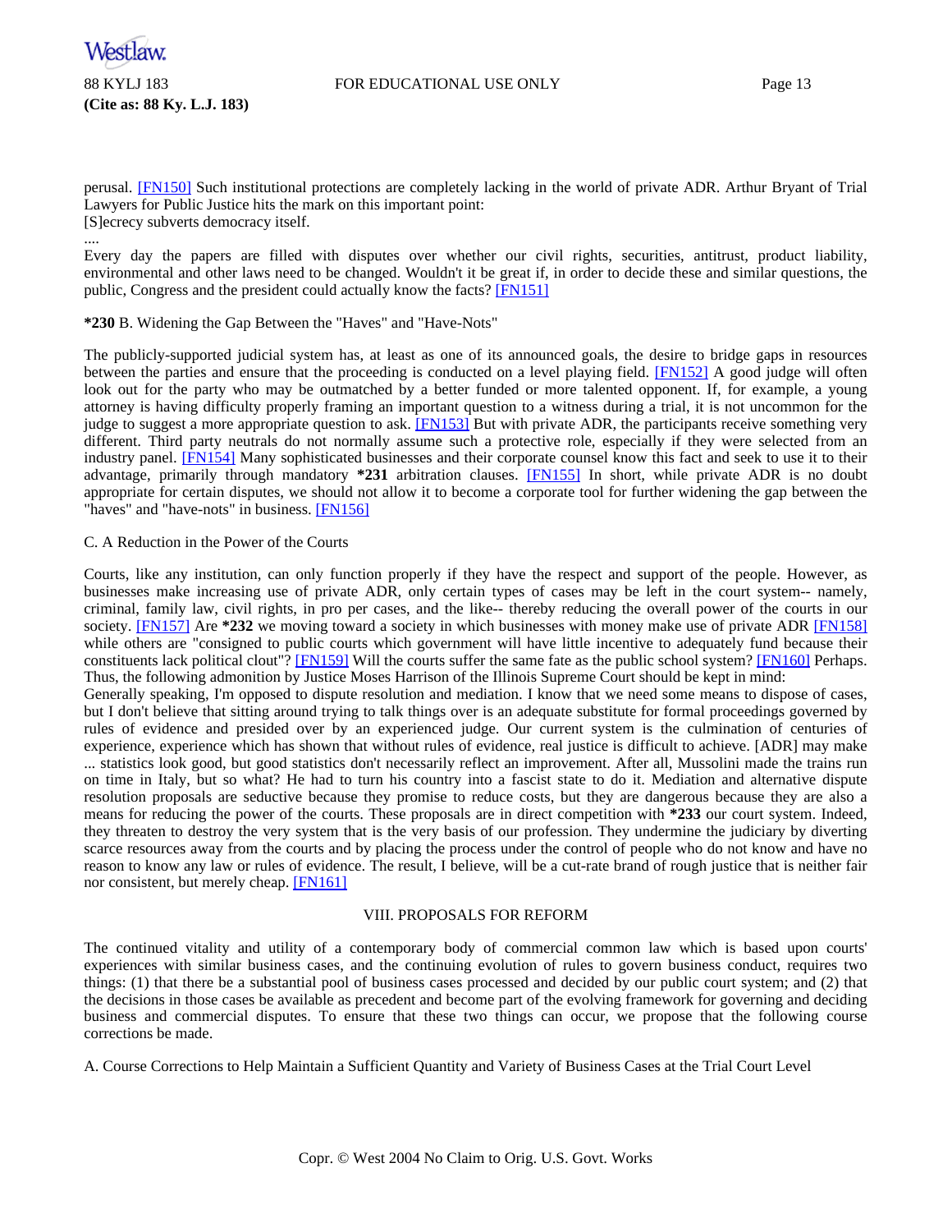perusal. [FN150] Such institutional protections are completely lacking in the world of private ADR. Arthur Bryant of Trial Lawyers for Public Justice hits the mark on this important point:

[S]ecrecy subverts democracy itself.

....

Every day the papers are filled with disputes over whether our civil rights, securities, antitrust, product liability, environmental and other laws need to be changed. Wouldn't it be great if, in order to decide these and similar questions, the public, Congress and the president could actually know the facts? [FN151]

**\*230** B. Widening the Gap Between the "Haves" and "Have-Nots"

The publicly-supported judicial system has, at least as one of its announced goals, the desire to bridge gaps in resources between the parties and ensure that the proceeding is conducted on a level playing field. [FN152] A good judge will often look out for the party who may be outmatched by a better funded or more talented opponent. If, for example, a young attorney is having difficulty properly framing an important question to a witness during a trial, it is not uncommon for the judge to suggest a more appropriate question to ask. [FN153] But with private ADR, the participants receive something very different. Third party neutrals do not normally assume such a protective role, especially if they were selected from an industry panel. [FN154] Many sophisticated businesses and their corporate counsel know this fact and seek to use it to their advantage, primarily through mandatory **\*231** arbitration clauses. [FN155] In short, while private ADR is no doubt appropriate for certain disputes, we should not allow it to become a corporate tool for further widening the gap between the "haves" and "have-nots" in business. [FN156]

C. A Reduction in the Power of the Courts

Courts, like any institution, can only function properly if they have the respect and support of the people. However, as businesses make increasing use of private ADR, only certain types of cases may be left in the court system-- namely, criminal, family law, civil rights, in pro per cases, and the like-- thereby reducing the overall power of the courts in our society. [FN157] Are **\*232** we moving toward a society in which businesses with money make use of private ADR [FN158] while others are "consigned to public courts which government will have little incentive to adequately fund because their constituents lack political clout"? [FN159] Will the courts suffer the same fate as the public school system? [FN160] Perhaps. Thus, the following admonition by Justice Moses Harrison of the Illinois Supreme Court should be kept in mind:

Generally speaking, I'm opposed to dispute resolution and mediation. I know that we need some means to dispose of cases, but I don't believe that sitting around trying to talk things over is an adequate substitute for formal proceedings governed by rules of evidence and presided over by an experienced judge. Our current system is the culmination of centuries of experience, experience which has shown that without rules of evidence, real justice is difficult to achieve. [ADR] may make ... statistics look good, but good statistics don't necessarily reflect an improvement. After all, Mussolini made the trains run on time in Italy, but so what? He had to turn his country into a fascist state to do it. Mediation and alternative dispute resolution proposals are seductive because they promise to reduce costs, but they are dangerous because they are also a means for reducing the power of the courts. These proposals are in direct competition with **\*233** our court system. Indeed, they threaten to destroy the very system that is the very basis of our profession. They undermine the judiciary by diverting scarce resources away from the courts and by placing the process under the control of people who do not know and have no reason to know any law or rules of evidence. The result, I believe, will be a cut-rate brand of rough justice that is neither fair nor consistent, but merely cheap. [FN161]

## VIII. PROPOSALS FOR REFORM

The continued vitality and utility of a contemporary body of commercial common law which is based upon courts' experiences with similar business cases, and the continuing evolution of rules to govern business conduct, requires two things: (1) that there be a substantial pool of business cases processed and decided by our public court system; and (2) that the decisions in those cases be available as precedent and become part of the evolving framework for governing and deciding business and commercial disputes. To ensure that these two things can occur, we propose that the following course corrections be made.

A. Course Corrections to Help Maintain a Sufficient Quantity and Variety of Business Cases at the Trial Court Level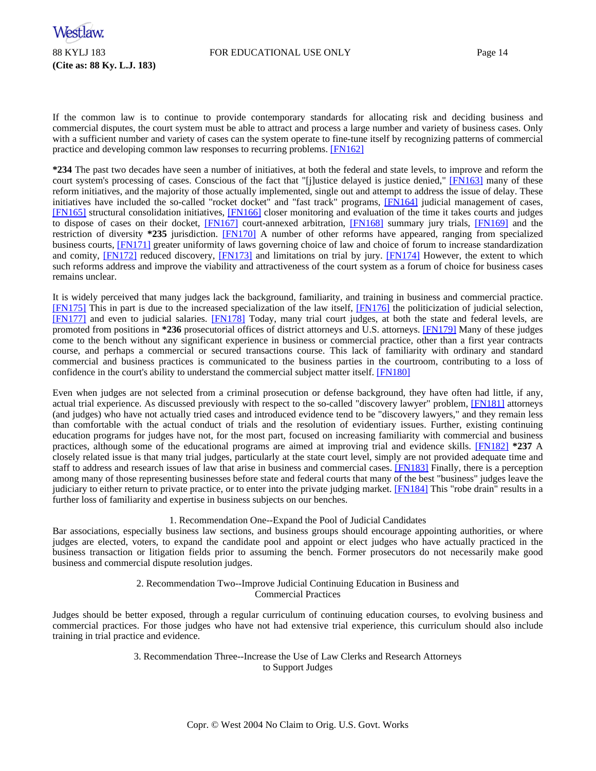If the common law is to continue to provide contemporary standards for allocating risk and deciding business and commercial disputes, the court system must be able to attract and process a large number and variety of business cases. Only with a sufficient number and variety of cases can the system operate to fine-tune itself by recognizing patterns of commercial practice and developing common law responses to recurring problems. [FN162]

**\*234** The past two decades have seen a number of initiatives, at both the federal and state levels, to improve and reform the court system's processing of cases. Conscious of the fact that "[j]ustice delayed is justice denied," [FN163] many of these reform initiatives, and the majority of those actually implemented, single out and attempt to address the issue of delay. These initiatives have included the so-called "rocket docket" and "fast track" programs, [FN164] judicial management of cases, [FN165] structural consolidation initiatives, [FN166] closer monitoring and evaluation of the time it takes courts and judges to dispose of cases on their docket, [FN167] court-annexed arbitration, [FN168] summary jury trials, [FN169] and the restriction of diversity **\*235** jurisdiction. [FN170] A number of other reforms have appeared, ranging from specialized business courts, [FN171] greater uniformity of laws governing choice of law and choice of forum to increase standardization and comity, [FN172] reduced discovery, [FN173] and limitations on trial by jury. [FN174] However, the extent to which such reforms address and improve the viability and attractiveness of the court system as a forum of choice for business cases remains unclear.

It is widely perceived that many judges lack the background, familiarity, and training in business and commercial practice. [FN175] This in part is due to the increased specialization of the law itself, [FN176] the politicization of judicial selection, [FN177] and even to judicial salaries. [FN178] Today, many trial court judges, at both the state and federal levels, are promoted from positions in **\*236** prosecutorial offices of district attorneys and U.S. attorneys. [FN179] Many of these judges come to the bench without any significant experience in business or commercial practice, other than a first year contracts course, and perhaps a commercial or secured transactions course. This lack of familiarity with ordinary and standard commercial and business practices is communicated to the business parties in the courtroom, contributing to a loss of confidence in the court's ability to understand the commercial subject matter itself. [FN180]

Even when judges are not selected from a criminal prosecution or defense background, they have often had little, if any, actual trial experience. As discussed previously with respect to the so-called "discovery lawyer" problem, [FN181] attorneys (and judges) who have not actually tried cases and introduced evidence tend to be "discovery lawyers," and they remain less than comfortable with the actual conduct of trials and the resolution of evidentiary issues. Further, existing continuing education programs for judges have not, for the most part, focused on increasing familiarity with commercial and business practices, although some of the educational programs are aimed at improving trial and evidence skills. [FN182] **\*237** A closely related issue is that many trial judges, particularly at the state court level, simply are not provided adequate time and staff to address and research issues of law that arise in business and commercial cases. [FN183] Finally, there is a perception among many of those representing businesses before state and federal courts that many of the best "business" judges leave the judiciary to either return to private practice, or to enter into the private judging market. [FN184] This "robe drain" results in a further loss of familiarity and expertise in business subjects on our benches.

### 1. Recommendation One--Expand the Pool of Judicial Candidates

Bar associations, especially business law sections, and business groups should encourage appointing authorities, or where judges are elected, voters, to expand the candidate pool and appoint or elect judges who have actually practiced in the business transaction or litigation fields prior to assuming the bench. Former prosecutors do not necessarily make good business and commercial dispute resolution judges.

### 2. Recommendation Two--Improve Judicial Continuing Education in Business and Commercial Practices

Judges should be better exposed, through a regular curriculum of continuing education courses, to evolving business and commercial practices. For those judges who have not had extensive trial experience, this curriculum should also include training in trial practice and evidence.

### 3. Recommendation Three--Increase the Use of Law Clerks and Research Attorneys to Support Judges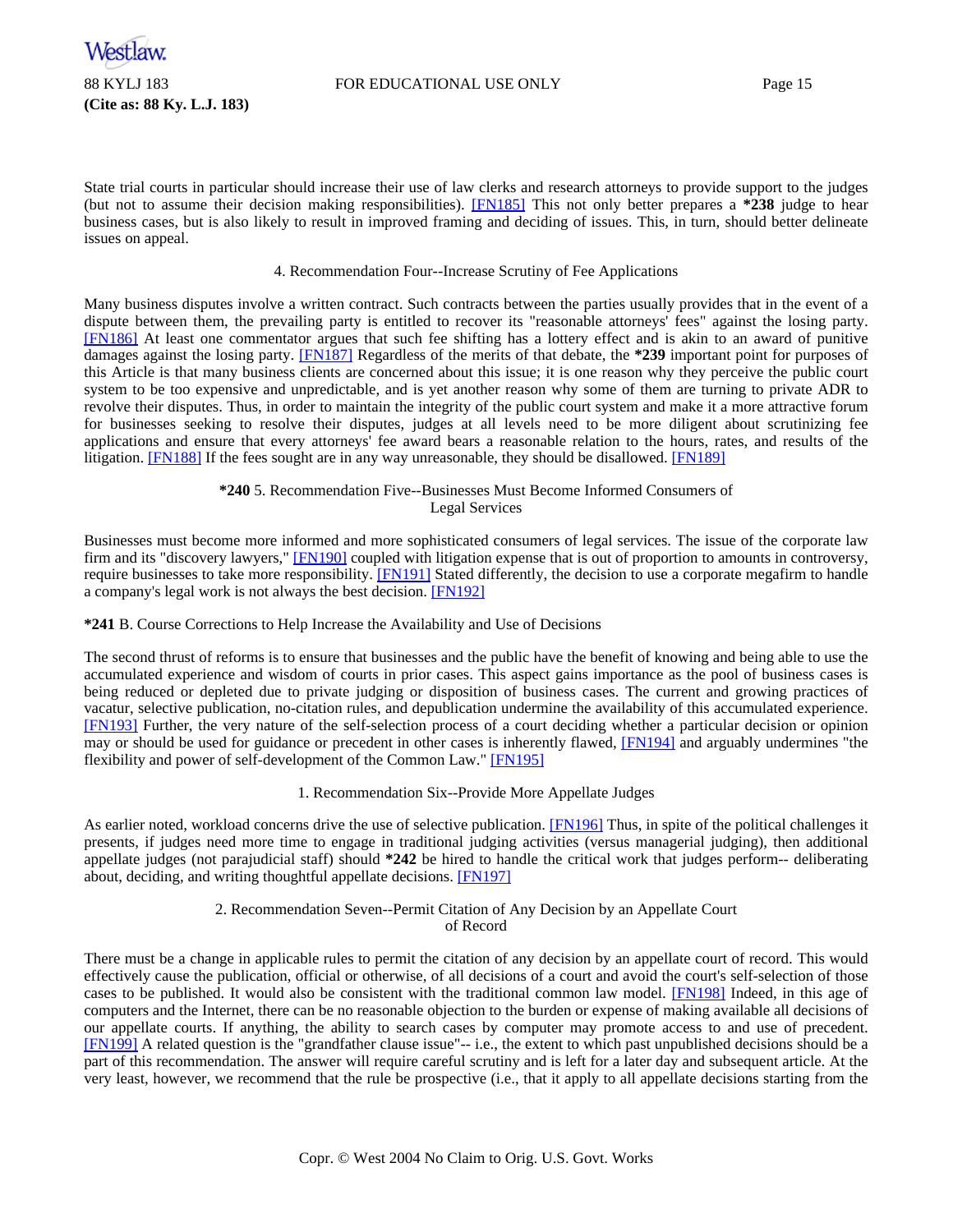State trial courts in particular should increase their use of law clerks and research attorneys to provide support to the judges (but not to assume their decision making responsibilities). [FN185] This not only better prepares a **\*238** judge to hear business cases, but is also likely to result in improved framing and deciding of issues. This, in turn, should better delineate issues on appeal.

#### 4. Recommendation Four--Increase Scrutiny of Fee Applications

Many business disputes involve a written contract. Such contracts between the parties usually provides that in the event of a dispute between them, the prevailing party is entitled to recover its "reasonable attorneys' fees" against the losing party. [FN186] At least one commentator argues that such fee shifting has a lottery effect and is akin to an award of punitive damages against the losing party. [FN187] Regardless of the merits of that debate, the **\*239** important point for purposes of this Article is that many business clients are concerned about this issue; it is one reason why they perceive the public court system to be too expensive and unpredictable, and is yet another reason why some of them are turning to private ADR to revolve their disputes. Thus, in order to maintain the integrity of the public court system and make it a more attractive forum for businesses seeking to resolve their disputes, judges at all levels need to be more diligent about scrutinizing fee applications and ensure that every attorneys' fee award bears a reasonable relation to the hours, rates, and results of the litigation. [FN188] If the fees sought are in any way unreasonable, they should be disallowed. [FN189]

#### **\*240** 5. Recommendation Five--Businesses Must Become Informed Consumers of Legal Services

Businesses must become more informed and more sophisticated consumers of legal services. The issue of the corporate law firm and its "discovery lawyers," [FN190] coupled with litigation expense that is out of proportion to amounts in controversy, require businesses to take more responsibility. [FN191] Stated differently, the decision to use a corporate megafirm to handle a company's legal work is not always the best decision. [FN192]

### **\*241** B. Course Corrections to Help Increase the Availability and Use of Decisions

The second thrust of reforms is to ensure that businesses and the public have the benefit of knowing and being able to use the accumulated experience and wisdom of courts in prior cases. This aspect gains importance as the pool of business cases is being reduced or depleted due to private judging or disposition of business cases. The current and growing practices of vacatur, selective publication, no-citation rules, and depublication undermine the availability of this accumulated experience. [FN193] Further, the very nature of the self-selection process of a court deciding whether a particular decision or opinion may or should be used for guidance or precedent in other cases is inherently flawed, [FN194] and arguably undermines "the flexibility and power of self-development of the Common Law." [FN195]

#### 1. Recommendation Six--Provide More Appellate Judges

As earlier noted, workload concerns drive the use of selective publication. [FN196] Thus, in spite of the political challenges it presents, if judges need more time to engage in traditional judging activities (versus managerial judging), then additional appellate judges (not parajudicial staff) should **\*242** be hired to handle the critical work that judges perform-- deliberating about, deciding, and writing thoughtful appellate decisions. [FN197]

#### 2. Recommendation Seven--Permit Citation of Any Decision by an Appellate Court of Record

There must be a change in applicable rules to permit the citation of any decision by an appellate court of record. This would effectively cause the publication, official or otherwise, of all decisions of a court and avoid the court's self-selection of those cases to be published. It would also be consistent with the traditional common law model. [FN198] Indeed, in this age of computers and the Internet, there can be no reasonable objection to the burden or expense of making available all decisions of our appellate courts. If anything, the ability to search cases by computer may promote access to and use of precedent. [FN199] A related question is the "grandfather clause issue"-- i.e., the extent to which past unpublished decisions should be a part of this recommendation. The answer will require careful scrutiny and is left for a later day and subsequent article. At the very least, however, we recommend that the rule be prospective (i.e., that it apply to all appellate decisions starting from the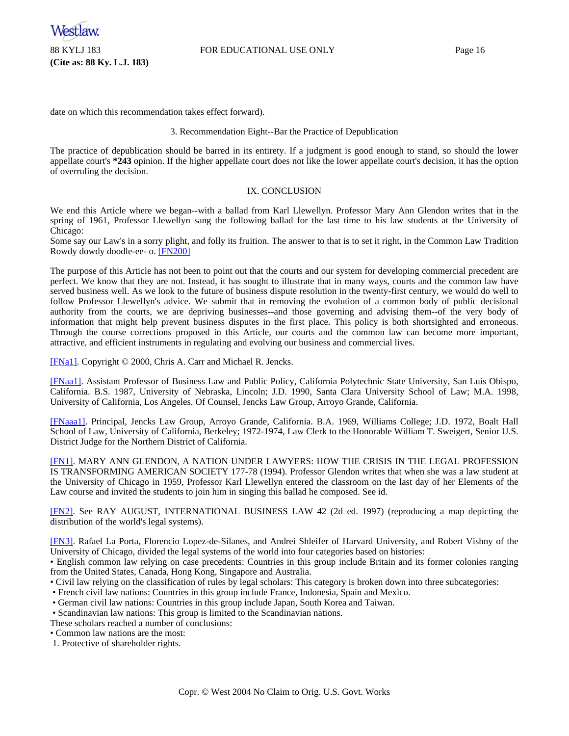date on which this recommendation takes effect forward).

### 3. Recommendation Eight--Bar the Practice of Depublication

The practice of depublication should be barred in its entirety. If a judgment is good enough to stand, so should the lower appellate court's **\*243** opinion. If the higher appellate court does not like the lower appellate court's decision, it has the option of overruling the decision.

## IX. CONCLUSION

We end this Article where we began--with a ballad from Karl Llewellyn. Professor Mary Ann Glendon writes that in the spring of 1961, Professor Llewellyn sang the following ballad for the last time to his law students at the University of Chicago:

Some say our Law's in a sorry plight, and folly its fruition. The answer to that is to set it right, in the Common Law Tradition Rowdy dowdy doodle-ee- o. [FN200]

The purpose of this Article has not been to point out that the courts and our system for developing commercial precedent are perfect. We know that they are not. Instead, it has sought to illustrate that in many ways, courts and the common law have served business well. As we look to the future of business dispute resolution in the twenty-first century, we would do well to follow Professor Llewellyn's advice. We submit that in removing the evolution of a common body of public decisional authority from the courts, we are depriving businesses--and those governing and advising them--of the very body of information that might help prevent business disputes in the first place. This policy is both shortsighted and erroneous. Through the course corrections proposed in this Article, our courts and the common law can become more important, attractive, and efficient instruments in regulating and evolving our business and commercial lives.

[FNa1]. Copyright © 2000, Chris A. Carr and Michael R. Jencks.

[FNaa1]. Assistant Professor of Business Law and Public Policy, California Polytechnic State University, San Luis Obispo, California. B.S. 1987, University of Nebraska, Lincoln; J.D. 1990, Santa Clara University School of Law; M.A. 1998, University of California, Los Angeles. Of Counsel, Jencks Law Group, Arroyo Grande, California.

[FNaaa1]. Principal, Jencks Law Group, Arroyo Grande, California. B.A. 1969, Williams College; J.D. 1972, Boalt Hall School of Law, University of California, Berkeley; 1972-1974, Law Clerk to the Honorable William T. Sweigert, Senior U.S. District Judge for the Northern District of California.

[FN1]. MARY ANN GLENDON, A NATION UNDER LAWYERS: HOW THE CRISIS IN THE LEGAL PROFESSION IS TRANSFORMING AMERICAN SOCIETY 177-78 (1994). Professor Glendon writes that when she was a law student at the University of Chicago in 1959, Professor Karl Llewellyn entered the classroom on the last day of her Elements of the Law course and invited the students to join him in singing this ballad he composed. See id.

[FN2]. See RAY AUGUST, INTERNATIONAL BUSINESS LAW 42 (2d ed. 1997) (reproducing a map depicting the distribution of the world's legal systems).

[FN3]. Rafael La Porta, Florencio Lopez-de-Silanes, and Andrei Shleifer of Harvard University, and Robert Vishny of the University of Chicago, divided the legal systems of the world into four categories based on histories:

- English common law relying on case precedents: Countries in this group include Britain and its former colonies ranging from the United States, Canada, Hong Kong, Singapore and Australia.
- Civil law relying on the classification of rules by legal scholars: This category is broken down into three subcategories:
  - French civil law nations: Countries in this group include France, Indonesia, Spain and Mexico.
  - German civil law nations: Countries in this group include Japan, South Korea and Taiwan.
  - Scandinavian law nations: This group is limited to the Scandinavian nations.

These scholars reached a number of conclusions:

- Common law nations are the most:
  1. Protective of shareholder rights.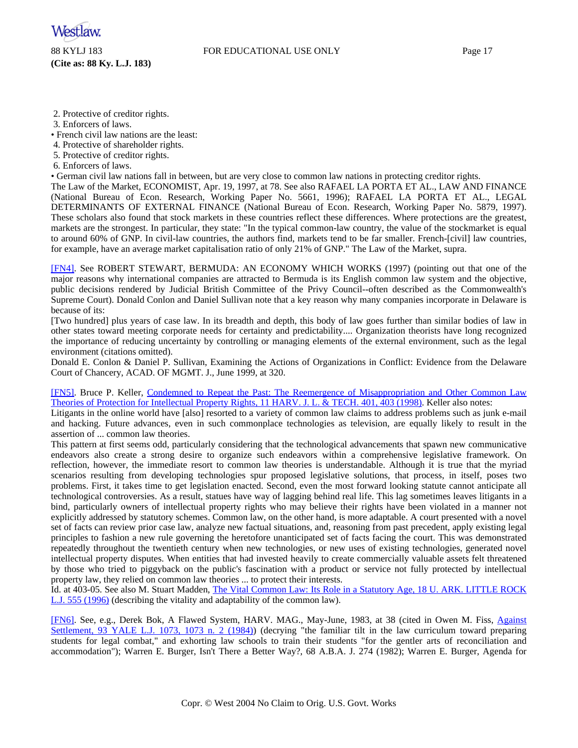2. Protective of creditor rights.
3. Enforcers of laws.
• French civil law nations are the least:
4. Protective of shareholder rights.
5. Protective of creditor rights.
6. Enforcers of laws.
• German civil law nations fall in between, but are very close to common law nations in protecting creditor rights.
The Law of the Market, ECONOMIST, Apr. 19, 1997, at 78. See also RAFAEL LA PORTA ET AL., LAW AND FINANCE (National Bureau of Econ. Research, Working Paper No. 5661, 1996); RAFAEL LA PORTA ET AL., LEGAL DETERMINANTS OF EXTERNAL FINANCE (National Bureau of Econ. Research, Working Paper No. 5879, 1997). These scholars also found that stock markets in these countries reflect these differences. Where protections are the greatest, markets are the strongest. In particular, they state: "In the typical common-law country, the value of the stockmarket is equal to around 60% of GNP. In civil-law countries, the authors find, markets tend to be far smaller. French-[civil] law countries, for example, have an average market capitalisation ratio of only 21% of GNP." The Law of the Market, supra.

[FN4]. See ROBERT STEWART, BERMUDA: AN ECONOMY WHICH WORKS (1997) (pointing out that one of the major reasons why international companies are attracted to Bermuda is its English common law system and the objective, public decisions rendered by Judicial British Committee of the Privy Council--often described as the Commonwealth's Supreme Court). Donald Conlon and Daniel Sullivan note that a key reason why many companies incorporate in Delaware is because of its:
[Two hundred] plus years of case law. In its breadth and depth, this body of law goes further than similar bodies of law in other states toward meeting corporate needs for certainty and predictability.... Organization theorists have long recognized the importance of reducing uncertainty by controlling or managing elements of the external environment, such as the legal environment (citations omitted).
Donald E. Conlon & Daniel P. Sullivan, Examining the Actions of Organizations in Conflict: Evidence from the Delaware Court of Chancery, ACAD. OF MGMT. J., June 1999, at 320.

[FN5]. Bruce P. Keller, Condemned to Repeat the Past: The Reemergence of Misappropriation and Other Common Law Theories of Protection for Intellectual Property Rights, 11 HARV. J. L. & TECH. 401, 403 (1998). Keller also notes:
Litigants in the online world have [also] resorted to a variety of common law claims to address problems such as junk e-mail and hacking. Future advances, even in such commonplace technologies as television, are equally likely to result in the assertion of ... common law theories.
This pattern at first seems odd, particularly considering that the technological advancements that spawn new communicative endeavors also create a strong desire to organize such endeavors within a comprehensive legislative framework. On reflection, however, the immediate resort to common law theories is understandable. Although it is true that the myriad scenarios resulting from developing technologies spur proposed legislative solutions, that process, in itself, poses two problems. First, it takes time to get legislation enacted. Second, even the most forward looking statute cannot anticipate all technological controversies. As a result, statues have way of lagging behind real life. This lag sometimes leaves litigants in a bind, particularly owners of intellectual property rights who may believe their rights have been violated in a manner not explicitly addressed by statutory schemes. Common law, on the other hand, is more adaptable. A court presented with a novel set of facts can review prior case law, analyze new factual situations, and, reasoning from past precedent, apply existing legal principles to fashion a new rule governing the heretofore unanticipated set of facts facing the court. This was demonstrated repeatedly throughout the twentieth century when new technologies, or new uses of existing technologies, generated novel intellectual property disputes. When entities that had invested heavily to create commercially valuable assets felt threatened by those who tried to piggyback on the public's fascination with a product or service not fully protected by intellectual property law, they relied on common law theories ... to protect their interests.
Id. at 403-05. See also M. Stuart Madden, The Vital Common Law: Its Role in a Statutory Age, 18 U. ARK. LITTLE ROCK L.J. 555 (1996) (describing the vitality and adaptability of the common law).

[FN6]. See, e.g., Derek Bok, A Flawed System, HARV. MAG., May-June, 1983, at 38 (cited in Owen M. Fiss, Against Settlement, 93 YALE L.J. 1073, 1073 n. 2 (1984)) (decrying "the familiar tilt in the law curriculum toward preparing students for legal combat," and exhorting law schools to train their students "for the gentler arts of reconciliation and accommodation"); Warren E. Burger, Isn't There a Better Way?, 68 A.B.A. J. 274 (1982); Warren E. Burger, Agenda for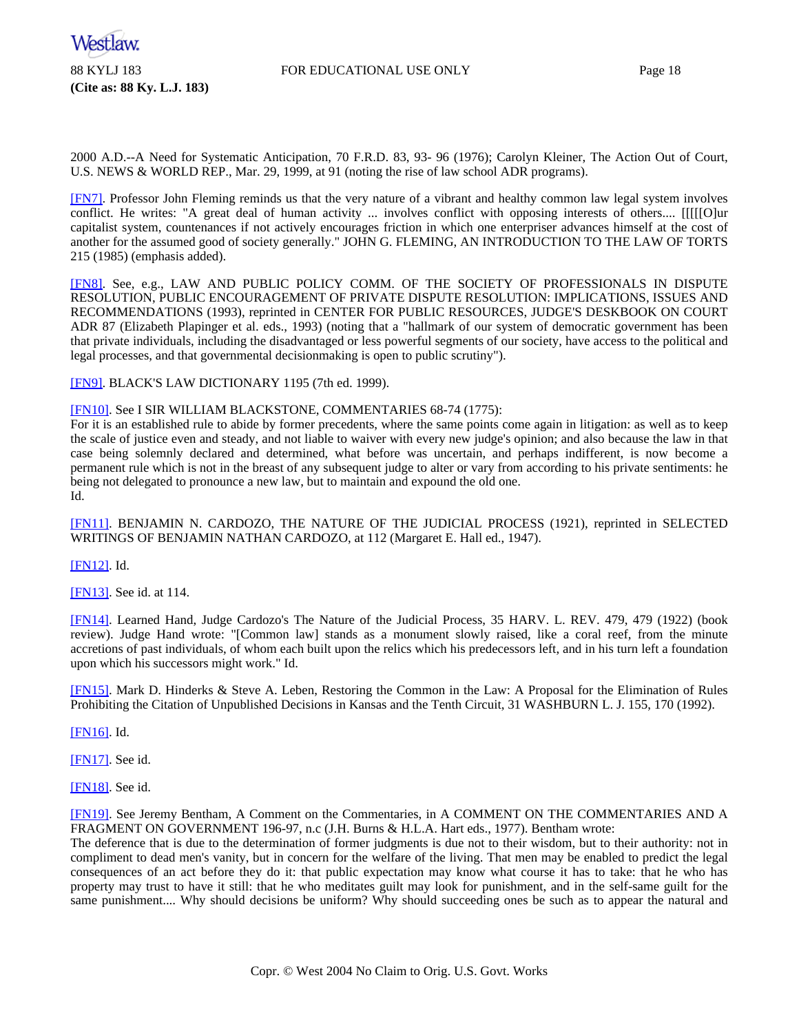2000 A.D.--A Need for Systematic Anticipation, 70 F.R.D. 83, 93- 96 (1976); Carolyn Kleiner, The Action Out of Court, U.S. NEWS & WORLD REP., Mar. 29, 1999, at 91 (noting the rise of law school ADR programs).

[FN7]. Professor John Fleming reminds us that the very nature of a vibrant and healthy common law legal system involves conflict. He writes: "A great deal of human activity ... involves conflict with opposing interests of others.... [[[[[O]ur capitalist system, countenances if not actively encourages friction in which one enterpriser advances himself at the cost of another for the assumed good of society generally." JOHN G. FLEMING, AN INTRODUCTION TO THE LAW OF TORTS 215 (1985) (emphasis added).

[FN8]. See, e.g., LAW AND PUBLIC POLICY COMM. OF THE SOCIETY OF PROFESSIONALS IN DISPUTE RESOLUTION, PUBLIC ENCOURAGEMENT OF PRIVATE DISPUTE RESOLUTION: IMPLICATIONS, ISSUES AND RECOMMENDATIONS (1993), reprinted in CENTER FOR PUBLIC RESOURCES, JUDGE'S DESKBOOK ON COURT ADR 87 (Elizabeth Plapinger et al. eds., 1993) (noting that a "hallmark of our system of democratic government has been that private individuals, including the disadvantaged or less powerful segments of our society, have access to the political and legal processes, and that governmental decisionmaking is open to public scrutiny").

[FN9]. BLACK'S LAW DICTIONARY 1195 (7th ed. 1999).

[FN10]. See I SIR WILLIAM BLACKSTONE, COMMENTARIES 68-74 (1775):
For it is an established rule to abide by former precedents, where the same points come again in litigation: as well as to keep the scale of justice even and steady, and not liable to waiver with every new judge's opinion; and also because the law in that case being solemnly declared and determined, what before was uncertain, and perhaps indifferent, is now become a permanent rule which is not in the breast of any subsequent judge to alter or vary from according to his private sentiments: he being not delegated to pronounce a new law, but to maintain and expound the old one.
Id.

[FN11]. BENJAMIN N. CARDOZO, THE NATURE OF THE JUDICIAL PROCESS (1921), reprinted in SELECTED WRITINGS OF BENJAMIN NATHAN CARDOZO, at 112 (Margaret E. Hall ed., 1947).

[FN12]. Id.

[FN13]. See id. at 114.

[FN14]. Learned Hand, Judge Cardozo's The Nature of the Judicial Process, 35 HARV. L. REV. 479, 479 (1922) (book review). Judge Hand wrote: "[Common law] stands as a monument slowly raised, like a coral reef, from the minute accretions of past individuals, of whom each built upon the relics which his predecessors left, and in his turn left a foundation upon which his successors might work." Id.

[FN15]. Mark D. Hinderks & Steve A. Leben, Restoring the Common in the Law: A Proposal for the Elimination of Rules Prohibiting the Citation of Unpublished Decisions in Kansas and the Tenth Circuit, 31 WASHBURN L. J. 155, 170 (1992).

[FN16]. Id.

[FN17]. See id.

[FN18]. See id.

[FN19]. See Jeremy Bentham, A Comment on the Commentaries, in A COMMENT ON THE COMMENTARIES AND A FRAGMENT ON GOVERNMENT 196-97, n.c (J.H. Burns & H.L.A. Hart eds., 1977). Bentham wrote:
The deference that is due to the determination of former judgments is due not to their wisdom, but to their authority: not in compliment to dead men's vanity, but in concern for the welfare of the living. That men may be enabled to predict the legal consequences of an act before they do it: that public expectation may know what course it has to take: that he who has property may trust to have it still: that he who meditates guilt may look for punishment, and in the self-same guilt for the same punishment.... Why should decisions be uniform? Why should succeeding ones be such as to appear the natural and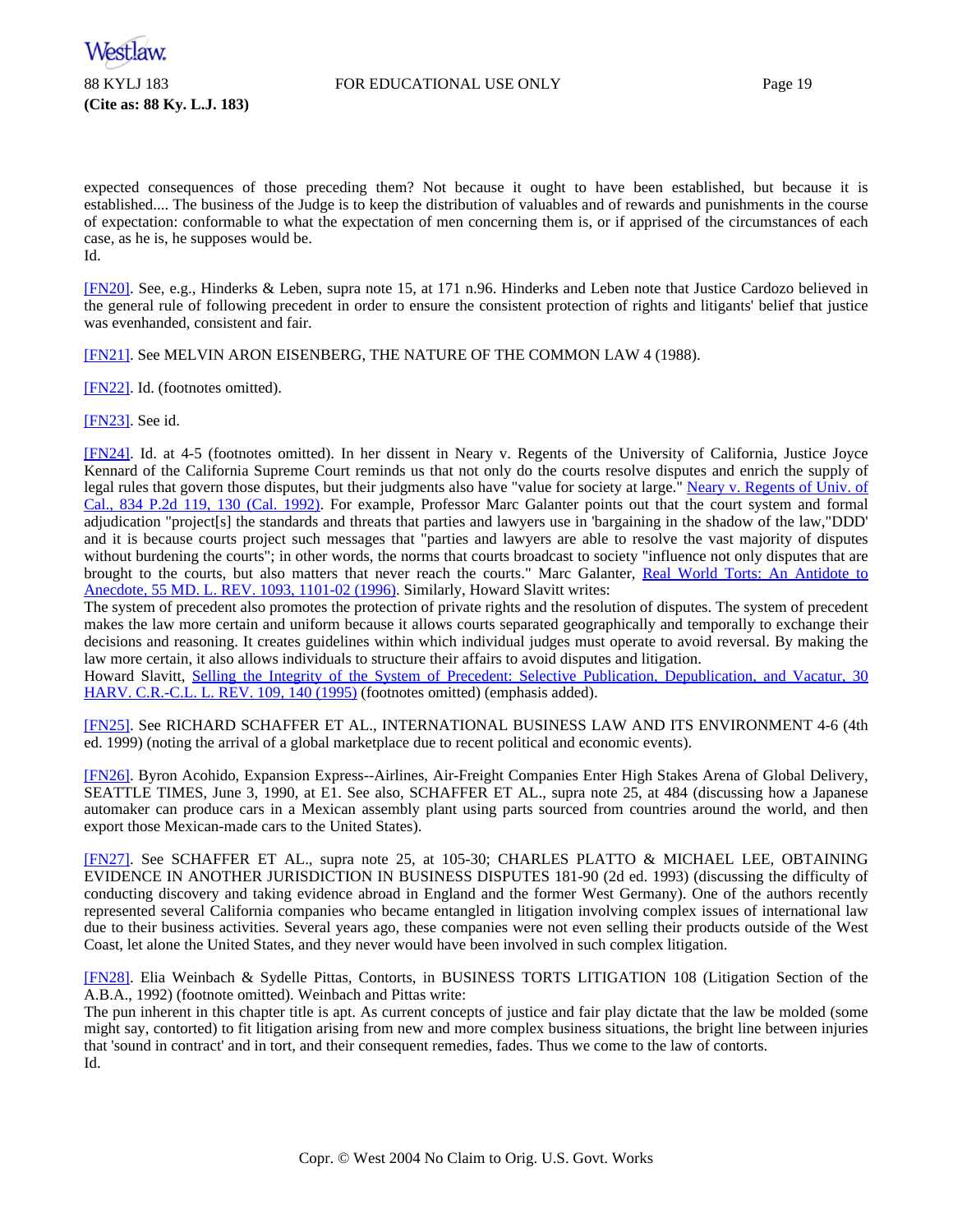expected consequences of those preceding them? Not because it ought to have been established, but because it is established.... The business of the Judge is to keep the distribution of valuables and of rewards and punishments in the course of expectation: conformable to what the expectation of men concerning them is, or if apprised of the circumstances of each case, as he is, he supposes would be.

Id.

[FN20]. See, e.g., Hinderks & Leben, supra note 15, at 171 n.96. Hinderks and Leben note that Justice Cardozo believed in the general rule of following precedent in order to ensure the consistent protection of rights and litigants' belief that justice was evenhanded, consistent and fair.

[FN21]. See MELVIN ARON EISENBERG, THE NATURE OF THE COMMON LAW 4 (1988).

[FN22]. Id. (footnotes omitted).

[FN23]. See id.

[FN24]. Id. at 4-5 (footnotes omitted). In her dissent in Neary v. Regents of the University of California, Justice Joyce Kennard of the California Supreme Court reminds us that not only do the courts resolve disputes and enrich the supply of legal rules that govern those disputes, but their judgments also have "value for society at large." Neary v. Regents of Univ. of Cal., 834 P.2d 119, 130 (Cal. 1992). For example, Professor Marc Galanter points out that the court system and formal adjudication "project[s] the standards and threats that parties and lawyers use in 'bargaining in the shadow of the law,"DDD' and it is because courts project such messages that "parties and lawyers are able to resolve the vast majority of disputes without burdening the courts"; in other words, the norms that courts broadcast to society "influence not only disputes that are brought to the courts, but also matters that never reach the courts." Marc Galanter, Real World Torts: An Antidote to Anecdote, 55 MD. L. REV. 1093, 1101-02 (1996). Similarly, Howard Slavitt writes:

The system of precedent also promotes the protection of private rights and the resolution of disputes. The system of precedent makes the law more certain and uniform because it allows courts separated geographically and temporally to exchange their decisions and reasoning. It creates guidelines within which individual judges must operate to avoid reversal. By making the law more certain, it also allows individuals to structure their affairs to avoid disputes and litigation.

Howard Slavitt, Selling the Integrity of the System of Precedent: Selective Publication, Depublication, and Vacatur, 30 HARV. C.R.-C.L. L. REV. 109, 140 (1995) (footnotes omitted) (emphasis added).

[FN25]. See RICHARD SCHAFFER ET AL., INTERNATIONAL BUSINESS LAW AND ITS ENVIRONMENT 4-6 (4th ed. 1999) (noting the arrival of a global marketplace due to recent political and economic events).

[FN26]. Byron Acohido, Expansion Express--Airlines, Air-Freight Companies Enter High Stakes Arena of Global Delivery, SEATTLE TIMES, June 3, 1990, at E1. See also, SCHAFFER ET AL., supra note 25, at 484 (discussing how a Japanese automaker can produce cars in a Mexican assembly plant using parts sourced from countries around the world, and then export those Mexican-made cars to the United States).

[FN27]. See SCHAFFER ET AL., supra note 25, at 105-30; CHARLES PLATTO & MICHAEL LEE, OBTAINING EVIDENCE IN ANOTHER JURISDICTION IN BUSINESS DISPUTES 181-90 (2d ed. 1993) (discussing the difficulty of conducting discovery and taking evidence abroad in England and the former West Germany). One of the authors recently represented several California companies who became entangled in litigation involving complex issues of international law due to their business activities. Several years ago, these companies were not even selling their products outside of the West Coast, let alone the United States, and they never would have been involved in such complex litigation.

[FN28]. Elia Weinbach & Sydelle Pittas, Contorts, in BUSINESS TORTS LITIGATION 108 (Litigation Section of the A.B.A., 1992) (footnote omitted). Weinbach and Pittas write:

The pun inherent in this chapter title is apt. As current concepts of justice and fair play dictate that the law be molded (some might say, contorted) to fit litigation arising from new and more complex business situations, the bright line between injuries that 'sound in contract' and in tort, and their consequent remedies, fades. Thus we come to the law of contorts.

Id.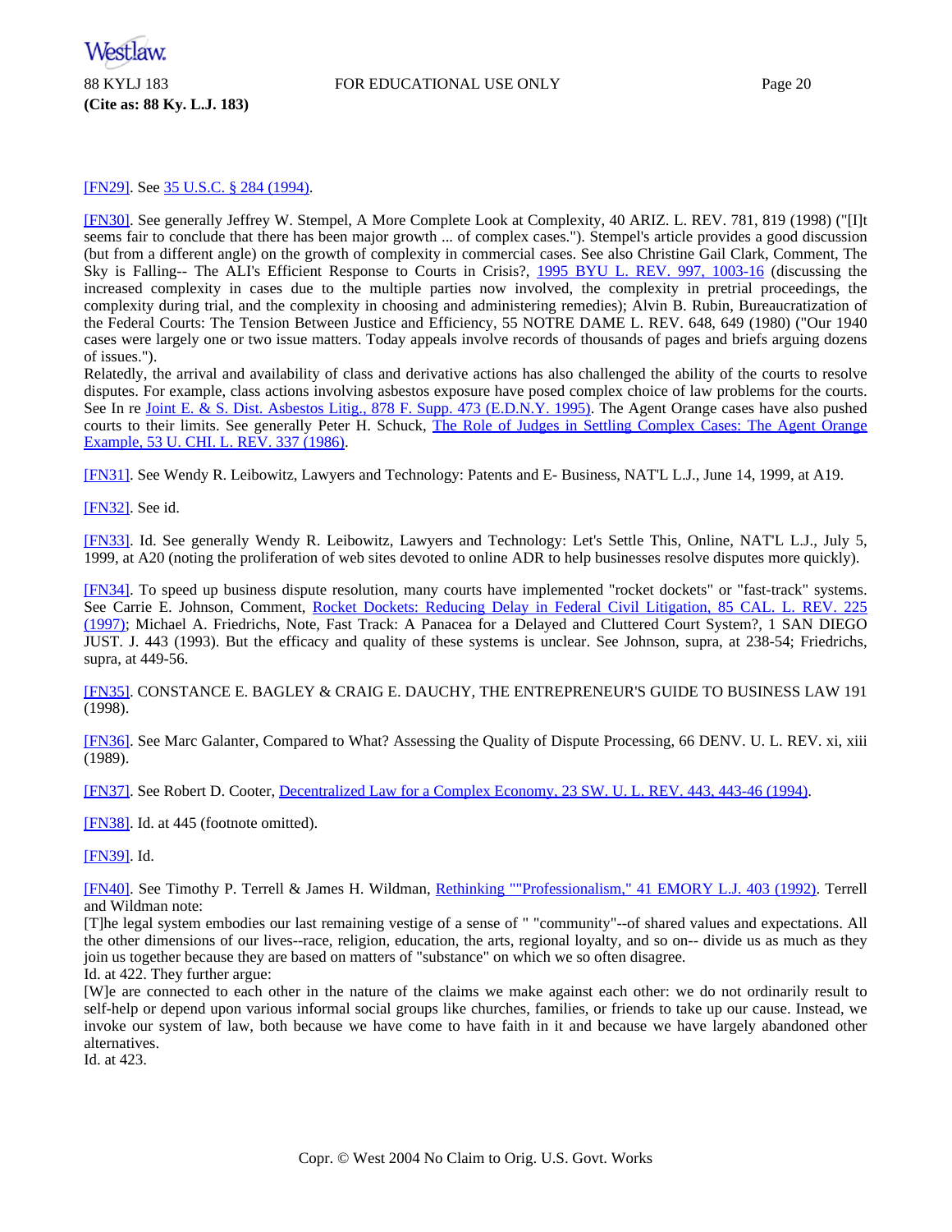[FN29]. See 35 U.S.C. § 284 (1994).

[FN30]. See generally Jeffrey W. Stempel, A More Complete Look at Complexity, 40 ARIZ. L. REV. 781, 819 (1998) ("[I]t seems fair to conclude that there has been major growth ... of complex cases."). Stempel's article provides a good discussion (but from a different angle) on the growth of complexity in commercial cases. See also Christine Gail Clark, Comment, The Sky is Falling-- The ALI's Efficient Response to Courts in Crisis?, 1995 BYU L. REV. 997, 1003-16 (discussing the increased complexity in cases due to the multiple parties now involved, the complexity in pretrial proceedings, the complexity during trial, and the complexity in choosing and administering remedies); Alvin B. Rubin, Bureaucratization of the Federal Courts: The Tension Between Justice and Efficiency, 55 NOTRE DAME L. REV. 648, 649 (1980) ("Our 1940 cases were largely one or two issue matters. Today appeals involve records of thousands of pages and briefs arguing dozens of issues.").
Relatedly, the arrival and availability of class and derivative actions has also challenged the ability of the courts to resolve disputes. For example, class actions involving asbestos exposure have posed complex choice of law problems for the courts. See In re Joint E. & S. Dist. Asbestos Litig., 878 F. Supp. 473 (E.D.N.Y. 1995). The Agent Orange cases have also pushed courts to their limits. See generally Peter H. Schuck, The Role of Judges in Settling Complex Cases: The Agent Orange Example, 53 U. CHI. L. REV. 337 (1986).

[FN31]. See Wendy R. Leibowitz, Lawyers and Technology: Patents and E- Business, NAT'L L.J., June 14, 1999, at A19.

[FN32]. See id.

[FN33]. Id. See generally Wendy R. Leibowitz, Lawyers and Technology: Let's Settle This, Online, NAT'L L.J., July 5, 1999, at A20 (noting the proliferation of web sites devoted to online ADR to help businesses resolve disputes more quickly).

[FN34]. To speed up business dispute resolution, many courts have implemented "rocket dockets" or "fast-track" systems. See Carrie E. Johnson, Comment, Rocket Dockets: Reducing Delay in Federal Civil Litigation, 85 CAL. L. REV. 225 (1997); Michael A. Friedrichs, Note, Fast Track: A Panacea for a Delayed and Cluttered Court System?, 1 SAN DIEGO JUST. J. 443 (1993). But the efficacy and quality of these systems is unclear. See Johnson, supra, at 238-54; Friedrichs, supra, at 449-56.

[FN35]. CONSTANCE E. BAGLEY & CRAIG E. DAUCHY, THE ENTREPRENEUR'S GUIDE TO BUSINESS LAW 191 (1998).

[FN36]. See Marc Galanter, Compared to What? Assessing the Quality of Dispute Processing, 66 DENV. U. L. REV. xi, xiii (1989).

[FN37]. See Robert D. Cooter, Decentralized Law for a Complex Economy, 23 SW. U. L. REV. 443, 443-46 (1994).

[FN38]. Id. at 445 (footnote omitted).

[FN39]. Id.

[FN40]. See Timothy P. Terrell & James H. Wildman, Rethinking ""Professionalism," 41 EMORY L.J. 403 (1992). Terrell and Wildman note:
[T]he legal system embodies our last remaining vestige of a sense of " "community"--of shared values and expectations. All the other dimensions of our lives--race, religion, education, the arts, regional loyalty, and so on-- divide us as much as they join us together because they are based on matters of "substance" on which we so often disagree.
Id. at 422. They further argue:
[W]e are connected to each other in the nature of the claims we make against each other: we do not ordinarily result to self-help or depend upon various informal social groups like churches, families, or friends to take up our cause. Instead, we invoke our system of law, both because we have come to have faith in it and because we have largely abandoned other alternatives.
Id. at 423.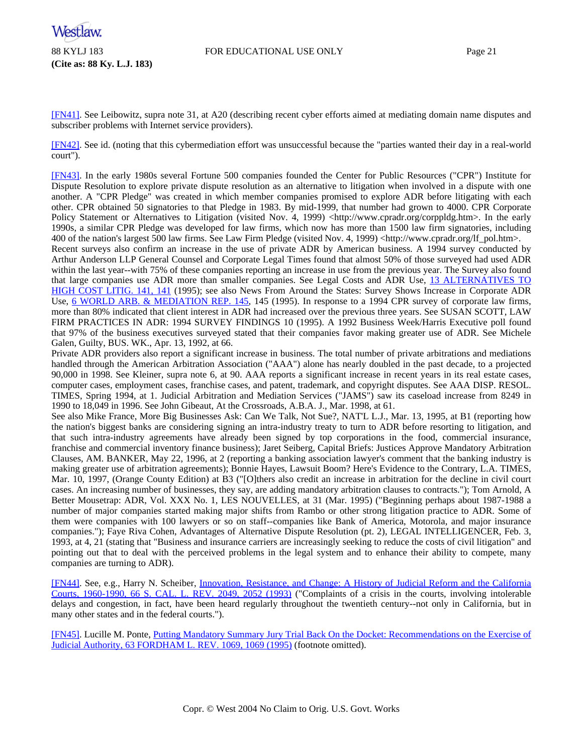[FN41]. See Leibowitz, supra note 31, at A20 (describing recent cyber efforts aimed at mediating domain name disputes and subscriber problems with Internet service providers).

[FN42]. See id. (noting that this cybermediation effort was unsuccessful because the "parties wanted their day in a real-world court").

[FN43]. In the early 1980s several Fortune 500 companies founded the Center for Public Resources ("CPR") Institute for Dispute Resolution to explore private dispute resolution as an alternative to litigation when involved in a dispute with one another. A "CPR Pledge" was created in which member companies promised to explore ADR before litigating with each other. CPR obtained 50 signatories to that Pledge in 1983. By mid-1999, that number had grown to 4000. CPR Corporate Policy Statement or Alternatives to Litigation (visited Nov. 4, 1999) <http://www.cpradr.org/corppldg.htm>. In the early 1990s, a similar CPR Pledge was developed for law firms, which now has more than 1500 law firm signatories, including 400 of the nation's largest 500 law firms. See Law Firm Pledge (visited Nov. 4, 1999) <http://www.cpradr.org/lf_pol.htm>.

Recent surveys also confirm an increase in the use of private ADR by American business. A 1994 survey conducted by Arthur Anderson LLP General Counsel and Corporate Legal Times found that almost 50% of those surveyed had used ADR within the last year--with 75% of these companies reporting an increase in use from the previous year. The Survey also found that large companies use ADR more than smaller companies. See Legal Costs and ADR Use, 13 ALTERNATIVES TO HIGH COST LITIG. 141, 141 (1995); see also News From Around the States: Survey Shows Increase in Corporate ADR Use, 6 WORLD ARB. & MEDIATION REP. 145, 145 (1995). In response to a 1994 CPR survey of corporate law firms, more than 80% indicated that client interest in ADR had increased over the previous three years. See SUSAN SCOTT, LAW FIRM PRACTICES IN ADR: 1994 SURVEY FINDINGS 10 (1995). A 1992 Business Week/Harris Executive poll found that 97% of the business executives surveyed stated that their companies favor making greater use of ADR. See Michele Galen, Guilty, BUS. WK., Apr. 13, 1992, at 66.

Private ADR providers also report a significant increase in business. The total number of private arbitrations and mediations handled through the American Arbitration Association ("AAA") alone has nearly doubled in the past decade, to a projected 90,000 in 1998. See Kleiner, supra note 6, at 90. AAA reports a significant increase in recent years in its real estate cases, computer cases, employment cases, franchise cases, and patent, trademark, and copyright disputes. See AAA DISP. RESOL. TIMES, Spring 1994, at 1. Judicial Arbitration and Mediation Services ("JAMS") saw its caseload increase from 8249 in 1990 to 18,049 in 1996. See John Gibeaut, At the Crossroads, A.B.A. J., Mar. 1998, at 61.

See also Mike France, More Big Businesses Ask: Can We Talk, Not Sue?, NAT'L L.J., Mar. 13, 1995, at B1 (reporting how the nation's biggest banks are considering signing an intra-industry treaty to turn to ADR before resorting to litigation, and that such intra-industry agreements have already been signed by top corporations in the food, commercial insurance, franchise and commercial inventory finance business); Jaret Seiberg, Capital Briefs: Justices Approve Mandatory Arbitration Clauses, AM. BANKER, May 22, 1996, at 2 (reporting a banking association lawyer's comment that the banking industry is making greater use of arbitration agreements); Bonnie Hayes, Lawsuit Boom? Here's Evidence to the Contrary, L.A. TIMES, Mar. 10, 1997, (Orange County Edition) at B3 ("[O]thers also credit an increase in arbitration for the decline in civil court cases. An increasing number of businesses, they say, are adding mandatory arbitration clauses to contracts."); Tom Arnold, A Better Mousetrap: ADR, Vol. XXX No. 1, LES NOUVELLES, at 31 (Mar. 1995) ("Beginning perhaps about 1987-1988 a number of major companies started making major shifts from Rambo or other strong litigation practice to ADR. Some of them were companies with 100 lawyers or so on staff--companies like Bank of America, Motorola, and major insurance companies."); Faye Riva Cohen, Advantages of Alternative Dispute Resolution (pt. 2), LEGAL INTELLIGENCER, Feb. 3, 1993, at 4, 21 (stating that "Business and insurance carriers are increasingly seeking to reduce the costs of civil litigation" and pointing out that to deal with the perceived problems in the legal system and to enhance their ability to compete, many companies are turning to ADR).

[FN44]. See, e.g., Harry N. Scheiber, Innovation, Resistance, and Change: A History of Judicial Reform and the California Courts, 1960-1990, 66 S. CAL. L. REV. 2049, 2052 (1993) ("Complaints of a crisis in the courts, involving intolerable delays and congestion, in fact, have been heard regularly throughout the twentieth century--not only in California, but in many other states and in the federal courts.").

[FN45]. Lucille M. Ponte, Putting Mandatory Summary Jury Trial Back On the Docket: Recommendations on the Exercise of Judicial Authority, 63 FORDHAM L. REV. 1069, 1069 (1995) (footnote omitted).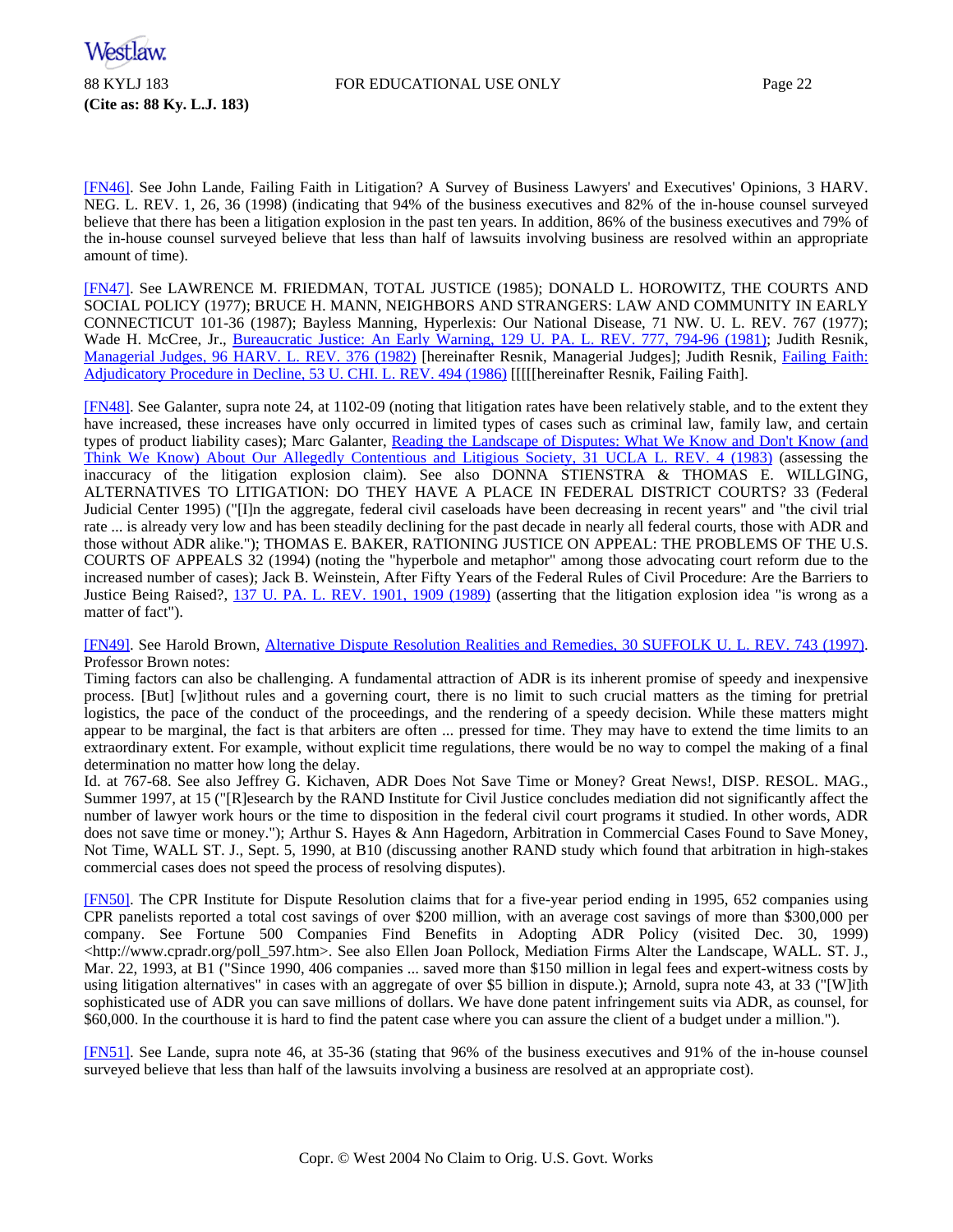[FN46]. See John Lande, Failing Faith in Litigation? A Survey of Business Lawyers' and Executives' Opinions, 3 HARV. NEG. L. REV. 1, 26, 36 (1998) (indicating that 94% of the business executives and 82% of the in-house counsel surveyed believe that there has been a litigation explosion in the past ten years. In addition, 86% of the business executives and 79% of the in-house counsel surveyed believe that less than half of lawsuits involving business are resolved within an appropriate amount of time).

[FN47]. See LAWRENCE M. FRIEDMAN, TOTAL JUSTICE (1985); DONALD L. HOROWITZ, THE COURTS AND SOCIAL POLICY (1977); BRUCE H. MANN, NEIGHBORS AND STRANGERS: LAW AND COMMUNITY IN EARLY CONNECTICUT 101-36 (1987); Bayless Manning, Hyperlexis: Our National Disease, 71 NW. U. L. REV. 767 (1977); Wade H. McCree, Jr., Bureaucratic Justice: An Early Warning, 129 U. PA. L. REV. 777, 794-96 (1981); Judith Resnik, Managerial Judges, 96 HARV. L. REV. 376 (1982) [hereinafter Resnik, Managerial Judges]; Judith Resnik, Failing Faith: Adjudicatory Procedure in Decline, 53 U. CHI. L. REV. 494 (1986) [[[[[hereinafter Resnik, Failing Faith].

[FN48]. See Galanter, supra note 24, at 1102-09 (noting that litigation rates have been relatively stable, and to the extent they have increased, these increases have only occurred in limited types of cases such as criminal law, family law, and certain types of product liability cases); Marc Galanter, Reading the Landscape of Disputes: What We Know and Don't Know (and Think We Know) About Our Allegedly Contentious and Litigious Society, 31 UCLA L. REV. 4 (1983) (assessing the inaccuracy of the litigation explosion claim). See also DONNA STIENSTRA & THOMAS E. WILLGING, ALTERNATIVES TO LITIGATION: DO THEY HAVE A PLACE IN FEDERAL DISTRICT COURTS? 33 (Federal Judicial Center 1995) ("[I]n the aggregate, federal civil caseloads have been decreasing in recent years" and "the civil trial rate ... is already very low and has been steadily declining for the past decade in nearly all federal courts, those with ADR and those without ADR alike."); THOMAS E. BAKER, RATIONING JUSTICE ON APPEAL: THE PROBLEMS OF THE U.S. COURTS OF APPEALS 32 (1994) (noting the "hyperbole and metaphor" among those advocating court reform due to the increased number of cases); Jack B. Weinstein, After Fifty Years of the Federal Rules of Civil Procedure: Are the Barriers to Justice Being Raised?, 137 U. PA. L. REV. 1901, 1909 (1989) (asserting that the litigation explosion idea "is wrong as a matter of fact").

[FN49]. See Harold Brown, Alternative Dispute Resolution Realities and Remedies, 30 SUFFOLK U. L. REV. 743 (1997). Professor Brown notes:

Timing factors can also be challenging. A fundamental attraction of ADR is its inherent promise of speedy and inexpensive process. [But] [w]ithout rules and a governing court, there is no limit to such crucial matters as the timing for pretrial logistics, the pace of the conduct of the proceedings, and the rendering of a speedy decision. While these matters might appear to be marginal, the fact is that arbiters are often ... pressed for time. They may have to extend the time limits to an extraordinary extent. For example, without explicit time regulations, there would be no way to compel the making of a final determination no matter how long the delay.

Id. at 767-68. See also Jeffrey G. Kichaven, ADR Does Not Save Time or Money? Great News!, DISP. RESOL. MAG., Summer 1997, at 15 ("[R]esearch by the RAND Institute for Civil Justice concludes mediation did not significantly affect the number of lawyer work hours or the time to disposition in the federal civil court programs it studied. In other words, ADR does not save time or money."); Arthur S. Hayes & Ann Hagedorn, Arbitration in Commercial Cases Found to Save Money, Not Time, WALL ST. J., Sept. 5, 1990, at B10 (discussing another RAND study which found that arbitration in high-stakes commercial cases does not speed the process of resolving disputes).

[FN50]. The CPR Institute for Dispute Resolution claims that for a five-year period ending in 1995, 652 companies using CPR panelists reported a total cost savings of over $200 million, with an average cost savings of more than $300,000 per company. See Fortune 500 Companies Find Benefits in Adopting ADR Policy (visited Dec. 30, 1999) <http://www.cpradr.org/poll_597.htm>. See also Ellen Joan Pollock, Mediation Firms Alter the Landscape, WALL. ST. J., Mar. 22, 1993, at B1 ("Since 1990, 406 companies ... saved more than $150 million in legal fees and expert-witness costs by using litigation alternatives" in cases with an aggregate of over $5 billion in dispute.); Arnold, supra note 43, at 33 ("[W]ith sophisticated use of ADR you can save millions of dollars. We have done patent infringement suits via ADR, as counsel, for $60,000. In the courthouse it is hard to find the patent case where you can assure the client of a budget under a million.").

[FN51]. See Lande, supra note 46, at 35-36 (stating that 96% of the business executives and 91% of the in-house counsel surveyed believe that less than half of the lawsuits involving a business are resolved at an appropriate cost).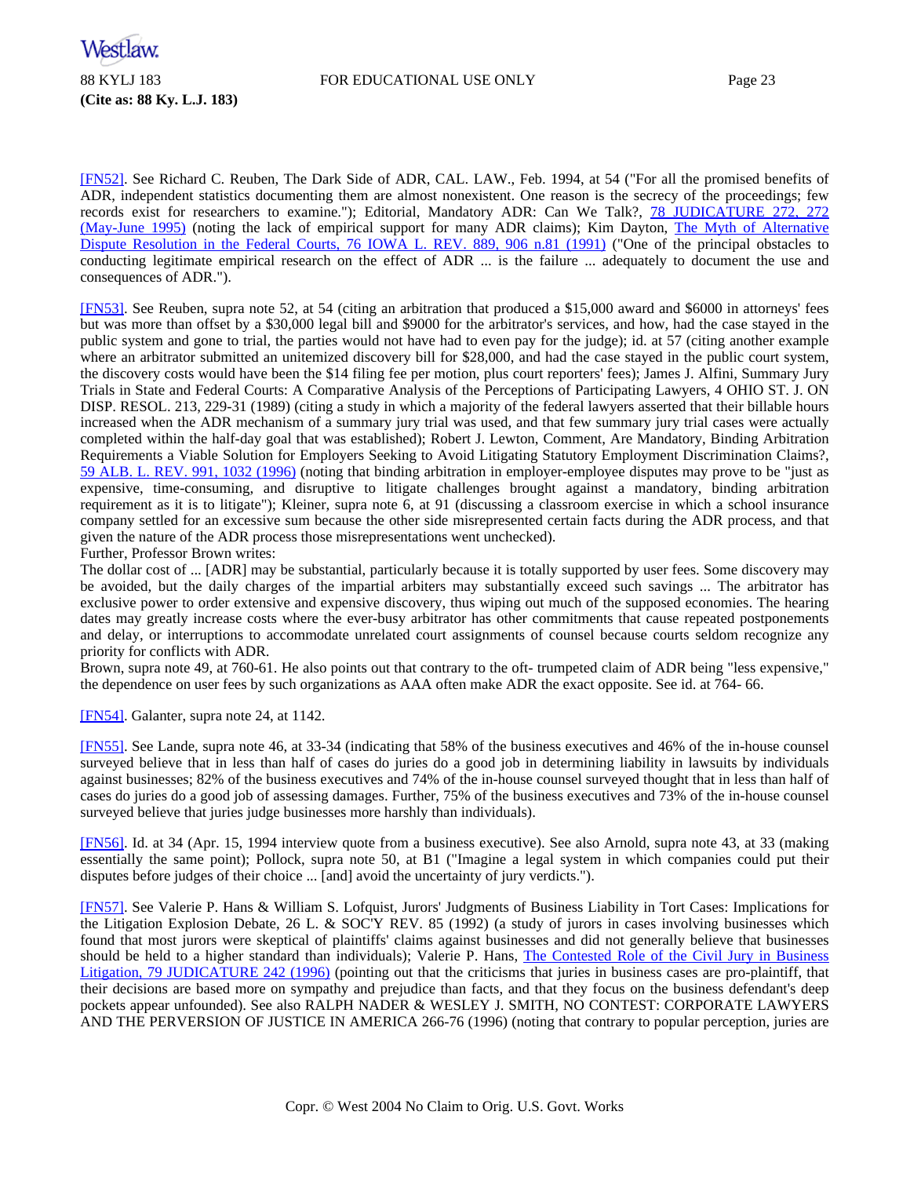[FN52]. See Richard C. Reuben, The Dark Side of ADR, CAL. LAW., Feb. 1994, at 54 ("For all the promised benefits of ADR, independent statistics documenting them are almost nonexistent. One reason is the secrecy of the proceedings; few records exist for researchers to examine."); Editorial, Mandatory ADR: Can We Talk?, 78 JUDICATURE 272, 272 (May-June 1995) (noting the lack of empirical support for many ADR claims); Kim Dayton, The Myth of Alternative Dispute Resolution in the Federal Courts, 76 IOWA L. REV. 889, 906 n.81 (1991) ("One of the principal obstacles to conducting legitimate empirical research on the effect of ADR ... is the failure ... adequately to document the use and consequences of ADR.").

[FN53]. See Reuben, supra note 52, at 54 (citing an arbitration that produced a $15,000 award and $6000 in attorneys' fees but was more than offset by a $30,000 legal bill and $9000 for the arbitrator's services, and how, had the case stayed in the public system and gone to trial, the parties would not have had to even pay for the judge); id. at 57 (citing another example where an arbitrator submitted an unitemized discovery bill for $28,000, and had the case stayed in the public court system, the discovery costs would have been the $14 filing fee per motion, plus court reporters' fees); James J. Alfini, Summary Jury Trials in State and Federal Courts: A Comparative Analysis of the Perceptions of Participating Lawyers, 4 OHIO ST. J. ON DISP. RESOL. 213, 229-31 (1989) (citing a study in which a majority of the federal lawyers asserted that their billable hours increased when the ADR mechanism of a summary jury trial was used, and that few summary jury trial cases were actually completed within the half-day goal that was established); Robert J. Lewton, Comment, Are Mandatory, Binding Arbitration Requirements a Viable Solution for Employers Seeking to Avoid Litigating Statutory Employment Discrimination Claims?, 59 ALB. L. REV. 991, 1032 (1996) (noting that binding arbitration in employer-employee disputes may prove to be "just as expensive, time-consuming, and disruptive to litigate challenges brought against a mandatory, binding arbitration requirement as it is to litigate"); Kleiner, supra note 6, at 91 (discussing a classroom exercise in which a school insurance company settled for an excessive sum because the other side misrepresented certain facts during the ADR process, and that given the nature of the ADR process those misrepresentations went unchecked).

Further, Professor Brown writes:

The dollar cost of ... [ADR] may be substantial, particularly because it is totally supported by user fees. Some discovery may be avoided, but the daily charges of the impartial arbiters may substantially exceed such savings ... The arbitrator has exclusive power to order extensive and expensive discovery, thus wiping out much of the supposed economies. The hearing dates may greatly increase costs where the ever-busy arbitrator has other commitments that cause repeated postponements and delay, or interruptions to accommodate unrelated court assignments of counsel because courts seldom recognize any priority for conflicts with ADR.

Brown, supra note 49, at 760-61. He also points out that contrary to the oft- trumpeted claim of ADR being "less expensive," the dependence on user fees by such organizations as AAA often make ADR the exact opposite. See id. at 764- 66.

[FN54]. Galanter, supra note 24, at 1142.

[FN55]. See Lande, supra note 46, at 33-34 (indicating that 58% of the business executives and 46% of the in-house counsel surveyed believe that in less than half of cases do juries do a good job in determining liability in lawsuits by individuals against businesses; 82% of the business executives and 74% of the in-house counsel surveyed thought that in less than half of cases do juries do a good job of assessing damages. Further, 75% of the business executives and 73% of the in-house counsel surveyed believe that juries judge businesses more harshly than individuals).

[FN56]. Id. at 34 (Apr. 15, 1994 interview quote from a business executive). See also Arnold, supra note 43, at 33 (making essentially the same point); Pollock, supra note 50, at B1 ("Imagine a legal system in which companies could put their disputes before judges of their choice ... [and] avoid the uncertainty of jury verdicts.").

[FN57]. See Valerie P. Hans & William S. Lofquist, Jurors' Judgments of Business Liability in Tort Cases: Implications for the Litigation Explosion Debate, 26 L. & SOC'Y REV. 85 (1992) (a study of jurors in cases involving businesses which found that most jurors were skeptical of plaintiffs' claims against businesses and did not generally believe that businesses should be held to a higher standard than individuals); Valerie P. Hans, The Contested Role of the Civil Jury in Business Litigation, 79 JUDICATURE 242 (1996) (pointing out that the criticisms that juries in business cases are pro-plaintiff, that their decisions are based more on sympathy and prejudice than facts, and that they focus on the business defendant's deep pockets appear unfounded). See also RALPH NADER & WESLEY J. SMITH, NO CONTEST: CORPORATE LAWYERS AND THE PERVERSION OF JUSTICE IN AMERICA 266-76 (1996) (noting that contrary to popular perception, juries are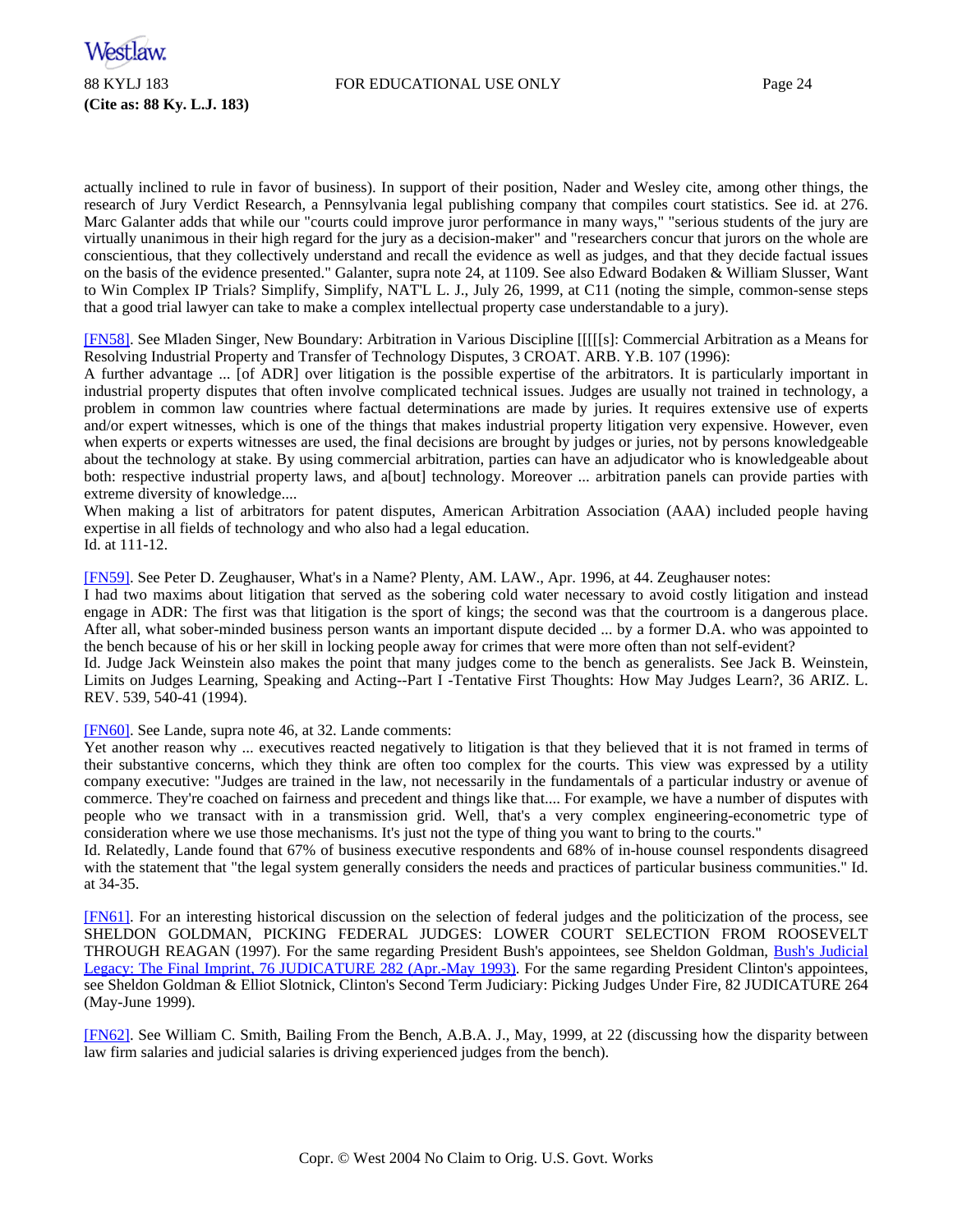actually inclined to rule in favor of business). In support of their position, Nader and Wesley cite, among other things, the research of Jury Verdict Research, a Pennsylvania legal publishing company that compiles court statistics. See id. at 276. Marc Galanter adds that while our "courts could improve juror performance in many ways," "serious students of the jury are virtually unanimous in their high regard for the jury as a decision-maker" and "researchers concur that jurors on the whole are conscientious, that they collectively understand and recall the evidence as well as judges, and that they decide factual issues on the basis of the evidence presented." Galanter, supra note 24, at 1109. See also Edward Bodaken & William Slusser, Want to Win Complex IP Trials? Simplify, Simplify, NAT'L L. J., July 26, 1999, at C11 (noting the simple, common-sense steps that a good trial lawyer can take to make a complex intellectual property case understandable to a jury).

[FN58]. See Mladen Singer, New Boundary: Arbitration in Various Discipline [[[[s]: Commercial Arbitration as a Means for Resolving Industrial Property and Transfer of Technology Disputes, 3 CROAT. ARB. Y.B. 107 (1996):

A further advantage ... [of ADR] over litigation is the possible expertise of the arbitrators. It is particularly important in industrial property disputes that often involve complicated technical issues. Judges are usually not trained in technology, a problem in common law countries where factual determinations are made by juries. It requires extensive use of experts and/or expert witnesses, which is one of the things that makes industrial property litigation very expensive. However, even when experts or experts witnesses are used, the final decisions are brought by judges or juries, not by persons knowledgeable about the technology at stake. By using commercial arbitration, parties can have an adjudicator who is knowledgeable about both: respective industrial property laws, and a[bout] technology. Moreover ... arbitration panels can provide parties with extreme diversity of knowledge....

When making a list of arbitrators for patent disputes, American Arbitration Association (AAA) included people having expertise in all fields of technology and who also had a legal education.

Id. at 111-12.

[FN59]. See Peter D. Zeughauser, What's in a Name? Plenty, AM. LAW., Apr. 1996, at 44. Zeughauser notes:

I had two maxims about litigation that served as the sobering cold water necessary to avoid costly litigation and instead engage in ADR: The first was that litigation is the sport of kings; the second was that the courtroom is a dangerous place. After all, what sober-minded business person wants an important dispute decided ... by a former D.A. who was appointed to the bench because of his or her skill in locking people away for crimes that were more often than not self-evident?

Id. Judge Jack Weinstein also makes the point that many judges come to the bench as generalists. See Jack B. Weinstein, Limits on Judges Learning, Speaking and Acting--Part I -Tentative First Thoughts: How May Judges Learn?, 36 ARIZ. L. REV. 539, 540-41 (1994).

[FN60]. See Lande, supra note 46, at 32. Lande comments:

Yet another reason why ... executives reacted negatively to litigation is that they believed that it is not framed in terms of their substantive concerns, which they think are often too complex for the courts. This view was expressed by a utility company executive: "Judges are trained in the law, not necessarily in the fundamentals of a particular industry or avenue of commerce. They're coached on fairness and precedent and things like that.... For example, we have a number of disputes with people who we transact with in a transmission grid. Well, that's a very complex engineering-econometric type of consideration where we use those mechanisms. It's just not the type of thing you want to bring to the courts."

Id. Relatedly, Lande found that 67% of business executive respondents and 68% of in-house counsel respondents disagreed with the statement that "the legal system generally considers the needs and practices of particular business communities." Id. at 34-35.

[FN61]. For an interesting historical discussion on the selection of federal judges and the politicization of the process, see SHELDON GOLDMAN, PICKING FEDERAL JUDGES: LOWER COURT SELECTION FROM ROOSEVELT THROUGH REAGAN (1997). For the same regarding President Bush's appointees, see Sheldon Goldman, Bush's Judicial Legacy: The Final Imprint, 76 JUDICATURE 282 (Apr.-May 1993). For the same regarding President Clinton's appointees, see Sheldon Goldman & Elliot Slotnick, Clinton's Second Term Judiciary: Picking Judges Under Fire, 82 JUDICATURE 264 (May-June 1999).

[FN62]. See William C. Smith, Bailing From the Bench, A.B.A. J., May, 1999, at 22 (discussing how the disparity between law firm salaries and judicial salaries is driving experienced judges from the bench).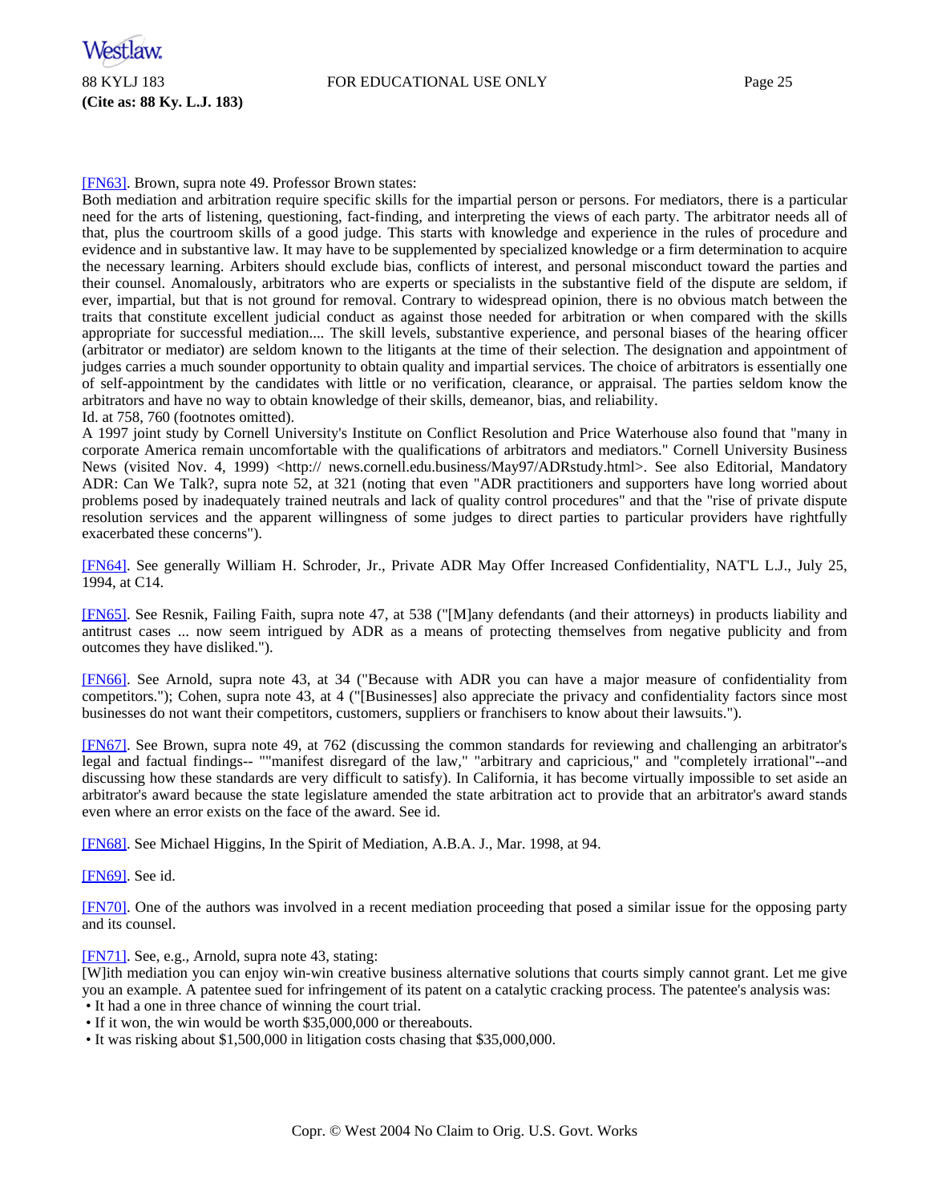[FN63]. Brown, supra note 49. Professor Brown states:

Both mediation and arbitration require specific skills for the impartial person or persons. For mediators, there is a particular need for the arts of listening, questioning, fact-finding, and interpreting the views of each party. The arbitrator needs all of that, plus the courtroom skills of a good judge. This starts with knowledge and experience in the rules of procedure and evidence and in substantive law. It may have to be supplemented by specialized knowledge or a firm determination to acquire the necessary learning. Arbiters should exclude bias, conflicts of interest, and personal misconduct toward the parties and their counsel. Anomalously, arbitrators who are experts or specialists in the substantive field of the dispute are seldom, if ever, impartial, but that is not ground for removal. Contrary to widespread opinion, there is no obvious match between the traits that constitute excellent judicial conduct as against those needed for arbitration or when compared with the skills appropriate for successful mediation.... The skill levels, substantive experience, and personal biases of the hearing officer (arbitrator or mediator) are seldom known to the litigants at the time of their selection. The designation and appointment of judges carries a much sounder opportunity to obtain quality and impartial services. The choice of arbitrators is essentially one of self-appointment by the candidates with little or no verification, clearance, or appraisal. The parties seldom know the arbitrators and have no way to obtain knowledge of their skills, demeanor, bias, and reliability.

Id. at 758, 760 (footnotes omitted).

A 1997 joint study by Cornell University's Institute on Conflict Resolution and Price Waterhouse also found that "many in corporate America remain uncomfortable with the qualifications of arbitrators and mediators." Cornell University Business News (visited Nov. 4, 1999) <http:// news.cornell.edu.business/May97/ADRstudy.html>. See also Editorial, Mandatory ADR: Can We Talk?, supra note 52, at 321 (noting that even "ADR practitioners and supporters have long worried about problems posed by inadequately trained neutrals and lack of quality control procedures" and that the "rise of private dispute resolution services and the apparent willingness of some judges to direct parties to particular providers have rightfully exacerbated these concerns").

[FN64]. See generally William H. Schroder, Jr., Private ADR May Offer Increased Confidentiality, NAT'L L.J., July 25, 1994, at C14.

[FN65]. See Resnik, Failing Faith, supra note 47, at 538 ("[M]any defendants (and their attorneys) in products liability and antitrust cases ... now seem intrigued by ADR as a means of protecting themselves from negative publicity and from outcomes they have disliked.").

[FN66]. See Arnold, supra note 43, at 34 ("Because with ADR you can have a major measure of confidentiality from competitors."); Cohen, supra note 43, at 4 ("[Businesses] also appreciate the privacy and confidentiality factors since most businesses do not want their competitors, customers, suppliers or franchisers to know about their lawsuits.").

[FN67]. See Brown, supra note 49, at 762 (discussing the common standards for reviewing and challenging an arbitrator's legal and factual findings-- ""manifest disregard of the law," "arbitrary and capricious," and "completely irrational"--and discussing how these standards are very difficult to satisfy). In California, it has become virtually impossible to set aside an arbitrator's award because the state legislature amended the state arbitration act to provide that an arbitrator's award stands even where an error exists on the face of the award. See id.

[FN68]. See Michael Higgins, In the Spirit of Mediation, A.B.A. J., Mar. 1998, at 94.

[FN69]. See id.

[FN70]. One of the authors was involved in a recent mediation proceeding that posed a similar issue for the opposing party and its counsel.

[FN71]. See, e.g., Arnold, supra note 43, stating:

[W]ith mediation you can enjoy win-win creative business alternative solutions that courts simply cannot grant. Let me give you an example. A patentee sued for infringement of its patent on a catalytic cracking process. The patentee's analysis was:

- It had a one in three chance of winning the court trial.
- If it won, the win would be worth $35,000,000 or thereabouts.
- It was risking about $1,500,000 in litigation costs chasing that $35,000,000.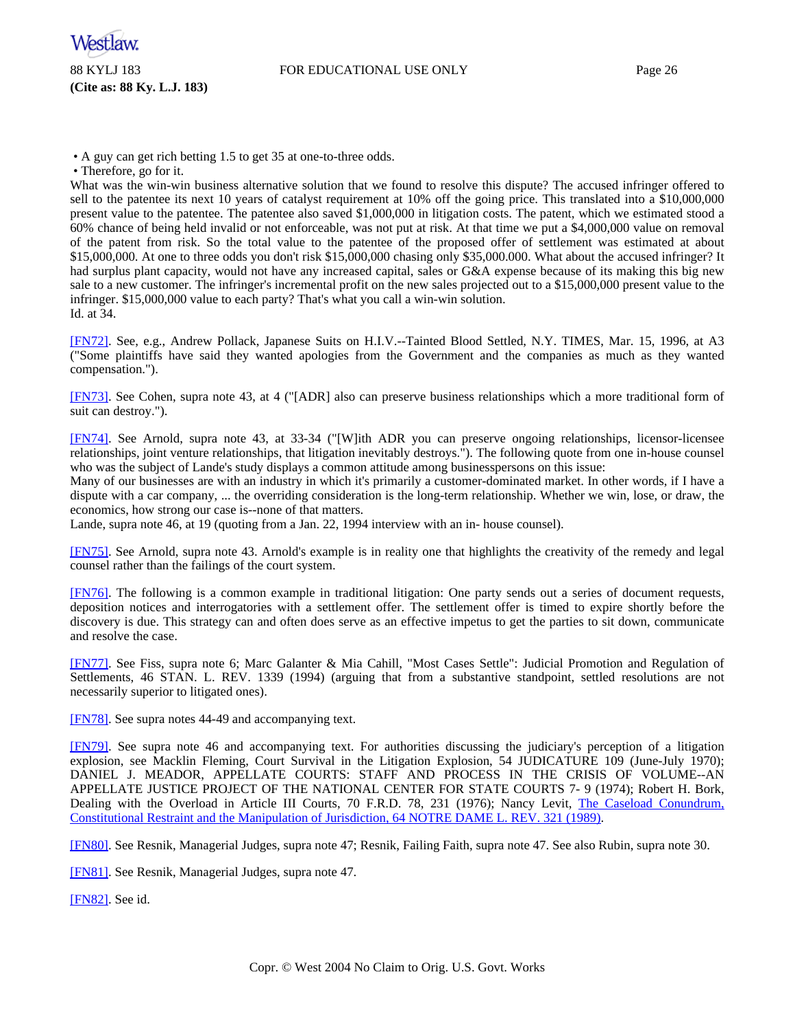- A guy can get rich betting 1.5 to get 35 at one-to-three odds.
- Therefore, go for it.

What was the win-win business alternative solution that we found to resolve this dispute? The accused infringer offered to sell to the patentee its next 10 years of catalyst requirement at 10% off the going price. This translated into a $10,000,000 present value to the patentee. The patentee also saved $1,000,000 in litigation costs. The patent, which we estimated stood a 60% chance of being held invalid or not enforceable, was not put at risk. At that time we put a $4,000,000 value on removal of the patent from risk. So the total value to the patentee of the proposed offer of settlement was estimated at about $15,000,000. At one to three odds you don't risk $15,000,000 chasing only $35,000.000. What about the accused infringer? It had surplus plant capacity, would not have any increased capital, sales or G&A expense because of its making this big new sale to a new customer. The infringer's incremental profit on the new sales projected out to a $15,000,000 present value to the infringer. $15,000,000 value to each party? That's what you call a win-win solution.

Id. at 34.

[FN72]. See, e.g., Andrew Pollack, Japanese Suits on H.I.V.--Tainted Blood Settled, N.Y. TIMES, Mar. 15, 1996, at A3 ("Some plaintiffs have said they wanted apologies from the Government and the companies as much as they wanted compensation.").

[FN73]. See Cohen, supra note 43, at 4 ("[ADR] also can preserve business relationships which a more traditional form of suit can destroy.").

[FN74]. See Arnold, supra note 43, at 33-34 ("[W]ith ADR you can preserve ongoing relationships, licensor-licensee relationships, joint venture relationships, that litigation inevitably destroys."). The following quote from one in-house counsel who was the subject of Lande's study displays a common attitude among businesspersons on this issue:

Many of our businesses are with an industry in which it's primarily a customer-dominated market. In other words, if I have a dispute with a car company, ... the overriding consideration is the long-term relationship. Whether we win, lose, or draw, the economics, how strong our case is--none of that matters.

Lande, supra note 46, at 19 (quoting from a Jan. 22, 1994 interview with an in- house counsel).

[FN75]. See Arnold, supra note 43. Arnold's example is in reality one that highlights the creativity of the remedy and legal counsel rather than the failings of the court system.

[FN76]. The following is a common example in traditional litigation: One party sends out a series of document requests, deposition notices and interrogatories with a settlement offer. The settlement offer is timed to expire shortly before the discovery is due. This strategy can and often does serve as an effective impetus to get the parties to sit down, communicate and resolve the case.

[FN77]. See Fiss, supra note 6; Marc Galanter & Mia Cahill, "Most Cases Settle": Judicial Promotion and Regulation of Settlements, 46 STAN. L. REV. 1339 (1994) (arguing that from a substantive standpoint, settled resolutions are not necessarily superior to litigated ones).

[FN78]. See supra notes 44-49 and accompanying text.

[FN79]. See supra note 46 and accompanying text. For authorities discussing the judiciary's perception of a litigation explosion, see Macklin Fleming, Court Survival in the Litigation Explosion, 54 JUDICATURE 109 (June-July 1970); DANIEL J. MEADOR, APPELLATE COURTS: STAFF AND PROCESS IN THE CRISIS OF VOLUME--AN APPELLATE JUSTICE PROJECT OF THE NATIONAL CENTER FOR STATE COURTS 7- 9 (1974); Robert H. Bork, Dealing with the Overload in Article III Courts, 70 F.R.D. 78, 231 (1976); Nancy Levit, The Caseload Conundrum, Constitutional Restraint and the Manipulation of Jurisdiction, 64 NOTRE DAME L. REV. 321 (1989).

[FN80]. See Resnik, Managerial Judges, supra note 47; Resnik, Failing Faith, supra note 47. See also Rubin, supra note 30.

[FN81]. See Resnik, Managerial Judges, supra note 47.

[FN82]. See id.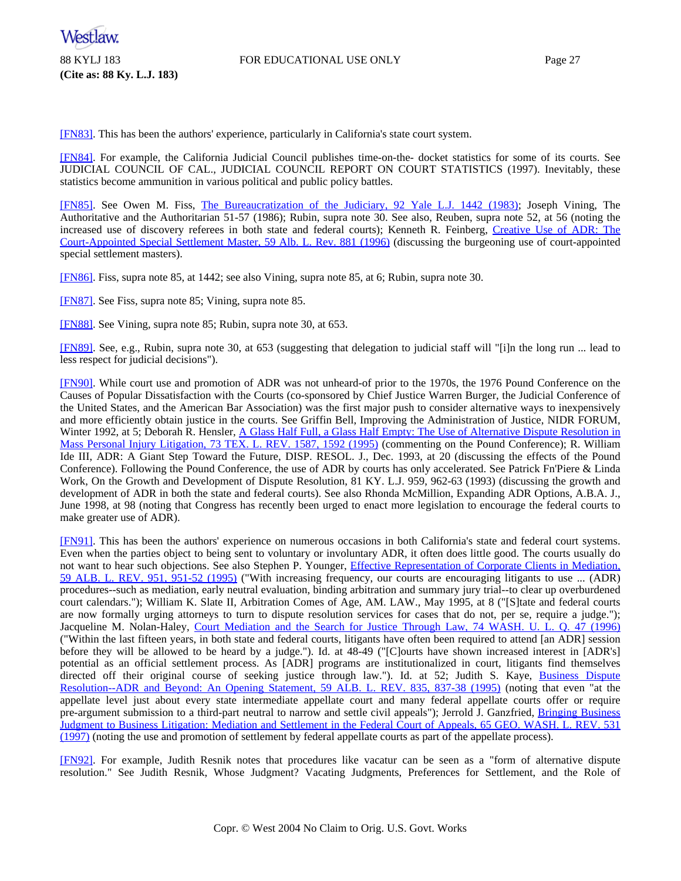[FN83]. This has been the authors' experience, particularly in California's state court system.

[FN84]. For example, the California Judicial Council publishes time-on-the- docket statistics for some of its courts. See JUDICIAL COUNCIL OF CAL., JUDICIAL COUNCIL REPORT ON COURT STATISTICS (1997). Inevitably, these statistics become ammunition in various political and public policy battles.

[FN85]. See Owen M. Fiss, The Bureaucratization of the Judiciary, 92 Yale L.J. 1442 (1983); Joseph Vining, The Authoritative and the Authoritarian 51-57 (1986); Rubin, supra note 30. See also, Reuben, supra note 52, at 56 (noting the increased use of discovery referees in both state and federal courts); Kenneth R. Feinberg, Creative Use of ADR: The Court-Appointed Special Settlement Master, 59 Alb. L. Rev. 881 (1996) (discussing the burgeoning use of court-appointed special settlement masters).

[FN86]. Fiss, supra note 85, at 1442; see also Vining, supra note 85, at 6; Rubin, supra note 30.

[FN87]. See Fiss, supra note 85; Vining, supra note 85.

[FN88]. See Vining, supra note 85; Rubin, supra note 30, at 653.

[FN89]. See, e.g., Rubin, supra note 30, at 653 (suggesting that delegation to judicial staff will "[i]n the long run ... lead to less respect for judicial decisions").

[FN90]. While court use and promotion of ADR was not unheard-of prior to the 1970s, the 1976 Pound Conference on the Causes of Popular Dissatisfaction with the Courts (co-sponsored by Chief Justice Warren Burger, the Judicial Conference of the United States, and the American Bar Association) was the first major push to consider alternative ways to inexpensively and more efficiently obtain justice in the courts. See Griffin Bell, Improving the Administration of Justice, NIDR FORUM, Winter 1992, at 5; Deborah R. Hensler, A Glass Half Full, a Glass Half Empty: The Use of Alternative Dispute Resolution in Mass Personal Injury Litigation, 73 TEX. L. REV. 1587, 1592 (1995) (commenting on the Pound Conference); R. William Ide III, ADR: A Giant Step Toward the Future, DISP. RESOL. J., Dec. 1993, at 20 (discussing the effects of the Pound Conference). Following the Pound Conference, the use of ADR by courts has only accelerated. See Patrick Fn'Piere & Linda Work, On the Growth and Development of Dispute Resolution, 81 KY. L.J. 959, 962-63 (1993) (discussing the growth and development of ADR in both the state and federal courts). See also Rhonda McMillion, Expanding ADR Options, A.B.A. J., June 1998, at 98 (noting that Congress has recently been urged to enact more legislation to encourage the federal courts to make greater use of ADR).

[FN91]. This has been the authors' experience on numerous occasions in both California's state and federal court systems. Even when the parties object to being sent to voluntary or involuntary ADR, it often does little good. The courts usually do not want to hear such objections. See also Stephen P. Younger, Effective Representation of Corporate Clients in Mediation, 59 ALB. L. REV. 951, 951-52 (1995) ("With increasing frequency, our courts are encouraging litigants to use ... (ADR) procedures--such as mediation, early neutral evaluation, binding arbitration and summary jury trial--to clear up overburdened court calendars."); William K. Slate II, Arbitration Comes of Age, AM. LAW., May 1995, at 8 ("[S]tate and federal courts are now formally urging attorneys to turn to dispute resolution services for cases that do not, per se, require a judge."); Jacqueline M. Nolan-Haley, Court Mediation and the Search for Justice Through Law, 74 WASH. U. L. Q. 47 (1996) ("Within the last fifteen years, in both state and federal courts, litigants have often been required to attend [an ADR] session before they will be allowed to be heard by a judge."). Id. at 48-49 ("[C]ourts have shown increased interest in [ADR's] potential as an official settlement process. As [ADR] programs are institutionalized in court, litigants find themselves directed off their original course of seeking justice through law."). Id. at 52; Judith S. Kaye, Business Dispute Resolution--ADR and Beyond: An Opening Statement, 59 ALB. L. REV. 835, 837-38 (1995) (noting that even "at the appellate level just about every state intermediate appellate court and many federal appellate courts offer or require pre-argument submission to a third-part neutral to narrow and settle civil appeals"); Jerrold J. Ganzfried, Bringing Business Judgment to Business Litigation: Mediation and Settlement in the Federal Court of Appeals, 65 GEO. WASH. L. REV. 531 (1997) (noting the use and promotion of settlement by federal appellate courts as part of the appellate process).

[FN92]. For example, Judith Resnik notes that procedures like vacatur can be seen as a "form of alternative dispute resolution." See Judith Resnik, Whose Judgment? Vacating Judgments, Preferences for Settlement, and the Role of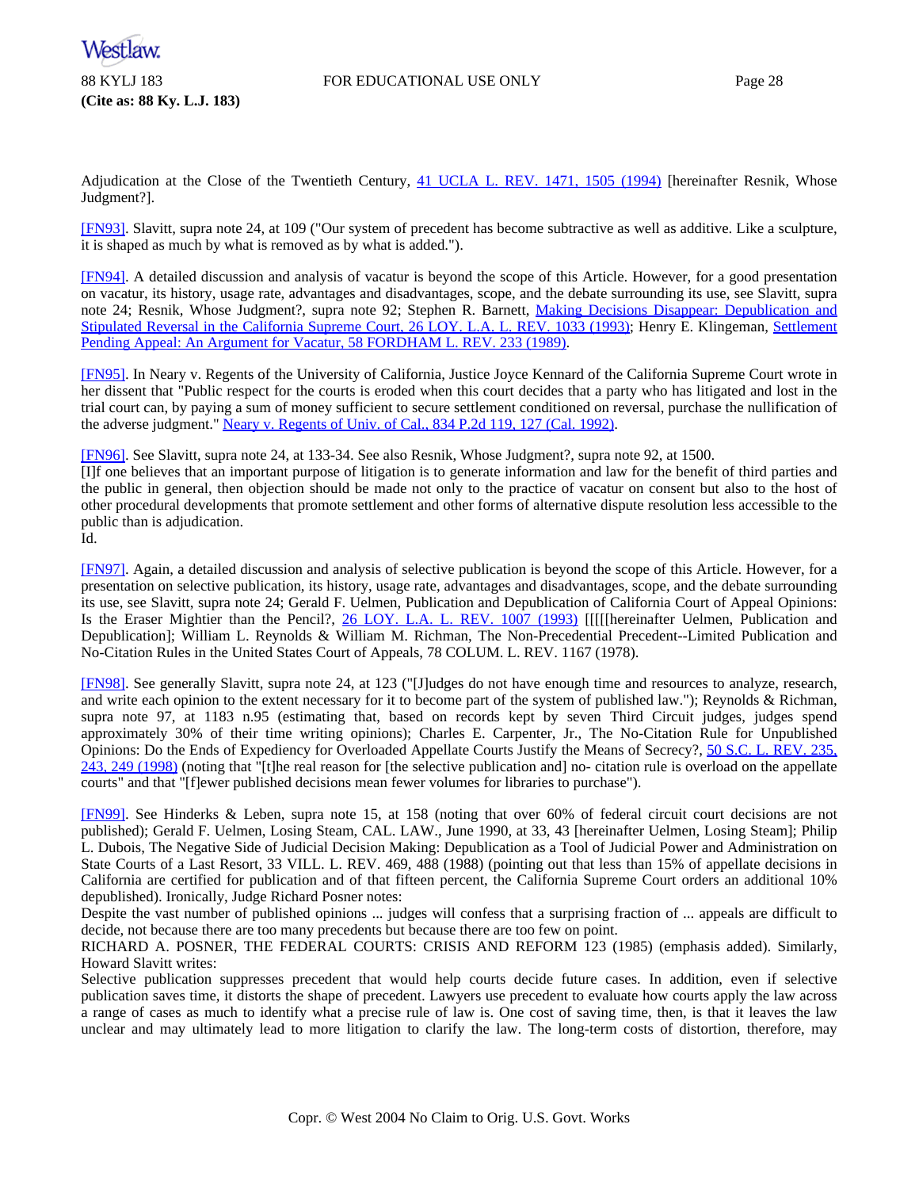Adjudication at the Close of the Twentieth Century, 41 UCLA L. REV. 1471, 1505 (1994) [hereinafter Resnik, Whose Judgment?].

[FN93]. Slavitt, supra note 24, at 109 ("Our system of precedent has become subtractive as well as additive. Like a sculpture, it is shaped as much by what is removed as by what is added.").

[FN94]. A detailed discussion and analysis of vacatur is beyond the scope of this Article. However, for a good presentation on vacatur, its history, usage rate, advantages and disadvantages, scope, and the debate surrounding its use, see Slavitt, supra note 24; Resnik, Whose Judgment?, supra note 92; Stephen R. Barnett, Making Decisions Disappear: Depublication and Stipulated Reversal in the California Supreme Court, 26 LOY. L.A. L. REV. 1033 (1993); Henry E. Klingeman, Settlement Pending Appeal: An Argument for Vacatur, 58 FORDHAM L. REV. 233 (1989).

[FN95]. In Neary v. Regents of the University of California, Justice Joyce Kennard of the California Supreme Court wrote in her dissent that "Public respect for the courts is eroded when this court decides that a party who has litigated and lost in the trial court can, by paying a sum of money sufficient to secure settlement conditioned on reversal, purchase the nullification of the adverse judgment." Neary v. Regents of Univ. of Cal., 834 P.2d 119, 127 (Cal. 1992).

[FN96]. See Slavitt, supra note 24, at 133-34. See also Resnik, Whose Judgment?, supra note 92, at 1500.
[I]f one believes that an important purpose of litigation is to generate information and law for the benefit of third parties and the public in general, then objection should be made not only to the practice of vacatur on consent but also to the host of other procedural developments that promote settlement and other forms of alternative dispute resolution less accessible to the public than is adjudication.
Id.

[FN97]. Again, a detailed discussion and analysis of selective publication is beyond the scope of this Article. However, for a presentation on selective publication, its history, usage rate, advantages and disadvantages, scope, and the debate surrounding its use, see Slavitt, supra note 24; Gerald F. Uelmen, Publication and Depublication of California Court of Appeal Opinions: Is the Eraser Mightier than the Pencil?, 26 LOY. L.A. L. REV. 1007 (1993) [[[[[hereinafter Uelmen, Publication and Depublication]; William L. Reynolds & William M. Richman, The Non-Precedential Precedent--Limited Publication and No-Citation Rules in the United States Court of Appeals, 78 COLUM. L. REV. 1167 (1978).

[FN98]. See generally Slavitt, supra note 24, at 123 ("[J]udges do not have enough time and resources to analyze, research, and write each opinion to the extent necessary for it to become part of the system of published law."); Reynolds & Richman, supra note 97, at 1183 n.95 (estimating that, based on records kept by seven Third Circuit judges, judges spend approximately 30% of their time writing opinions); Charles E. Carpenter, Jr., The No-Citation Rule for Unpublished Opinions: Do the Ends of Expediency for Overloaded Appellate Courts Justify the Means of Secrecy?, 50 S.C. L. REV. 235, 243, 249 (1998) (noting that "[t]he real reason for [the selective publication and] no- citation rule is overload on the appellate courts" and that "[f]ewer published decisions mean fewer volumes for libraries to purchase").

[FN99]. See Hinderks & Leben, supra note 15, at 158 (noting that over 60% of federal circuit court decisions are not published); Gerald F. Uelmen, Losing Steam, CAL. LAW., June 1990, at 33, 43 [hereinafter Uelmen, Losing Steam]; Philip L. Dubois, The Negative Side of Judicial Decision Making: Depublication as a Tool of Judicial Power and Administration on State Courts of a Last Resort, 33 VILL. L. REV. 469, 488 (1988) (pointing out that less than 15% of appellate decisions in California are certified for publication and of that fifteen percent, the California Supreme Court orders an additional 10% depublished). Ironically, Judge Richard Posner notes:
Despite the vast number of published opinions ... judges will confess that a surprising fraction of ... appeals are difficult to decide, not because there are too many precedents but because there are too few on point.
RICHARD A. POSNER, THE FEDERAL COURTS: CRISIS AND REFORM 123 (1985) (emphasis added). Similarly, Howard Slavitt writes:
Selective publication suppresses precedent that would help courts decide future cases. In addition, even if selective publication saves time, it distorts the shape of precedent. Lawyers use precedent to evaluate how courts apply the law across a range of cases as much to identify what a precise rule of law is. One cost of saving time, then, is that it leaves the law unclear and may ultimately lead to more litigation to clarify the law. The long-term costs of distortion, therefore, may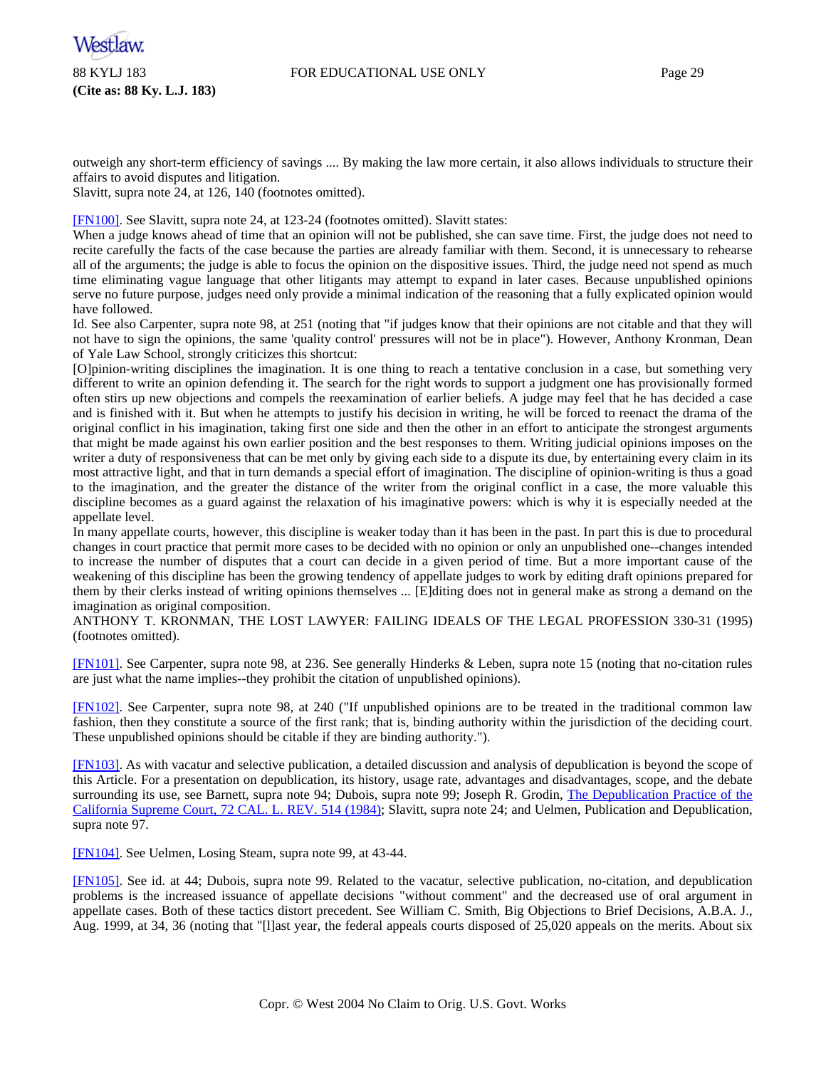outweigh any short-term efficiency of savings .... By making the law more certain, it also allows individuals to structure their affairs to avoid disputes and litigation.

Slavitt, supra note 24, at 126, 140 (footnotes omitted).

[FN100]. See Slavitt, supra note 24, at 123-24 (footnotes omitted). Slavitt states:

When a judge knows ahead of time that an opinion will not be published, she can save time. First, the judge does not need to recite carefully the facts of the case because the parties are already familiar with them. Second, it is unnecessary to rehearse all of the arguments; the judge is able to focus the opinion on the dispositive issues. Third, the judge need not spend as much time eliminating vague language that other litigants may attempt to expand in later cases. Because unpublished opinions serve no future purpose, judges need only provide a minimal indication of the reasoning that a fully explicated opinion would have followed.

Id. See also Carpenter, supra note 98, at 251 (noting that "if judges know that their opinions are not citable and that they will not have to sign the opinions, the same 'quality control' pressures will not be in place"). However, Anthony Kronman, Dean of Yale Law School, strongly criticizes this shortcut:

[O]pinion-writing disciplines the imagination. It is one thing to reach a tentative conclusion in a case, but something very different to write an opinion defending it. The search for the right words to support a judgment one has provisionally formed often stirs up new objections and compels the reexamination of earlier beliefs. A judge may feel that he has decided a case and is finished with it. But when he attempts to justify his decision in writing, he will be forced to reenact the drama of the original conflict in his imagination, taking first one side and then the other in an effort to anticipate the strongest arguments that might be made against his own earlier position and the best responses to them. Writing judicial opinions imposes on the writer a duty of responsiveness that can be met only by giving each side to a dispute its due, by entertaining every claim in its most attractive light, and that in turn demands a special effort of imagination. The discipline of opinion-writing is thus a goad to the imagination, and the greater the distance of the writer from the original conflict in a case, the more valuable this discipline becomes as a guard against the relaxation of his imaginative powers: which is why it is especially needed at the appellate level.

In many appellate courts, however, this discipline is weaker today than it has been in the past. In part this is due to procedural changes in court practice that permit more cases to be decided with no opinion or only an unpublished one--changes intended to increase the number of disputes that a court can decide in a given period of time. But a more important cause of the weakening of this discipline has been the growing tendency of appellate judges to work by editing draft opinions prepared for them by their clerks instead of writing opinions themselves ... [E]diting does not in general make as strong a demand on the imagination as original composition.

ANTHONY T. KRONMAN, THE LOST LAWYER: FAILING IDEALS OF THE LEGAL PROFESSION 330-31 (1995) (footnotes omitted).

[FN101]. See Carpenter, supra note 98, at 236. See generally Hinderks & Leben, supra note 15 (noting that no-citation rules are just what the name implies--they prohibit the citation of unpublished opinions).

[FN102]. See Carpenter, supra note 98, at 240 ("If unpublished opinions are to be treated in the traditional common law fashion, then they constitute a source of the first rank; that is, binding authority within the jurisdiction of the deciding court. These unpublished opinions should be citable if they are binding authority.").

[FN103]. As with vacatur and selective publication, a detailed discussion and analysis of depublication is beyond the scope of this Article. For a presentation on depublication, its history, usage rate, advantages and disadvantages, scope, and the debate surrounding its use, see Barnett, supra note 94; Dubois, supra note 99; Joseph R. Grodin, The Depublication Practice of the California Supreme Court, 72 CAL. L. REV. 514 (1984); Slavitt, supra note 24; and Uelmen, Publication and Depublication, supra note 97.

[FN104]. See Uelmen, Losing Steam, supra note 99, at 43-44.

[FN105]. See id. at 44; Dubois, supra note 99. Related to the vacatur, selective publication, no-citation, and depublication problems is the increased issuance of appellate decisions "without comment" and the decreased use of oral argument in appellate cases. Both of these tactics distort precedent. See William C. Smith, Big Objections to Brief Decisions, A.B.A. J., Aug. 1999, at 34, 36 (noting that "[l]ast year, the federal appeals courts disposed of 25,020 appeals on the merits. About six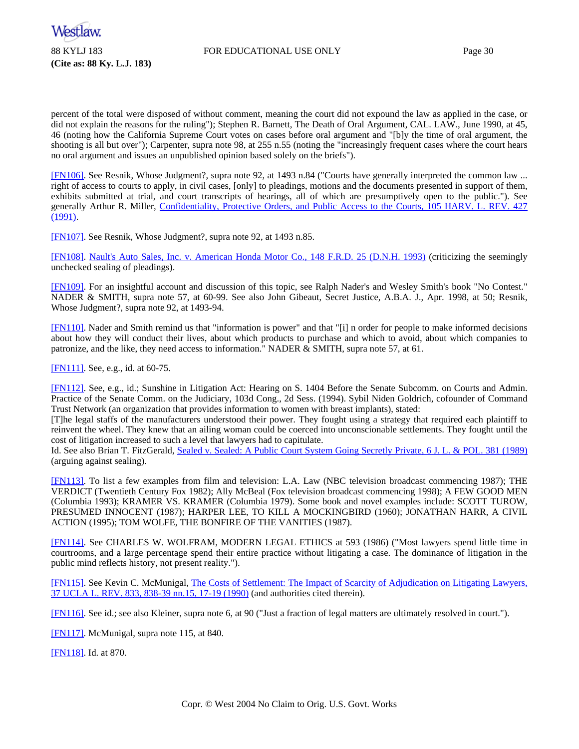percent of the total were disposed of without comment, meaning the court did not expound the law as applied in the case, or did not explain the reasons for the ruling"); Stephen R. Barnett, The Death of Oral Argument, CAL. LAW., June 1990, at 45, 46 (noting how the California Supreme Court votes on cases before oral argument and "[b]y the time of oral argument, the shooting is all but over"); Carpenter, supra note 98, at 255 n.55 (noting the "increasingly frequent cases where the court hears no oral argument and issues an unpublished opinion based solely on the briefs").

[FN106]. See Resnik, Whose Judgment?, supra note 92, at 1493 n.84 ("Courts have generally interpreted the common law ... right of access to courts to apply, in civil cases, [only] to pleadings, motions and the documents presented in support of them, exhibits submitted at trial, and court transcripts of hearings, all of which are presumptively open to the public."). See generally Arthur R. Miller, Confidentiality, Protective Orders, and Public Access to the Courts, 105 HARV. L. REV. 427 (1991).

[FN107]. See Resnik, Whose Judgment?, supra note 92, at 1493 n.85.

[FN108]. Nault's Auto Sales, Inc. v. American Honda Motor Co., 148 F.R.D. 25 (D.N.H. 1993) (criticizing the seemingly unchecked sealing of pleadings).

[FN109]. For an insightful account and discussion of this topic, see Ralph Nader's and Wesley Smith's book "No Contest." NADER & SMITH, supra note 57, at 60-99. See also John Gibeaut, Secret Justice, A.B.A. J., Apr. 1998, at 50; Resnik, Whose Judgment?, supra note 92, at 1493-94.

[FN110]. Nader and Smith remind us that "information is power" and that "[i] n order for people to make informed decisions about how they will conduct their lives, about which products to purchase and which to avoid, about which companies to patronize, and the like, they need access to information." NADER & SMITH, supra note 57, at 61.

[FN111]. See, e.g., id. at 60-75.

[FN112]. See, e.g., id.; Sunshine in Litigation Act: Hearing on S. 1404 Before the Senate Subcomm. on Courts and Admin. Practice of the Senate Comm. on the Judiciary, 103d Cong., 2d Sess. (1994). Sybil Niden Goldrich, cofounder of Command Trust Network (an organization that provides information to women with breast implants), stated:

[T]he legal staffs of the manufacturers understood their power. They fought using a strategy that required each plaintiff to reinvent the wheel. They knew that an ailing woman could be coerced into unconscionable settlements. They fought until the cost of litigation increased to such a level that lawyers had to capitulate.

Id. See also Brian T. FitzGerald, Sealed v. Sealed: A Public Court System Going Secretly Private, 6 J. L. & POL. 381 (1989) (arguing against sealing).

[FN113]. To list a few examples from film and television: L.A. Law (NBC television broadcast commencing 1987); THE VERDICT (Twentieth Century Fox 1982); Ally McBeal (Fox television broadcast commencing 1998); A FEW GOOD MEN (Columbia 1993); KRAMER VS. KRAMER (Columbia 1979). Some book and novel examples include: SCOTT TUROW, PRESUMED INNOCENT (1987); HARPER LEE, TO KILL A MOCKINGBIRD (1960); JONATHAN HARR, A CIVIL ACTION (1995); TOM WOLFE, THE BONFIRE OF THE VANITIES (1987).

[FN114]. See CHARLES W. WOLFRAM, MODERN LEGAL ETHICS at 593 (1986) ("Most lawyers spend little time in courtrooms, and a large percentage spend their entire practice without litigating a case. The dominance of litigation in the public mind reflects history, not present reality.").

[FN115]. See Kevin C. McMunigal, The Costs of Settlement: The Impact of Scarcity of Adjudication on Litigating Lawyers, 37 UCLA L. REV. 833, 838-39 nn.15, 17-19 (1990) (and authorities cited therein).

[FN116]. See id.; see also Kleiner, supra note 6, at 90 ("Just a fraction of legal matters are ultimately resolved in court.").

[FN117]. McMunigal, supra note 115, at 840.

[FN118]. Id. at 870.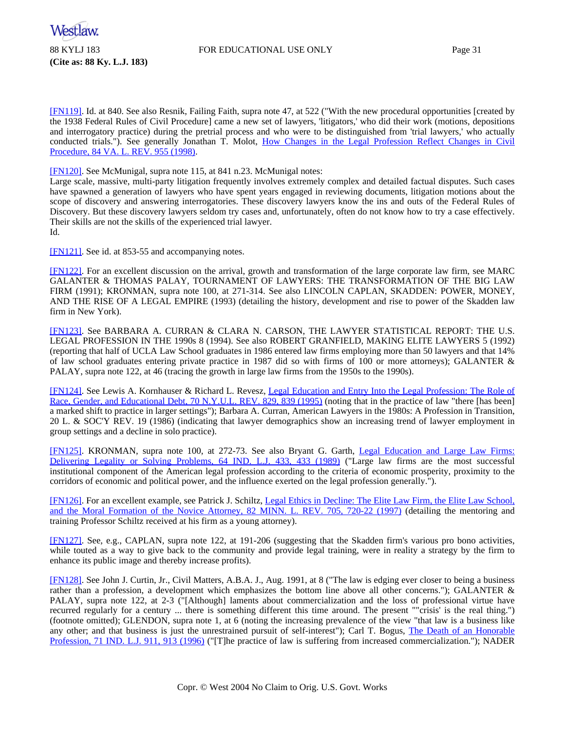[FN119]. Id. at 840. See also Resnik, Failing Faith, supra note 47, at 522 ("With the new procedural opportunities [created by the 1938 Federal Rules of Civil Procedure] came a new set of lawyers, 'litigators,' who did their work (motions, depositions and interrogatory practice) during the pretrial process and who were to be distinguished from 'trial lawyers,' who actually conducted trials."). See generally Jonathan T. Molot, How Changes in the Legal Profession Reflect Changes in Civil Procedure, 84 VA. L. REV. 955 (1998).

[FN120]. See McMunigal, supra note 115, at 841 n.23. McMunigal notes:

Large scale, massive, multi-party litigation frequently involves extremely complex and detailed factual disputes. Such cases have spawned a generation of lawyers who have spent years engaged in reviewing documents, litigation motions about the scope of discovery and answering interrogatories. These discovery lawyers know the ins and outs of the Federal Rules of Discovery. But these discovery lawyers seldom try cases and, unfortunately, often do not know how to try a case effectively. Their skills are not the skills of the experienced trial lawyer.

Id.

[FN121]. See id. at 853-55 and accompanying notes.

[FN122]. For an excellent discussion on the arrival, growth and transformation of the large corporate law firm, see MARC GALANTER & THOMAS PALAY, TOURNAMENT OF LAWYERS: THE TRANSFORMATION OF THE BIG LAW FIRM (1991); KRONMAN, supra note 100, at 271-314. See also LINCOLN CAPLAN, SKADDEN: POWER, MONEY, AND THE RISE OF A LEGAL EMPIRE (1993) (detailing the history, development and rise to power of the Skadden law firm in New York).

[FN123]. See BARBARA A. CURRAN & CLARA N. CARSON, THE LAWYER STATISTICAL REPORT: THE U.S. LEGAL PROFESSION IN THE 1990s 8 (1994). See also ROBERT GRANFIELD, MAKING ELITE LAWYERS 5 (1992) (reporting that half of UCLA Law School graduates in 1986 entered law firms employing more than 50 lawyers and that 14% of law school graduates entering private practice in 1987 did so with firms of 100 or more attorneys); GALANTER & PALAY, supra note 122, at 46 (tracing the growth in large law firms from the 1950s to the 1990s).

[FN124]. See Lewis A. Kornhauser & Richard L. Revesz, Legal Education and Entry Into the Legal Profession: The Role of Race, Gender, and Educational Debt, 70 N.Y.U.L. REV. 829, 839 (1995) (noting that in the practice of law "there [has been] a marked shift to practice in larger settings"); Barbara A. Curran, American Lawyers in the 1980s: A Profession in Transition, 20 L. & SOC'Y REV. 19 (1986) (indicating that lawyer demographics show an increasing trend of lawyer employment in group settings and a decline in solo practice).

[FN125]. KRONMAN, supra note 100, at 272-73. See also Bryant G. Garth, Legal Education and Large Law Firms: Delivering Legality or Solving Problems, 64 IND. L.J. 433, 433 (1989) ("Large law firms are the most successful institutional component of the American legal profession according to the criteria of economic prosperity, proximity to the corridors of economic and political power, and the influence exerted on the legal profession generally.").

[FN126]. For an excellent example, see Patrick J. Schiltz, Legal Ethics in Decline: The Elite Law Firm, the Elite Law School, and the Moral Formation of the Novice Attorney, 82 MINN. L. REV. 705, 720-22 (1997) (detailing the mentoring and training Professor Schiltz received at his firm as a young attorney).

[FN127]. See, e.g., CAPLAN, supra note 122, at 191-206 (suggesting that the Skadden firm's various pro bono activities, while touted as a way to give back to the community and provide legal training, were in reality a strategy by the firm to enhance its public image and thereby increase profits).

[FN128]. See John J. Curtin, Jr., Civil Matters, A.B.A. J., Aug. 1991, at 8 ("The law is edging ever closer to being a business rather than a profession, a development which emphasizes the bottom line above all other concerns."); GALANTER & PALAY, supra note 122, at 2-3 ("[Although] laments about commercialization and the loss of professional virtue have recurred regularly for a century ... there is something different this time around. The present ""crisis' is the real thing.") (footnote omitted); GLENDON, supra note 1, at 6 (noting the increasing prevalence of the view "that law is a business like any other; and that business is just the unrestrained pursuit of self-interest"); Carl T. Bogus, The Death of an Honorable Profession, 71 IND. L.J. 911, 913 (1996) ("[T]he practice of law is suffering from increased commercialization."); NADER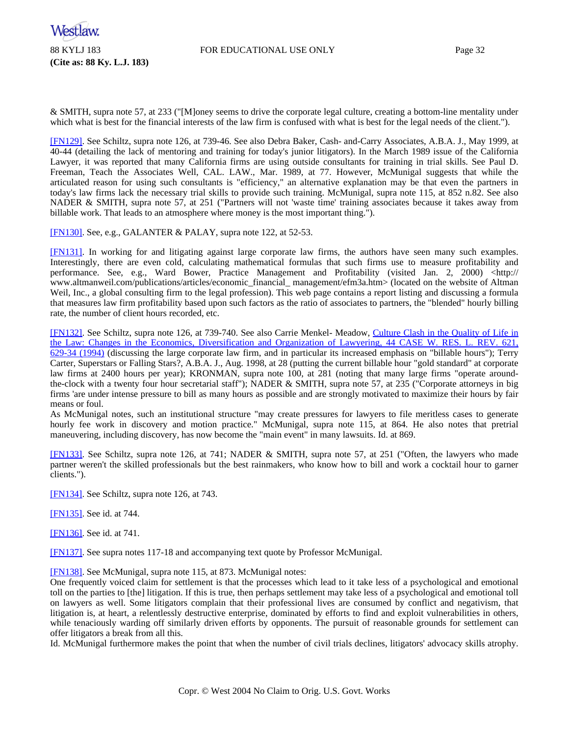& SMITH, supra note 57, at 233 ("[M]oney seems to drive the corporate legal culture, creating a bottom-line mentality under which what is best for the financial interests of the law firm is confused with what is best for the legal needs of the client.").

[FN129]. See Schiltz, supra note 126, at 739-46. See also Debra Baker, Cash- and-Carry Associates, A.B.A. J., May 1999, at 40-44 (detailing the lack of mentoring and training for today's junior litigators). In the March 1989 issue of the California Lawyer, it was reported that many California firms are using outside consultants for training in trial skills. See Paul D. Freeman, Teach the Associates Well, CAL. LAW., Mar. 1989, at 77. However, McMunigal suggests that while the articulated reason for using such consultants is "efficiency," an alternative explanation may be that even the partners in today's law firms lack the necessary trial skills to provide such training. McMunigal, supra note 115, at 852 n.82. See also NADER & SMITH, supra note 57, at 251 ("Partners will not 'waste time' training associates because it takes away from billable work. That leads to an atmosphere where money is the most important thing.").

[FN130]. See, e.g., GALANTER & PALAY, supra note 122, at 52-53.

[FN131]. In working for and litigating against large corporate law firms, the authors have seen many such examples. Interestingly, there are even cold, calculating mathematical formulas that such firms use to measure profitability and performance. See, e.g., Ward Bower, Practice Management and Profitability (visited Jan. 2, 2000) <http://www.altmanweil.com/publications/articles/economic_financial_ management/efm3a.htm> (located on the website of Altman Weil, Inc., a global consulting firm to the legal profession). This web page contains a report listing and discussing a formula that measures law firm profitability based upon such factors as the ratio of associates to partners, the "blended" hourly billing rate, the number of client hours recorded, etc.

[FN132]. See Schiltz, supra note 126, at 739-740. See also Carrie Menkel- Meadow, Culture Clash in the Quality of Life in the Law: Changes in the Economics, Diversification and Organization of Lawyering, 44 CASE W. RES. L. REV. 621, 629-34 (1994) (discussing the large corporate law firm, and in particular its increased emphasis on "billable hours"); Terry Carter, Superstars or Falling Stars?, A.B.A. J., Aug. 1998, at 28 (putting the current billable hour "gold standard" at corporate law firms at 2400 hours per year); KRONMAN, supra note 100, at 281 (noting that many large firms "operate around-the-clock with a twenty four hour secretarial staff"); NADER & SMITH, supra note 57, at 235 ("Corporate attorneys in big firms 'are under intense pressure to bill as many hours as possible and are strongly motivated to maximize their hours by fair means or foul.

As McMunigal notes, such an institutional structure "may create pressures for lawyers to file meritless cases to generate hourly fee work in discovery and motion practice." McMunigal, supra note 115, at 864. He also notes that pretrial maneuvering, including discovery, has now become the "main event" in many lawsuits. Id. at 869.

[FN133]. See Schiltz, supra note 126, at 741; NADER & SMITH, supra note 57, at 251 ("Often, the lawyers who made partner weren't the skilled professionals but the best rainmakers, who know how to bill and work a cocktail hour to garner clients.").

[FN134]. See Schiltz, supra note 126, at 743.

[FN135]. See id. at 744.

[FN136]. See id. at 741.

[FN137]. See supra notes 117-18 and accompanying text quote by Professor McMunigal.

[FN138]. See McMunigal, supra note 115, at 873. McMunigal notes:

One frequently voiced claim for settlement is that the processes which lead to it take less of a psychological and emotional toll on the parties to [the] litigation. If this is true, then perhaps settlement may take less of a psychological and emotional toll on lawyers as well. Some litigators complain that their professional lives are consumed by conflict and negativism, that litigation is, at heart, a relentlessly destructive enterprise, dominated by efforts to find and exploit vulnerabilities in others, while tenaciously warding off similarly driven efforts by opponents. The pursuit of reasonable grounds for settlement can offer litigators a break from all this.

Id. McMunigal furthermore makes the point that when the number of civil trials declines, litigators' advocacy skills atrophy.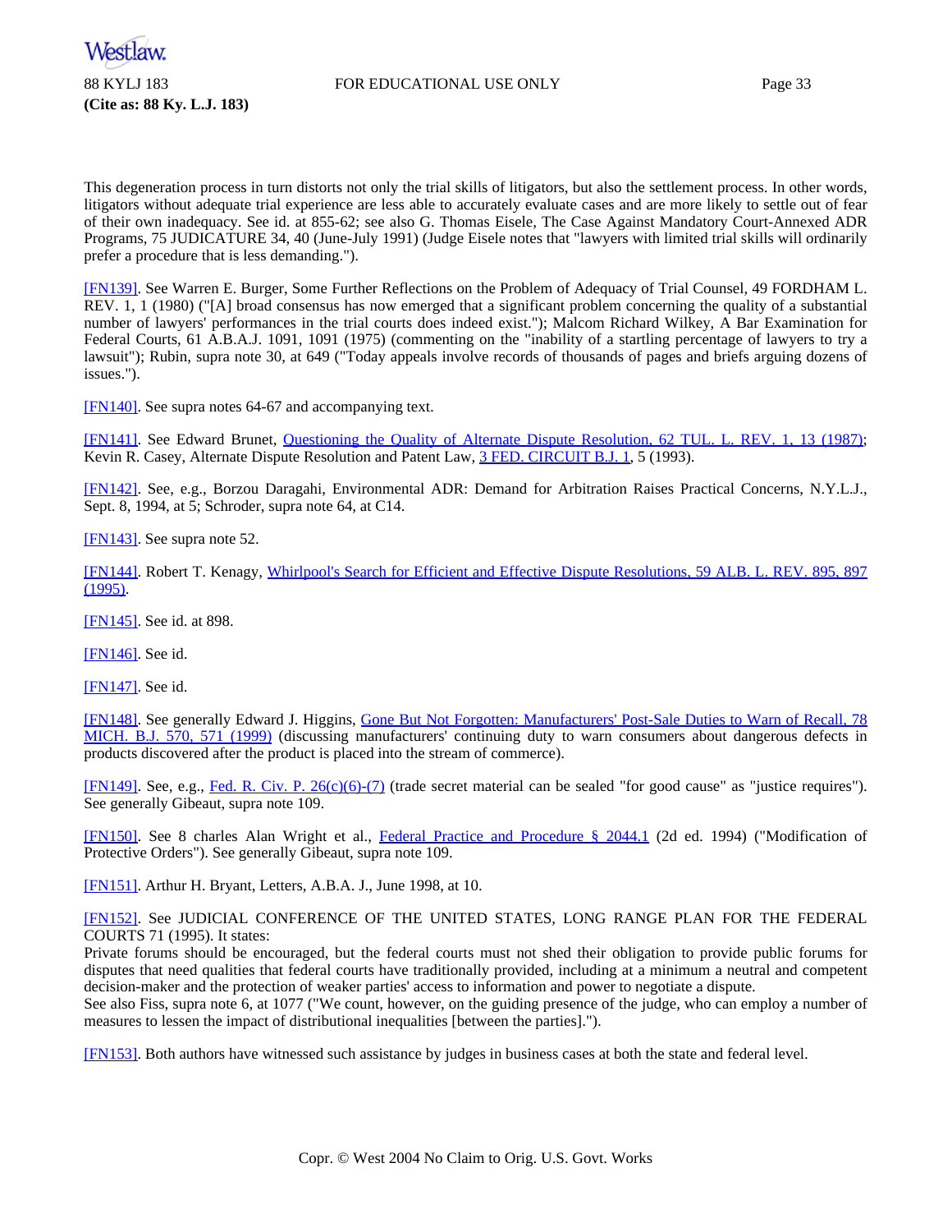This degeneration process in turn distorts not only the trial skills of litigators, but also the settlement process. In other words, litigators without adequate trial experience are less able to accurately evaluate cases and are more likely to settle out of fear of their own inadequacy. See id. at 855-62; see also G. Thomas Eisele, The Case Against Mandatory Court-Annexed ADR Programs, 75 JUDICATURE 34, 40 (June-July 1991) (Judge Eisele notes that "lawyers with limited trial skills will ordinarily prefer a procedure that is less demanding.").

[FN139]. See Warren E. Burger, Some Further Reflections on the Problem of Adequacy of Trial Counsel, 49 FORDHAM L. REV. 1, 1 (1980) ("[A] broad consensus has now emerged that a significant problem concerning the quality of a substantial number of lawyers' performances in the trial courts does indeed exist."); Malcom Richard Wilkey, A Bar Examination for Federal Courts, 61 A.B.A.J. 1091, 1091 (1975) (commenting on the "inability of a startling percentage of lawyers to try a lawsuit"); Rubin, supra note 30, at 649 ("Today appeals involve records of thousands of pages and briefs arguing dozens of issues.").

[FN140]. See supra notes 64-67 and accompanying text.

[FN141]. See Edward Brunet, Questioning the Quality of Alternate Dispute Resolution, 62 TUL. L. REV. 1, 13 (1987); Kevin R. Casey, Alternate Dispute Resolution and Patent Law, 3 FED. CIRCUIT B.J. 1, 5 (1993).

[FN142]. See, e.g., Borzou Daragahi, Environmental ADR: Demand for Arbitration Raises Practical Concerns, N.Y.L.J., Sept. 8, 1994, at 5; Schroder, supra note 64, at C14.

[FN143]. See supra note 52.

[FN144]. Robert T. Kenagy, Whirlpool's Search for Efficient and Effective Dispute Resolutions, 59 ALB. L. REV. 895, 897 (1995).

[FN145]. See id. at 898.

[FN146]. See id.

[FN147]. See id.

[FN148]. See generally Edward J. Higgins, Gone But Not Forgotten: Manufacturers' Post-Sale Duties to Warn of Recall, 78 MICH. B.J. 570, 571 (1999) (discussing manufacturers' continuing duty to warn consumers about dangerous defects in products discovered after the product is placed into the stream of commerce).

[FN149]. See, e.g., Fed. R. Civ. P. 26(c)(6)-(7) (trade secret material can be sealed "for good cause" as "justice requires"). See generally Gibeaut, supra note 109.

[FN150]. See 8 charles Alan Wright et al., Federal Practice and Procedure § 2044.1 (2d ed. 1994) ("Modification of Protective Orders"). See generally Gibeaut, supra note 109.

[FN151]. Arthur H. Bryant, Letters, A.B.A. J., June 1998, at 10.

[FN152]. See JUDICIAL CONFERENCE OF THE UNITED STATES, LONG RANGE PLAN FOR THE FEDERAL COURTS 71 (1995). It states:

Private forums should be encouraged, but the federal courts must not shed their obligation to provide public forums for disputes that need qualities that federal courts have traditionally provided, including at a minimum a neutral and competent decision-maker and the protection of weaker parties' access to information and power to negotiate a dispute.

See also Fiss, supra note 6, at 1077 ("We count, however, on the guiding presence of the judge, who can employ a number of measures to lessen the impact of distributional inequalities [between the parties].").

[FN153]. Both authors have witnessed such assistance by judges in business cases at both the state and federal level.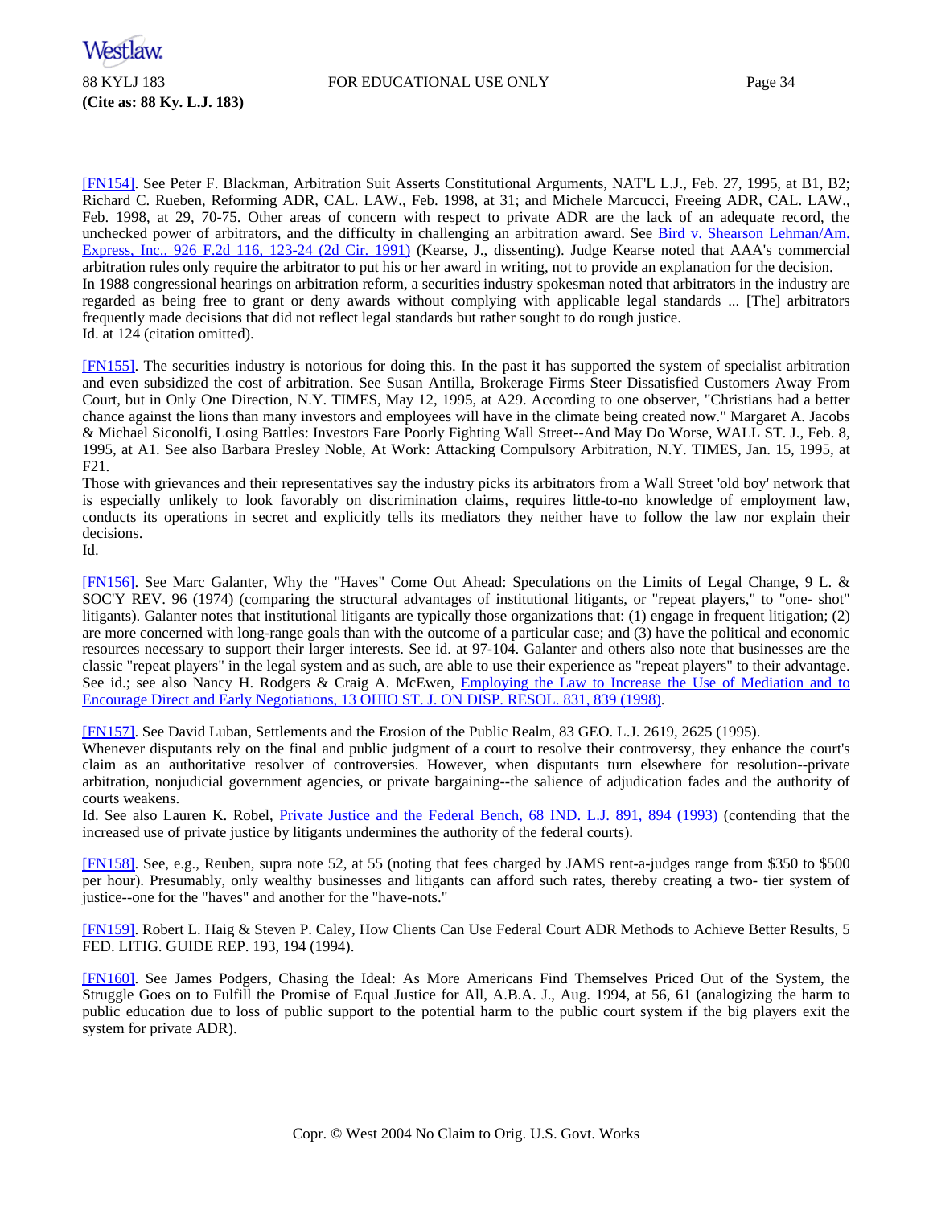[FN154]. See Peter F. Blackman, Arbitration Suit Asserts Constitutional Arguments, NAT'L L.J., Feb. 27, 1995, at B1, B2; Richard C. Rueben, Reforming ADR, CAL. LAW., Feb. 1998, at 31; and Michele Marcucci, Freeing ADR, CAL. LAW., Feb. 1998, at 29, 70-75. Other areas of concern with respect to private ADR are the lack of an adequate record, the unchecked power of arbitrators, and the difficulty in challenging an arbitration award. See Bird v. Shearson Lehman/Am. Express, Inc., 926 F.2d 116, 123-24 (2d Cir. 1991) (Kearse, J., dissenting). Judge Kearse noted that AAA's commercial arbitration rules only require the arbitrator to put his or her award in writing, not to provide an explanation for the decision.

In 1988 congressional hearings on arbitration reform, a securities industry spokesman noted that arbitrators in the industry are regarded as being free to grant or deny awards without complying with applicable legal standards ... [The] arbitrators frequently made decisions that did not reflect legal standards but rather sought to do rough justice.

Id. at 124 (citation omitted).

[FN155]. The securities industry is notorious for doing this. In the past it has supported the system of specialist arbitration and even subsidized the cost of arbitration. See Susan Antilla, Brokerage Firms Steer Dissatisfied Customers Away From Court, but in Only One Direction, N.Y. TIMES, May 12, 1995, at A29. According to one observer, "Christians had a better chance against the lions than many investors and employees will have in the climate being created now." Margaret A. Jacobs & Michael Siconolfi, Losing Battles: Investors Fare Poorly Fighting Wall Street--And May Do Worse, WALL ST. J., Feb. 8, 1995, at A1. See also Barbara Presley Noble, At Work: Attacking Compulsory Arbitration, N.Y. TIMES, Jan. 15, 1995, at F21.

Those with grievances and their representatives say the industry picks its arbitrators from a Wall Street 'old boy' network that is especially unlikely to look favorably on discrimination claims, requires little-to-no knowledge of employment law, conducts its operations in secret and explicitly tells its mediators they neither have to follow the law nor explain their decisions.

Id.

[FN156]. See Marc Galanter, Why the "Haves" Come Out Ahead: Speculations on the Limits of Legal Change, 9 L. & SOC'Y REV. 96 (1974) (comparing the structural advantages of institutional litigants, or "repeat players," to "one- shot" litigants). Galanter notes that institutional litigants are typically those organizations that: (1) engage in frequent litigation; (2) are more concerned with long-range goals than with the outcome of a particular case; and (3) have the political and economic resources necessary to support their larger interests. See id. at 97-104. Galanter and others also note that businesses are the classic "repeat players" in the legal system and as such, are able to use their experience as "repeat players" to their advantage. See id.; see also Nancy H. Rodgers & Craig A. McEwen, Employing the Law to Increase the Use of Mediation and to Encourage Direct and Early Negotiations, 13 OHIO ST. J. ON DISP. RESOL. 831, 839 (1998).

[FN157]. See David Luban, Settlements and the Erosion of the Public Realm, 83 GEO. L.J. 2619, 2625 (1995).

Whenever disputants rely on the final and public judgment of a court to resolve their controversy, they enhance the court's claim as an authoritative resolver of controversies. However, when disputants turn elsewhere for resolution--private arbitration, nonjudicial government agencies, or private bargaining--the salience of adjudication fades and the authority of courts weakens.

Id. See also Lauren K. Robel, Private Justice and the Federal Bench, 68 IND. L.J. 891, 894 (1993) (contending that the increased use of private justice by litigants undermines the authority of the federal courts).

[FN158]. See, e.g., Reuben, supra note 52, at 55 (noting that fees charged by JAMS rent-a-judges range from $350 to $500 per hour). Presumably, only wealthy businesses and litigants can afford such rates, thereby creating a two- tier system of justice--one for the "haves" and another for the "have-nots."

[FN159]. Robert L. Haig & Steven P. Caley, How Clients Can Use Federal Court ADR Methods to Achieve Better Results, 5 FED. LITIG. GUIDE REP. 193, 194 (1994).

[FN160]. See James Podgers, Chasing the Ideal: As More Americans Find Themselves Priced Out of the System, the Struggle Goes on to Fulfill the Promise of Equal Justice for All, A.B.A. J., Aug. 1994, at 56, 61 (analogizing the harm to public education due to loss of public support to the potential harm to the public court system if the big players exit the system for private ADR).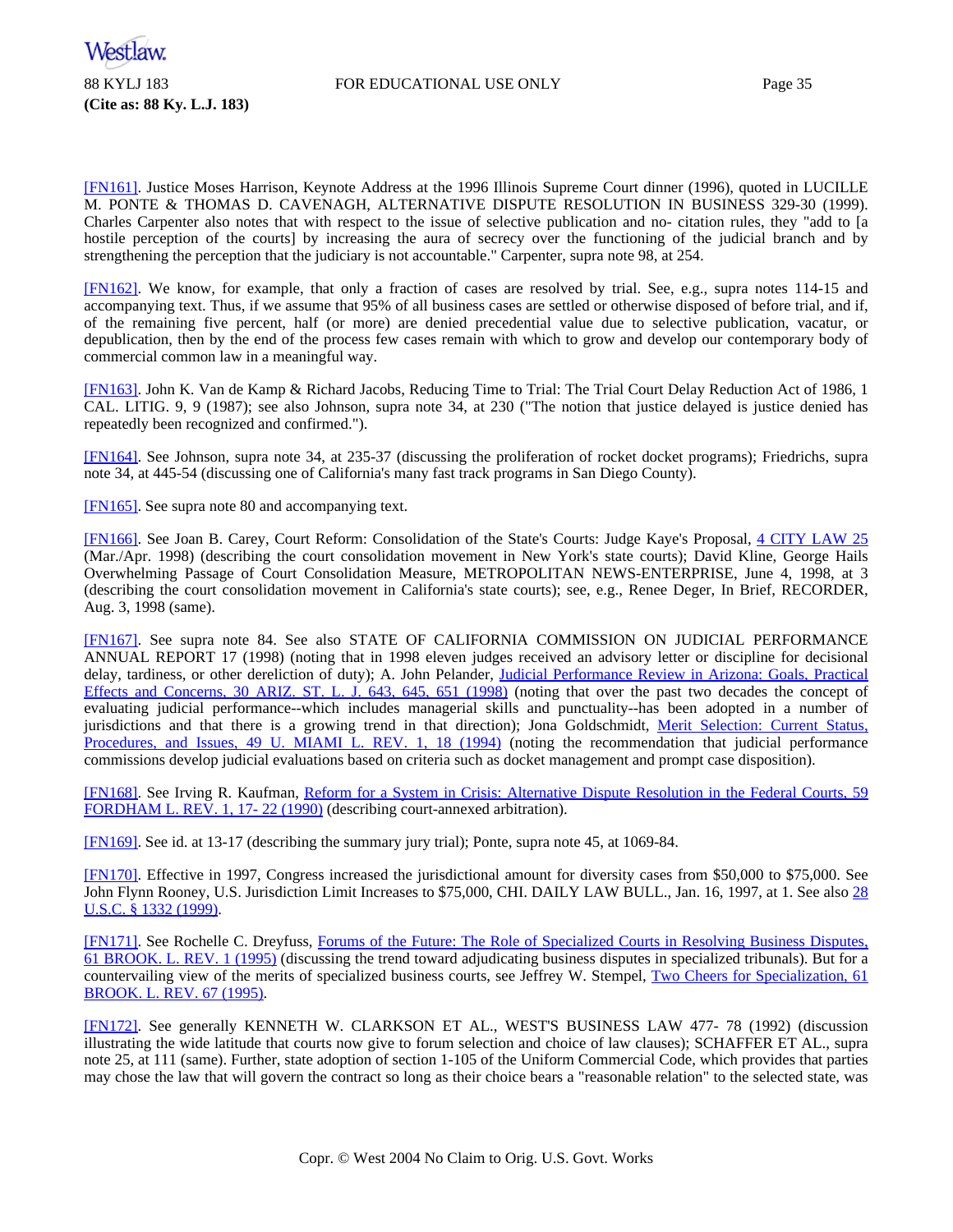[FN161]. Justice Moses Harrison, Keynote Address at the 1996 Illinois Supreme Court dinner (1996), quoted in LUCILLE M. PONTE & THOMAS D. CAVENAGH, ALTERNATIVE DISPUTE RESOLUTION IN BUSINESS 329-30 (1999). Charles Carpenter also notes that with respect to the issue of selective publication and no- citation rules, they "add to [a hostile perception of the courts] by increasing the aura of secrecy over the functioning of the judicial branch and by strengthening the perception that the judiciary is not accountable." Carpenter, supra note 98, at 254.

[FN162]. We know, for example, that only a fraction of cases are resolved by trial. See, e.g., supra notes 114-15 and accompanying text. Thus, if we assume that 95% of all business cases are settled or otherwise disposed of before trial, and if, of the remaining five percent, half (or more) are denied precedential value due to selective publication, vacatur, or depublication, then by the end of the process few cases remain with which to grow and develop our contemporary body of commercial common law in a meaningful way.

[FN163]. John K. Van de Kamp & Richard Jacobs, Reducing Time to Trial: The Trial Court Delay Reduction Act of 1986, 1 CAL. LITIG. 9, 9 (1987); see also Johnson, supra note 34, at 230 ("The notion that justice delayed is justice denied has repeatedly been recognized and confirmed.").

[FN164]. See Johnson, supra note 34, at 235-37 (discussing the proliferation of rocket docket programs); Friedrichs, supra note 34, at 445-54 (discussing one of California's many fast track programs in San Diego County).

[FN165]. See supra note 80 and accompanying text.

[FN166]. See Joan B. Carey, Court Reform: Consolidation of the State's Courts: Judge Kaye's Proposal, 4 CITY LAW 25 (Mar./Apr. 1998) (describing the court consolidation movement in New York's state courts); David Kline, George Hails Overwhelming Passage of Court Consolidation Measure, METROPOLITAN NEWS-ENTERPRISE, June 4, 1998, at 3 (describing the court consolidation movement in California's state courts); see, e.g., Renee Deger, In Brief, RECORDER, Aug. 3, 1998 (same).

[FN167]. See supra note 84. See also STATE OF CALIFORNIA COMMISSION ON JUDICIAL PERFORMANCE ANNUAL REPORT 17 (1998) (noting that in 1998 eleven judges received an advisory letter or discipline for decisional delay, tardiness, or other dereliction of duty); A. John Pelander, Judicial Performance Review in Arizona: Goals, Practical Effects and Concerns, 30 ARIZ. ST. L. J. 643, 645, 651 (1998) (noting that over the past two decades the concept of evaluating judicial performance--which includes managerial skills and punctuality--has been adopted in a number of jurisdictions and that there is a growing trend in that direction); Jona Goldschmidt, Merit Selection: Current Status, Procedures, and Issues, 49 U. MIAMI L. REV. 1, 18 (1994) (noting the recommendation that judicial performance commissions develop judicial evaluations based on criteria such as docket management and prompt case disposition).

[FN168]. See Irving R. Kaufman, Reform for a System in Crisis: Alternative Dispute Resolution in the Federal Courts, 59 FORDHAM L. REV. 1, 17- 22 (1990) (describing court-annexed arbitration).

[FN169]. See id. at 13-17 (describing the summary jury trial); Ponte, supra note 45, at 1069-84.

[FN170]. Effective in 1997, Congress increased the jurisdictional amount for diversity cases from $50,000 to $75,000. See John Flynn Rooney, U.S. Jurisdiction Limit Increases to $75,000, CHI. DAILY LAW BULL., Jan. 16, 1997, at 1. See also 28 U.S.C. § 1332 (1999).

[FN171]. See Rochelle C. Dreyfuss, Forums of the Future: The Role of Specialized Courts in Resolving Business Disputes, 61 BROOK. L. REV. 1 (1995) (discussing the trend toward adjudicating business disputes in specialized tribunals). But for a countervailing view of the merits of specialized business courts, see Jeffrey W. Stempel, Two Cheers for Specialization, 61 BROOK. L. REV. 67 (1995).

[FN172]. See generally KENNETH W. CLARKSON ET AL., WEST'S BUSINESS LAW 477- 78 (1992) (discussion illustrating the wide latitude that courts now give to forum selection and choice of law clauses); SCHAFFER ET AL., supra note 25, at 111 (same). Further, state adoption of section 1-105 of the Uniform Commercial Code, which provides that parties may chose the law that will govern the contract so long as their choice bears a "reasonable relation" to the selected state, was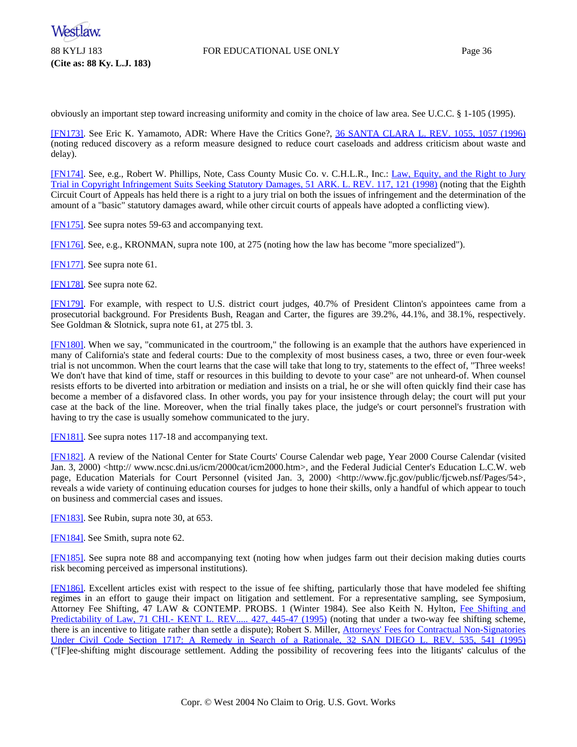obviously an important step toward increasing uniformity and comity in the choice of law area. See U.C.C. § 1-105 (1995).

[FN173]. See Eric K. Yamamoto, ADR: Where Have the Critics Gone?, 36 SANTA CLARA L. REV. 1055, 1057 (1996) (noting reduced discovery as a reform measure designed to reduce court caseloads and address criticism about waste and delay).

[FN174]. See, e.g., Robert W. Phillips, Note, Cass County Music Co. v. C.H.L.R., Inc.: Law, Equity, and the Right to Jury Trial in Copyright Infringement Suits Seeking Statutory Damages, 51 ARK. L. REV. 117, 121 (1998) (noting that the Eighth Circuit Court of Appeals has held there is a right to a jury trial on both the issues of infringement and the determination of the amount of a "basic" statutory damages award, while other circuit courts of appeals have adopted a conflicting view).

[FN175]. See supra notes 59-63 and accompanying text.

[FN176]. See, e.g., KRONMAN, supra note 100, at 275 (noting how the law has become "more specialized").

[FN177]. See supra note 61.

[FN178]. See supra note 62.

[FN179]. For example, with respect to U.S. district court judges, 40.7% of President Clinton's appointees came from a prosecutorial background. For Presidents Bush, Reagan and Carter, the figures are 39.2%, 44.1%, and 38.1%, respectively. See Goldman & Slotnick, supra note 61, at 275 tbl. 3.

[FN180]. When we say, "communicated in the courtroom," the following is an example that the authors have experienced in many of California's state and federal courts: Due to the complexity of most business cases, a two, three or even four-week trial is not uncommon. When the court learns that the case will take that long to try, statements to the effect of, "Three weeks! We don't have that kind of time, staff or resources in this building to devote to your case" are not unheard-of. When counsel resists efforts to be diverted into arbitration or mediation and insists on a trial, he or she will often quickly find their case has become a member of a disfavored class. In other words, you pay for your insistence through delay; the court will put your case at the back of the line. Moreover, when the trial finally takes place, the judge's or court personnel's frustration with having to try the case is usually somehow communicated to the jury.

[FN181]. See supra notes 117-18 and accompanying text.

[FN182]. A review of the National Center for State Courts' Course Calendar web page, Year 2000 Course Calendar (visited Jan. 3, 2000) <http:// www.ncsc.dni.us/icm/2000cat/icm2000.htm>, and the Federal Judicial Center's Education L.C.W. web page, Education Materials for Court Personnel (visited Jan. 3, 2000) <http://www.fjc.gov/public/fjcweb.nsf/Pages/54>, reveals a wide variety of continuing education courses for judges to hone their skills, only a handful of which appear to touch on business and commercial cases and issues.

[FN183]. See Rubin, supra note 30, at 653.

[FN184]. See Smith, supra note 62.

[FN185]. See supra note 88 and accompanying text (noting how when judges farm out their decision making duties courts risk becoming perceived as impersonal institutions).

[FN186]. Excellent articles exist with respect to the issue of fee shifting, particularly those that have modeled fee shifting regimes in an effort to gauge their impact on litigation and settlement. For a representative sampling, see Symposium, Attorney Fee Shifting, 47 LAW & CONTEMP. PROBS. 1 (Winter 1984). See also Keith N. Hylton, Fee Shifting and Predictability of Law, 71 CHI.- KENT L. REV..... 427, 445-47 (1995) (noting that under a two-way fee shifting scheme, there is an incentive to litigate rather than settle a dispute); Robert S. Miller, Attorneys' Fees for Contractual Non-Signatories Under Civil Code Section 1717: A Remedy in Search of a Rationale, 32 SAN DIEGO L. REV. 535, 541 (1995) ("[F]ee-shifting might discourage settlement. Adding the possibility of recovering fees into the litigants' calculus of the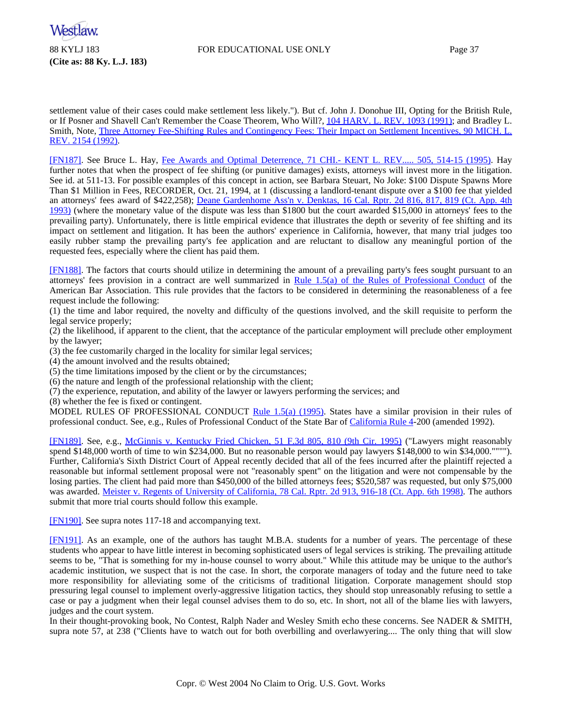settlement value of their cases could make settlement less likely."). But cf. John J. Donohue III, Opting for the British Rule, or If Posner and Shavell Can't Remember the Coase Theorem, Who Will?, 104 HARV. L. REV. 1093 (1991); and Bradley L. Smith, Note, Three Attorney Fee-Shifting Rules and Contingency Fees: Their Impact on Settlement Incentives, 90 MICH. L. REV. 2154 (1992).

[FN187]. See Bruce L. Hay, Fee Awards and Optimal Deterrence, 71 CHI.- KENT L. REV..... 505, 514-15 (1995). Hay further notes that when the prospect of fee shifting (or punitive damages) exists, attorneys will invest more in the litigation. See id. at 511-13. For possible examples of this concept in action, see Barbara Steuart, No Joke: $100 Dispute Spawns More Than $1 Million in Fees, RECORDER, Oct. 21, 1994, at 1 (discussing a landlord-tenant dispute over a $100 fee that yielded an attorneys' fees award of $422,258); Deane Gardenhome Ass'n v. Denktas, 16 Cal. Rptr. 2d 816, 817, 819 (Ct. App. 4th 1993) (where the monetary value of the dispute was less than $1800 but the court awarded $15,000 in attorneys' fees to the prevailing party). Unfortunately, there is little empirical evidence that illustrates the depth or severity of fee shifting and its impact on settlement and litigation. It has been the authors' experience in California, however, that many trial judges too easily rubber stamp the prevailing party's fee application and are reluctant to disallow any meaningful portion of the requested fees, especially where the client has paid them.

[FN188]. The factors that courts should utilize in determining the amount of a prevailing party's fees sought pursuant to an attorneys' fees provision in a contract are well summarized in Rule 1.5(a) of the Rules of Professional Conduct of the American Bar Association. This rule provides that the factors to be considered in determining the reasonableness of a fee request include the following:

(1) the time and labor required, the novelty and difficulty of the questions involved, and the skill requisite to perform the legal service properly;

(2) the likelihood, if apparent to the client, that the acceptance of the particular employment will preclude other employment by the lawyer;

(3) the fee customarily charged in the locality for similar legal services;

(4) the amount involved and the results obtained;

(5) the time limitations imposed by the client or by the circumstances;

(6) the nature and length of the professional relationship with the client;

(7) the experience, reputation, and ability of the lawyer or lawyers performing the services; and

(8) whether the fee is fixed or contingent.

MODEL RULES OF PROFESSIONAL CONDUCT Rule 1.5(a) (1995). States have a similar provision in their rules of professional conduct. See, e.g., Rules of Professional Conduct of the State Bar of California Rule 4-200 (amended 1992).

[FN189]. See, e.g., McGinnis v. Kentucky Fried Chicken, 51 F.3d 805, 810 (9th Cir. 1995) ("Lawyers might reasonably spend $148,000 worth of time to win $234,000. But no reasonable person would pay lawyers $148,000 to win $34,000.""""). Further, California's Sixth District Court of Appeal recently decided that all of the fees incurred after the plaintiff rejected a reasonable but informal settlement proposal were not "reasonably spent" on the litigation and were not compensable by the losing parties. The client had paid more than $450,000 of the billed attorneys fees; $520,587 was requested, but only $75,000 was awarded. Meister v. Regents of University of California, 78 Cal. Rptr. 2d 913, 916-18 (Ct. App. 6th 1998). The authors submit that more trial courts should follow this example.

[FN190]. See supra notes 117-18 and accompanying text.

[FN191]. As an example, one of the authors has taught M.B.A. students for a number of years. The percentage of these students who appear to have little interest in becoming sophisticated users of legal services is striking. The prevailing attitude seems to be, "That is something for my in-house counsel to worry about." While this attitude may be unique to the author's academic institution, we suspect that is not the case. In short, the corporate managers of today and the future need to take more responsibility for alleviating some of the criticisms of traditional litigation. Corporate management should stop pressuring legal counsel to implement overly-aggressive litigation tactics, they should stop unreasonably refusing to settle a case or pay a judgment when their legal counsel advises them to do so, etc. In short, not all of the blame lies with lawyers, judges and the court system.

In their thought-provoking book, No Contest, Ralph Nader and Wesley Smith echo these concerns. See NADER & SMITH, supra note 57, at 238 ("Clients have to watch out for both overbilling and overlawyering.... The only thing that will slow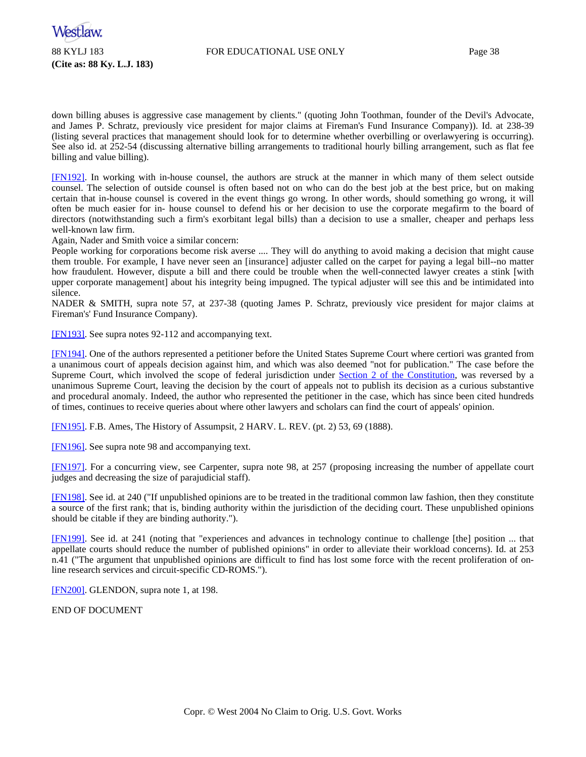down billing abuses is aggressive case management by clients." (quoting John Toothman, founder of the Devil's Advocate, and James P. Schratz, previously vice president for major claims at Fireman's Fund Insurance Company)). Id. at 238-39 (listing several practices that management should look for to determine whether overbilling or overlawyering is occurring). See also id. at 252-54 (discussing alternative billing arrangements to traditional hourly billing arrangement, such as flat fee billing and value billing).

[FN192]. In working with in-house counsel, the authors are struck at the manner in which many of them select outside counsel. The selection of outside counsel is often based not on who can do the best job at the best price, but on making certain that in-house counsel is covered in the event things go wrong. In other words, should something go wrong, it will often be much easier for in- house counsel to defend his or her decision to use the corporate megafirm to the board of directors (notwithstanding such a firm's exorbitant legal bills) than a decision to use a smaller, cheaper and perhaps less well-known law firm.

Again, Nader and Smith voice a similar concern:

People working for corporations become risk averse .... They will do anything to avoid making a decision that might cause them trouble. For example, I have never seen an [insurance] adjuster called on the carpet for paying a legal bill--no matter how fraudulent. However, dispute a bill and there could be trouble when the well-connected lawyer creates a stink [with upper corporate management] about his integrity being impugned. The typical adjuster will see this and be intimidated into silence.

NADER & SMITH, supra note 57, at 237-38 (quoting James P. Schratz, previously vice president for major claims at Fireman's' Fund Insurance Company).

[FN193]. See supra notes 92-112 and accompanying text.

[FN194]. One of the authors represented a petitioner before the United States Supreme Court where certiori was granted from a unanimous court of appeals decision against him, and which was also deemed "not for publication." The case before the Supreme Court, which involved the scope of federal jurisdiction under Section 2 of the Constitution, was reversed by a unanimous Supreme Court, leaving the decision by the court of appeals not to publish its decision as a curious substantive and procedural anomaly. Indeed, the author who represented the petitioner in the case, which has since been cited hundreds of times, continues to receive queries about where other lawyers and scholars can find the court of appeals' opinion.

[FN195]. F.B. Ames, The History of Assumpsit, 2 HARV. L. REV. (pt. 2) 53, 69 (1888).

[FN196]. See supra note 98 and accompanying text.

[FN197]. For a concurring view, see Carpenter, supra note 98, at 257 (proposing increasing the number of appellate court judges and decreasing the size of parajudicial staff).

[FN198]. See id. at 240 ("If unpublished opinions are to be treated in the traditional common law fashion, then they constitute a source of the first rank; that is, binding authority within the jurisdiction of the deciding court. These unpublished opinions should be citable if they are binding authority.").

[FN199]. See id. at 241 (noting that "experiences and advances in technology continue to challenge [the] position ... that appellate courts should reduce the number of published opinions" in order to alleviate their workload concerns). Id. at 253 n.41 ("The argument that unpublished opinions are difficult to find has lost some force with the recent proliferation of on-line research services and circuit-specific CD-ROMS.").

[FN200]. GLENDON, supra note 1, at 198.

END OF DOCUMENT